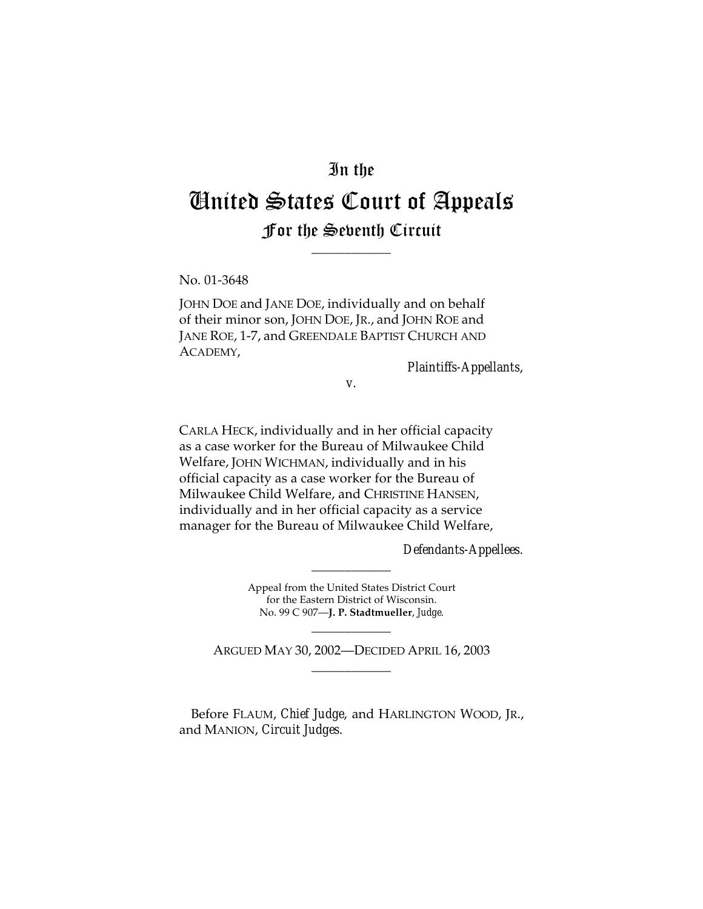# In the
# United States Court of Appeals
## For the Seventh Circuit

____________

No. 01-3648

JOHN DOE and JANE DOE, individually and on behalf of their minor son, JOHN DOE, JR., and JOHN ROE and JANE ROE, 1-7, and GREENDALE BAPTIST CHURCH AND ACADEMY,

*Plaintiffs-Appellants,*

v.

CARLA HECK, individually and in her official capacity as a case worker for the Bureau of Milwaukee Child Welfare, JOHN WICHMAN, individually and in his official capacity as a case worker for the Bureau of Milwaukee Child Welfare, and CHRISTINE HANSEN, individually and in her official capacity as a service manager for the Bureau of Milwaukee Child Welfare,

*Defendants-Appellees.*

____________

Appeal from the United States District Court
for the Eastern District of Wisconsin.
No. 99 C 907—**J. P. Stadtmueller**, *Judge.*

____________

ARGUED MAY 30, 2002—DECIDED APRIL 16, 2003

____________

Before FLAUM, *Chief Judge*, and HARLINGTON WOOD, JR., and MANION, *Circuit Judges.*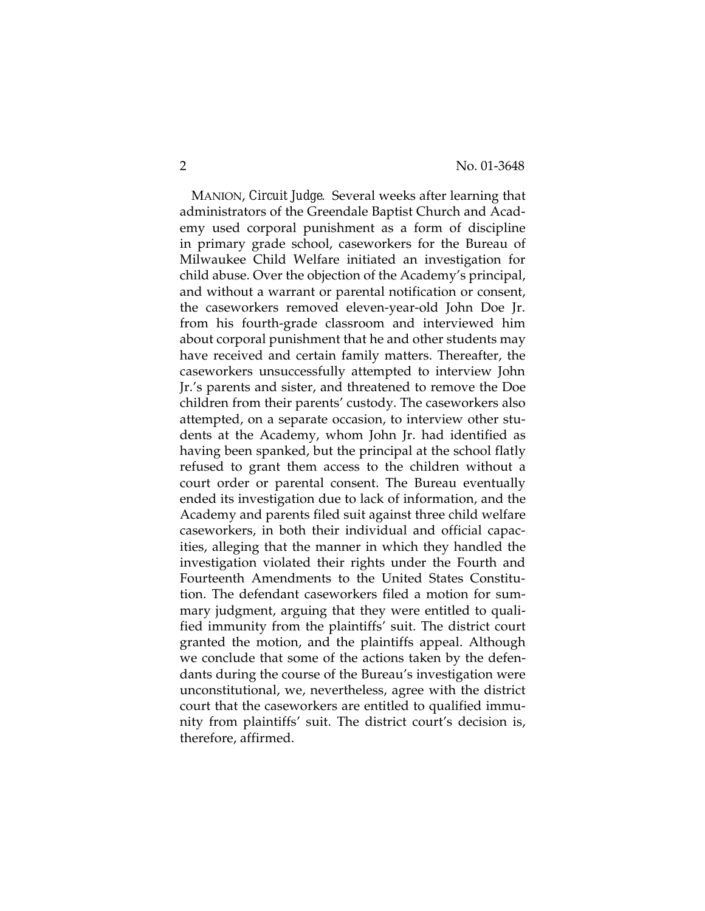MANION, *Circuit Judge*. Several weeks after learning that administrators of the Greendale Baptist Church and Academy used corporal punishment as a form of discipline in primary grade school, caseworkers for the Bureau of Milwaukee Child Welfare initiated an investigation for child abuse. Over the objection of the Academy's principal, and without a warrant or parental notification or consent, the caseworkers removed eleven-year-old John Doe Jr. from his fourth-grade classroom and interviewed him about corporal punishment that he and other students may have received and certain family matters. Thereafter, the caseworkers unsuccessfully attempted to interview John Jr.'s parents and sister, and threatened to remove the Doe children from their parents' custody. The caseworkers also attempted, on a separate occasion, to interview other students at the Academy, whom John Jr. had identified as having been spanked, but the principal at the school flatly refused to grant them access to the children without a court order or parental consent. The Bureau eventually ended its investigation due to lack of information, and the Academy and parents filed suit against three child welfare caseworkers, in both their individual and official capacities, alleging that the manner in which they handled the investigation violated their rights under the Fourth and Fourteenth Amendments to the United States Constitution. The defendant caseworkers filed a motion for summary judgment, arguing that they were entitled to qualified immunity from the plaintiffs' suit. The district court granted the motion, and the plaintiffs appeal. Although we conclude that some of the actions taken by the defendants during the course of the Bureau's investigation were unconstitutional, we, nevertheless, agree with the district court that the caseworkers are entitled to qualified immunity from plaintiffs' suit. The district court's decision is, therefore, affirmed.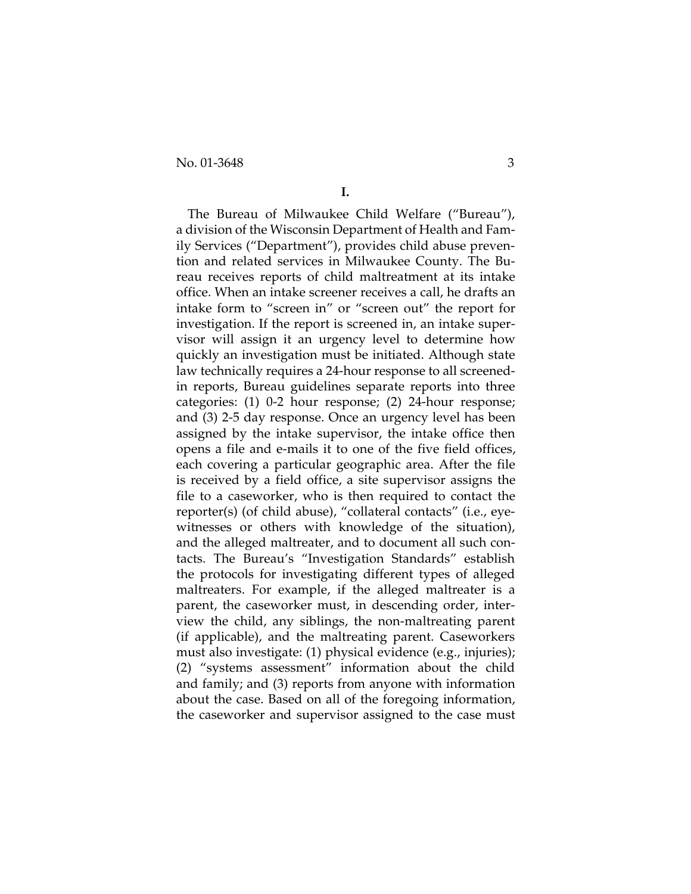## I.

The Bureau of Milwaukee Child Welfare ("Bureau"), a division of the Wisconsin Department of Health and Family Services ("Department"), provides child abuse prevention and related services in Milwaukee County. The Bureau receives reports of child maltreatment at its intake office. When an intake screener receives a call, he drafts an intake form to "screen in" or "screen out" the report for investigation. If the report is screened in, an intake supervisor will assign it an urgency level to determine how quickly an investigation must be initiated. Although state law technically requires a 24-hour response to all screened-in reports, Bureau guidelines separate reports into three categories: (1) 0-2 hour response; (2) 24-hour response; and (3) 2-5 day response. Once an urgency level has been assigned by the intake supervisor, the intake office then opens a file and e-mails it to one of the five field offices, each covering a particular geographic area. After the file is received by a field office, a site supervisor assigns the file to a caseworker, who is then required to contact the reporter(s) (of child abuse), "collateral contacts" (i.e., eyewitnesses or others with knowledge of the situation), and the alleged maltreater, and to document all such contacts. The Bureau's "Investigation Standards" establish the protocols for investigating different types of alleged maltreaters. For example, if the alleged maltreater is a parent, the caseworker must, in descending order, interview the child, any siblings, the non-maltreating parent (if applicable), and the maltreating parent. Caseworkers must also investigate: (1) physical evidence (e.g., injuries); (2) "systems assessment" information about the child and family; and (3) reports from anyone with information about the case. Based on all of the foregoing information, the caseworker and supervisor assigned to the case must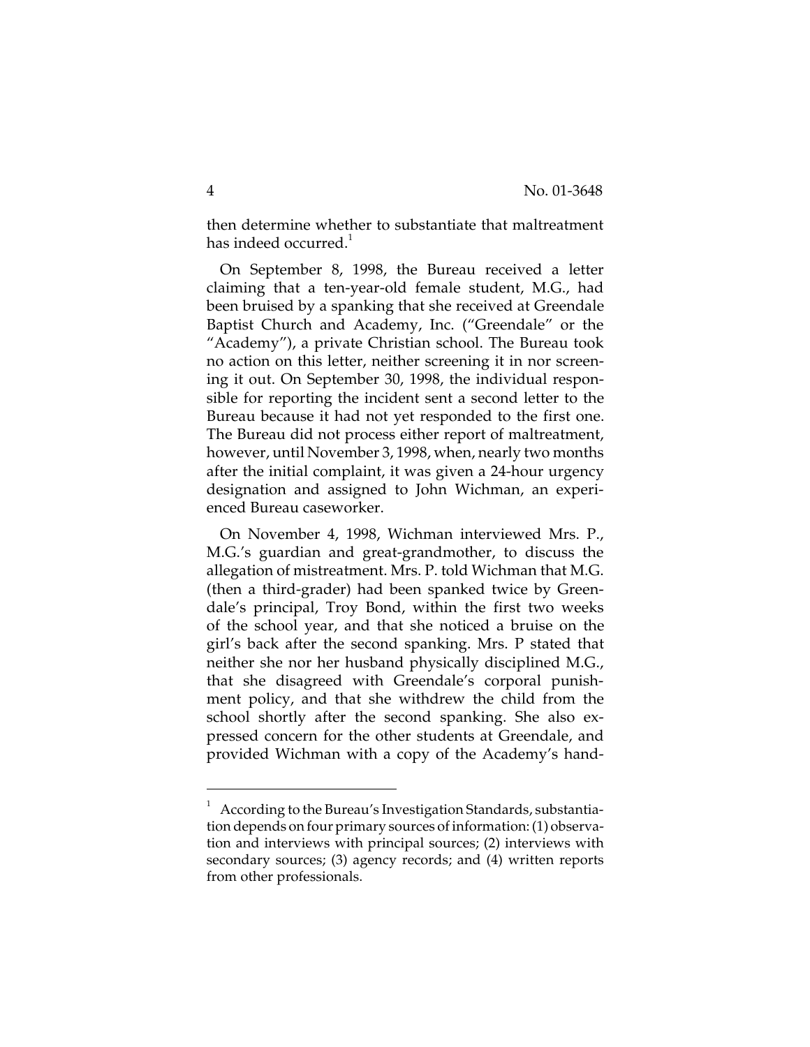then determine whether to substantiate that maltreatment has indeed occurred.[1]

On September 8, 1998, the Bureau received a letter claiming that a ten-year-old female student, M.G., had been bruised by a spanking that she received at Greendale Baptist Church and Academy, Inc. ("Greendale" or the "Academy"), a private Christian school. The Bureau took no action on this letter, neither screening it in nor screening it out. On September 30, 1998, the individual responsible for reporting the incident sent a second letter to the Bureau because it had not yet responded to the first one. The Bureau did not process either report of maltreatment, however, until November 3, 1998, when, nearly two months after the initial complaint, it was given a 24-hour urgency designation and assigned to John Wichman, an experienced Bureau caseworker.

On November 4, 1998, Wichman interviewed Mrs. P., M.G.'s guardian and great-grandmother, to discuss the allegation of mistreatment. Mrs. P. told Wichman that M.G. (then a third-grader) had been spanked twice by Greendale's principal, Troy Bond, within the first two weeks of the school year, and that she noticed a bruise on the girl's back after the second spanking. Mrs. P stated that neither she nor her husband physically disciplined M.G., that she disagreed with Greendale's corporal punishment policy, and that she withdrew the child from the school shortly after the second spanking. She also expressed concern for the other students at Greendale, and provided Wichman with a copy of the Academy's hand-

[1] According to the Bureau's Investigation Standards, substantiation depends on four primary sources of information: (1) observation and interviews with principal sources; (2) interviews with secondary sources; (3) agency records; and (4) written reports from other professionals.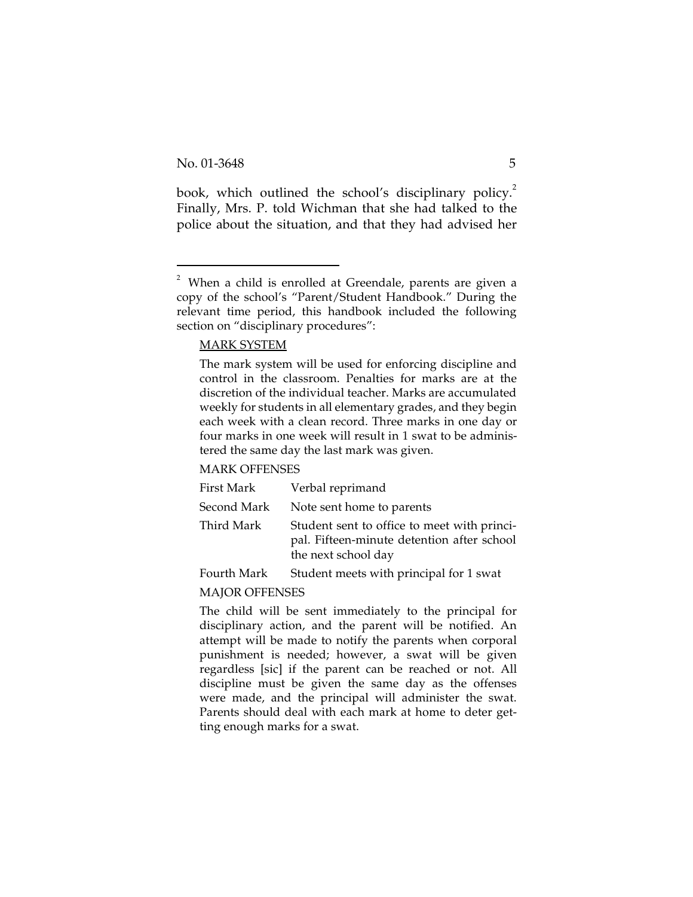book, which outlined the school's disciplinary policy.[2] Finally, Mrs. P. told Wichman that she had talked to the police about the situation, and that they had advised her

---

[2] When a child is enrolled at Greendale, parents are given a copy of the school's "Parent/Student Handbook." During the relevant time period, this handbook included the following section on "disciplinary procedures":

> <u>MARK SYSTEM</u>
>
> The mark system will be used for enforcing discipline and control in the classroom. Penalties for marks are at the discretion of the individual teacher. Marks are accumulated weekly for students in all elementary grades, and they begin each week with a clean record. Three marks in one day or four marks in one week will result in 1 swat to be administered the same day the last mark was given.
>
> MARK OFFENSES
>
> | | |
> |---|---|
> | First Mark | Verbal reprimand |
> | Second Mark | Note sent home to parents |
> | Third Mark | Student sent to office to meet with principal. Fifteen-minute detention after school the next school day |
> | Fourth Mark | Student meets with principal for 1 swat |
>
> MAJOR OFFENSES
>
> The child will be sent immediately to the principal for disciplinary action, and the parent will be notified. An attempt will be made to notify the parents when corporal punishment is needed; however, a swat will be given regardless [sic] if the parent can be reached or not. All discipline must be given the same day as the offenses were made, and the principal will administer the swat. Parents should deal with each mark at home to deter getting enough marks for a swat.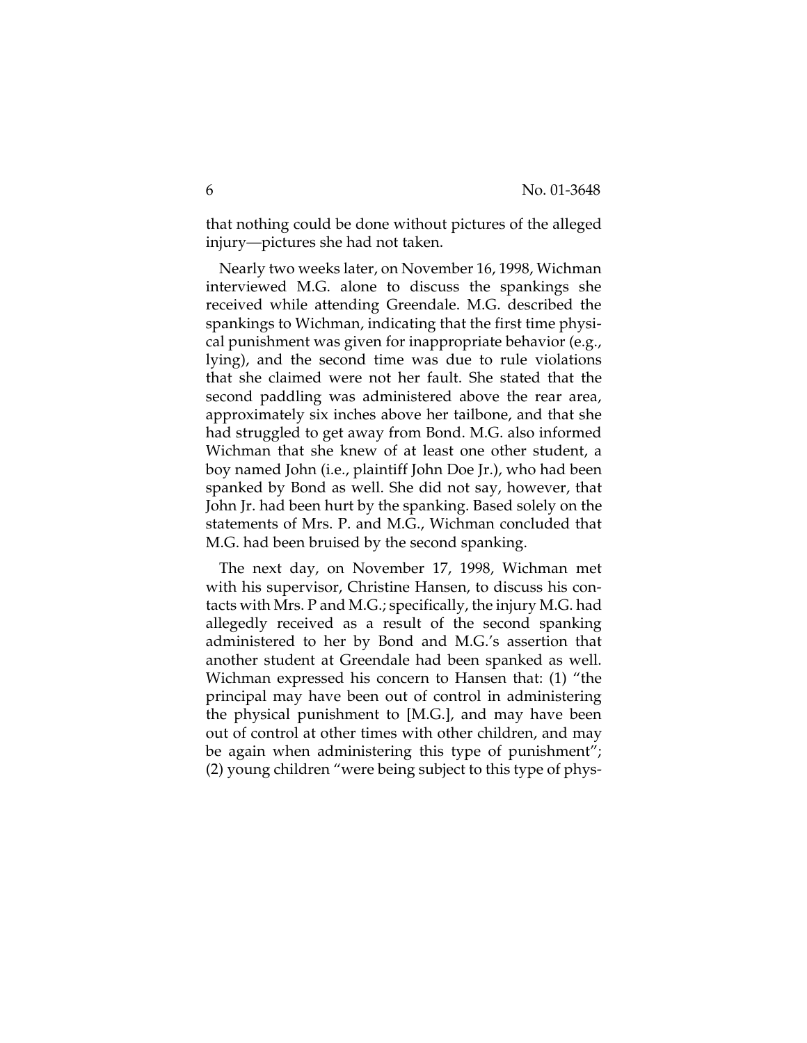that nothing could be done without pictures of the alleged injury—pictures she had not taken.

Nearly two weeks later, on November 16, 1998, Wichman interviewed M.G. alone to discuss the spankings she received while attending Greendale. M.G. described the spankings to Wichman, indicating that the first time physical punishment was given for inappropriate behavior (e.g., lying), and the second time was due to rule violations that she claimed were not her fault. She stated that the second paddling was administered above the rear area, approximately six inches above her tailbone, and that she had struggled to get away from Bond. M.G. also informed Wichman that she knew of at least one other student, a boy named John (i.e., plaintiff John Doe Jr.), who had been spanked by Bond as well. She did not say, however, that John Jr. had been hurt by the spanking. Based solely on the statements of Mrs. P. and M.G., Wichman concluded that M.G. had been bruised by the second spanking.

The next day, on November 17, 1998, Wichman met with his supervisor, Christine Hansen, to discuss his contacts with Mrs. P and M.G.; specifically, the injury M.G. had allegedly received as a result of the second spanking administered to her by Bond and M.G.'s assertion that another student at Greendale had been spanked as well. Wichman expressed his concern to Hansen that: (1) "the principal may have been out of control in administering the physical punishment to [M.G.], and may have been out of control at other times with other children, and may be again when administering this type of punishment"; (2) young children "were being subject to this type of phys-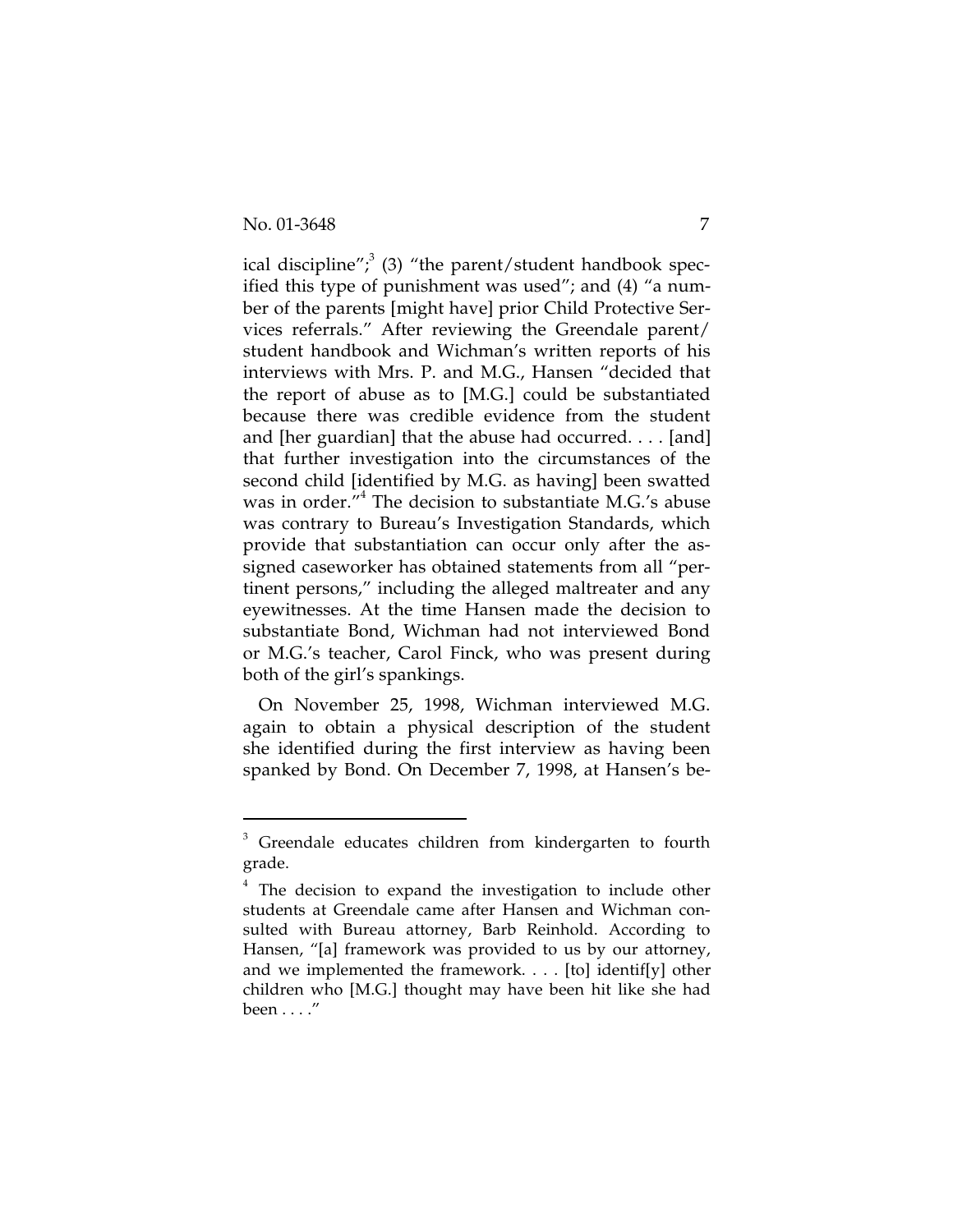ical discipline";[3] (3) "the parent/student handbook specified this type of punishment was used"; and (4) "a number of the parents [might have] prior Child Protective Services referrals." After reviewing the Greendale parent/student handbook and Wichman's written reports of his interviews with Mrs. P. and M.G., Hansen "decided that the report of abuse as to [M.G.] could be substantiated because there was credible evidence from the student and [her guardian] that the abuse had occurred. . . . [and] that further investigation into the circumstances of the second child [identified by M.G. as having] been swatted was in order."[4] The decision to substantiate M.G.'s abuse was contrary to Bureau's Investigation Standards, which provide that substantiation can occur only after the assigned caseworker has obtained statements from all "pertinent persons," including the alleged maltreater and any eyewitnesses. At the time Hansen made the decision to substantiate Bond, Wichman had not interviewed Bond or M.G.'s teacher, Carol Finck, who was present during both of the girl's spankings.

On November 25, 1998, Wichman interviewed M.G. again to obtain a physical description of the student she identified during the first interview as having been spanked by Bond. On December 7, 1998, at Hansen's be-

---

[3] Greendale educates children from kindergarten to fourth grade.

[4] The decision to expand the investigation to include other students at Greendale came after Hansen and Wichman consulted with Bureau attorney, Barb Reinhold. According to Hansen, "[a] framework was provided to us by our attorney, and we implemented the framework. . . . [to] identif[y] other children who [M.G.] thought may have been hit like she had been . . . ."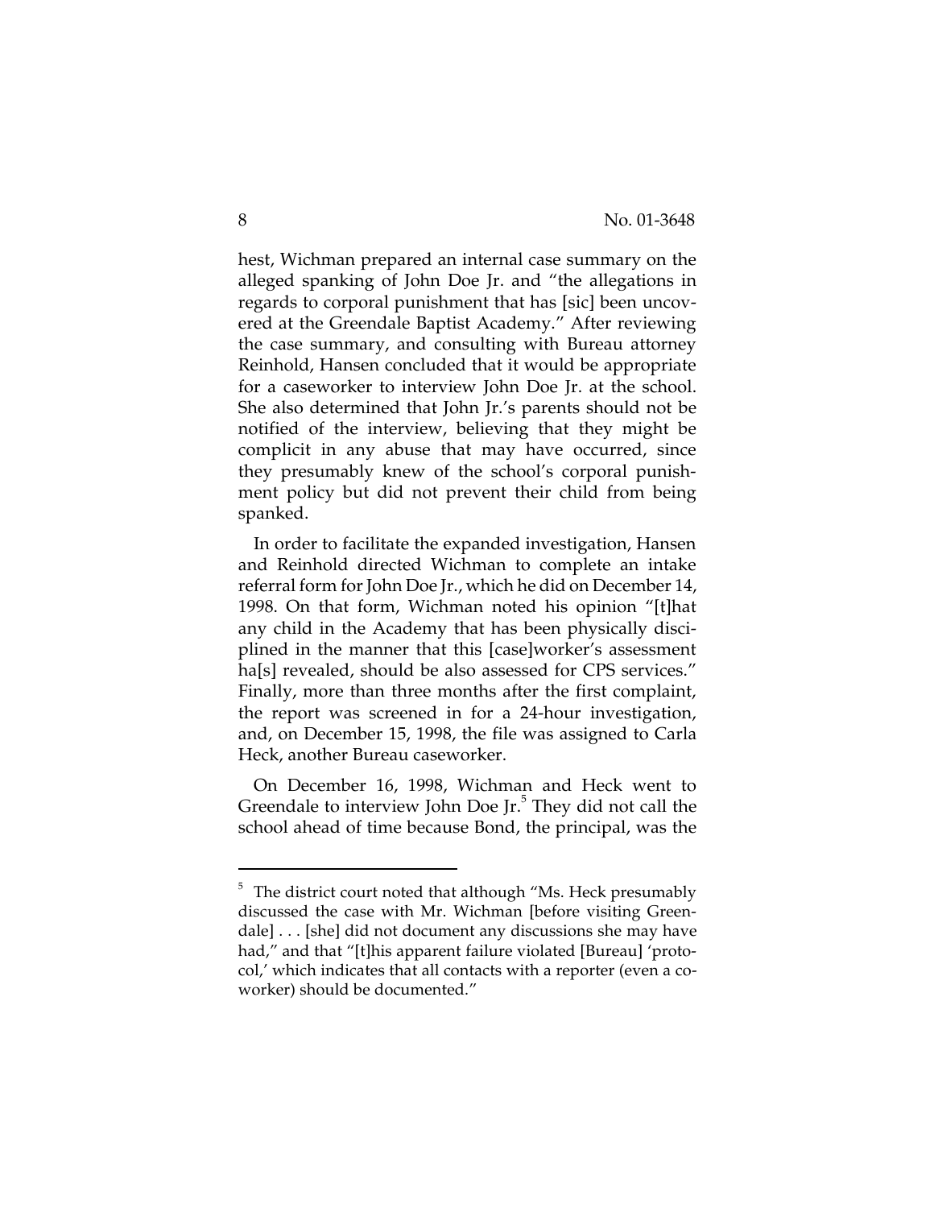hest, Wichman prepared an internal case summary on the alleged spanking of John Doe Jr. and "the allegations in regards to corporal punishment that has [sic] been uncovered at the Greendale Baptist Academy." After reviewing the case summary, and consulting with Bureau attorney Reinhold, Hansen concluded that it would be appropriate for a caseworker to interview John Doe Jr. at the school. She also determined that John Jr.'s parents should not be notified of the interview, believing that they might be complicit in any abuse that may have occurred, since they presumably knew of the school's corporal punishment policy but did not prevent their child from being spanked.

In order to facilitate the expanded investigation, Hansen and Reinhold directed Wichman to complete an intake referral form for John Doe Jr., which he did on December 14, 1998. On that form, Wichman noted his opinion "[t]hat any child in the Academy that has been physically disciplined in the manner that this [case]worker's assessment ha[s] revealed, should be also assessed for CPS services." Finally, more than three months after the first complaint, the report was screened in for a 24-hour investigation, and, on December 15, 1998, the file was assigned to Carla Heck, another Bureau caseworker.

On December 16, 1998, Wichman and Heck went to Greendale to interview John Doe Jr.[5] They did not call the school ahead of time because Bond, the principal, was the

---

[5] The district court noted that although "Ms. Heck presumably discussed the case with Mr. Wichman [before visiting Greendale] . . . [she] did not document any discussions she may have had," and that "[t]his apparent failure violated [Bureau] 'protocol,' which indicates that all contacts with a reporter (even a co-worker) should be documented."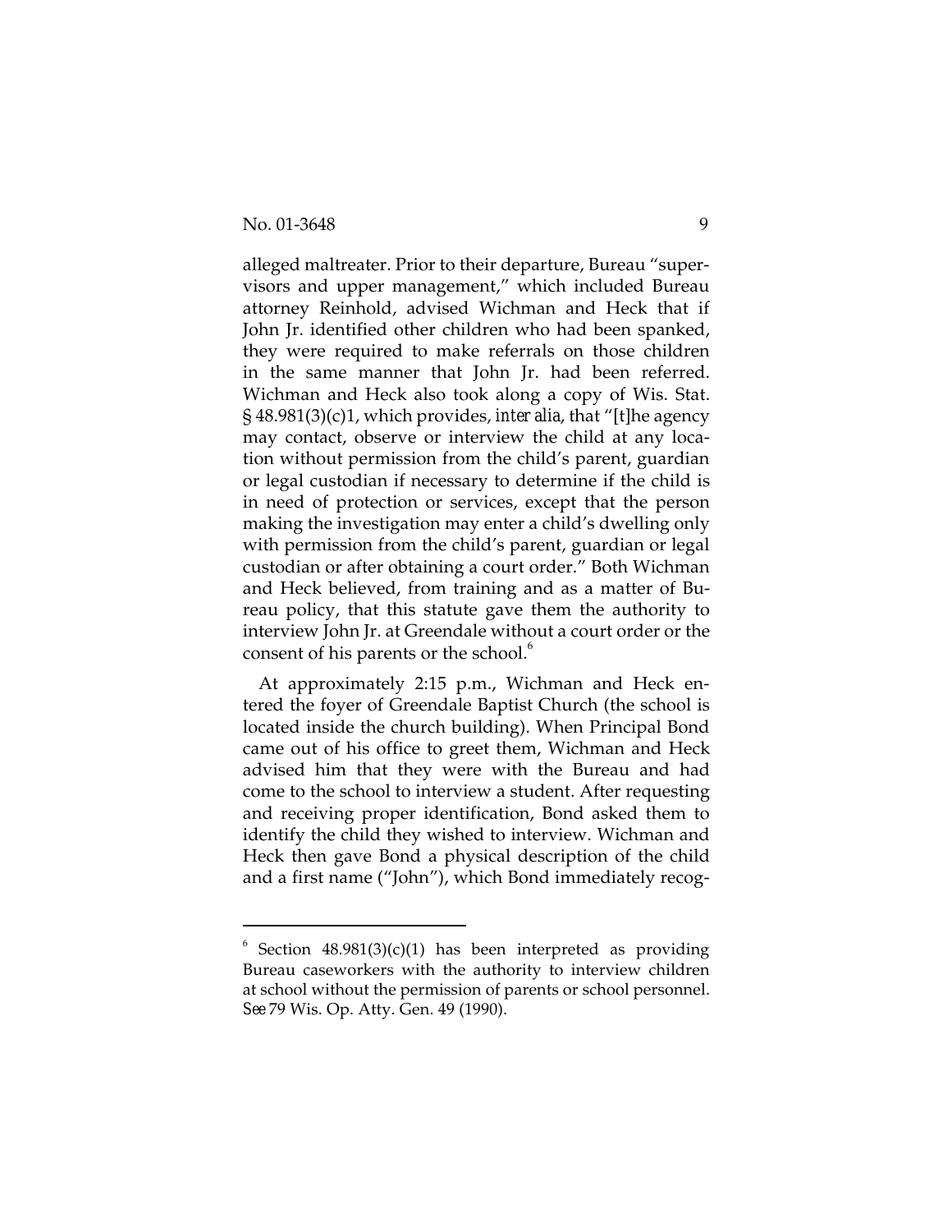alleged maltreater. Prior to their departure, Bureau "supervisors and upper management," which included Bureau attorney Reinhold, advised Wichman and Heck that if John Jr. identified other children who had been spanked, they were required to make referrals on those children in the same manner that John Jr. had been referred. Wichman and Heck also took along a copy of Wis. Stat. § 48.981(3)(c)1, which provides, *inter alia*, that "[t]he agency may contact, observe or interview the child at any location without permission from the child's parent, guardian or legal custodian if necessary to determine if the child is in need of protection or services, except that the person making the investigation may enter a child's dwelling only with permission from the child's parent, guardian or legal custodian or after obtaining a court order." Both Wichman and Heck believed, from training and as a matter of Bureau policy, that this statute gave them the authority to interview John Jr. at Greendale without a court order or the consent of his parents or the school.[6]

At approximately 2:15 p.m., Wichman and Heck entered the foyer of Greendale Baptist Church (the school is located inside the church building). When Principal Bond came out of his office to greet them, Wichman and Heck advised him that they were with the Bureau and had come to the school to interview a student. After requesting and receiving proper identification, Bond asked them to identify the child they wished to interview. Wichman and Heck then gave Bond a physical description of the child and a first name ("John"), which Bond immediately recog-

---

[6] Section 48.981(3)(c)(1) has been interpreted as providing Bureau caseworkers with the authority to interview children at school without the permission of parents or school personnel. *See* 79 Wis. Op. Atty. Gen. 49 (1990).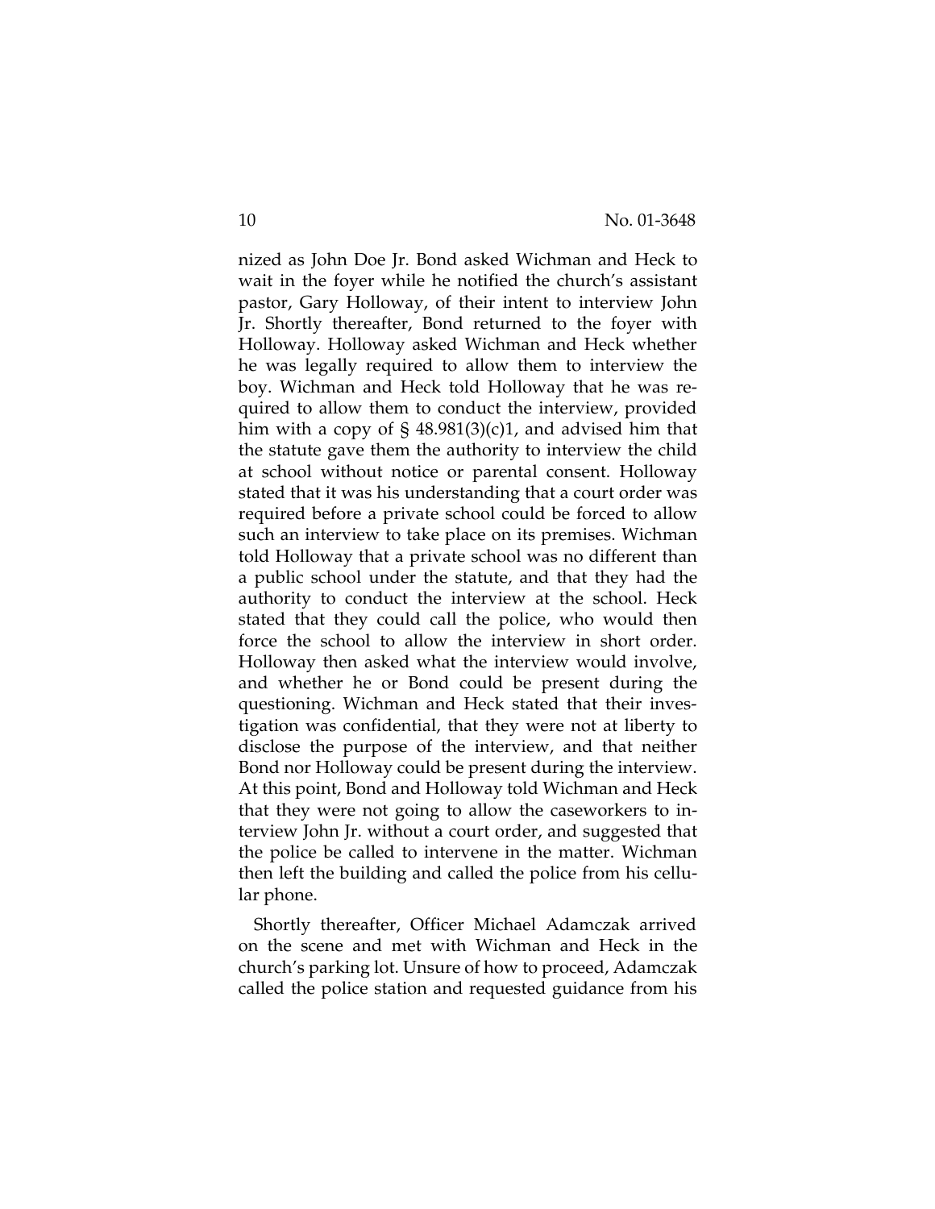nized as John Doe Jr. Bond asked Wichman and Heck to wait in the foyer while he notified the church's assistant pastor, Gary Holloway, of their intent to interview John Jr. Shortly thereafter, Bond returned to the foyer with Holloway. Holloway asked Wichman and Heck whether he was legally required to allow them to interview the boy. Wichman and Heck told Holloway that he was required to allow them to conduct the interview, provided him with a copy of § 48.981(3)(c)1, and advised him that the statute gave them the authority to interview the child at school without notice or parental consent. Holloway stated that it was his understanding that a court order was required before a private school could be forced to allow such an interview to take place on its premises. Wichman told Holloway that a private school was no different than a public school under the statute, and that they had the authority to conduct the interview at the school. Heck stated that they could call the police, who would then force the school to allow the interview in short order. Holloway then asked what the interview would involve, and whether he or Bond could be present during the questioning. Wichman and Heck stated that their investigation was confidential, that they were not at liberty to disclose the purpose of the interview, and that neither Bond nor Holloway could be present during the interview. At this point, Bond and Holloway told Wichman and Heck that they were not going to allow the caseworkers to interview John Jr. without a court order, and suggested that the police be called to intervene in the matter. Wichman then left the building and called the police from his cellular phone.

Shortly thereafter, Officer Michael Adamczak arrived on the scene and met with Wichman and Heck in the church's parking lot. Unsure of how to proceed, Adamczak called the police station and requested guidance from his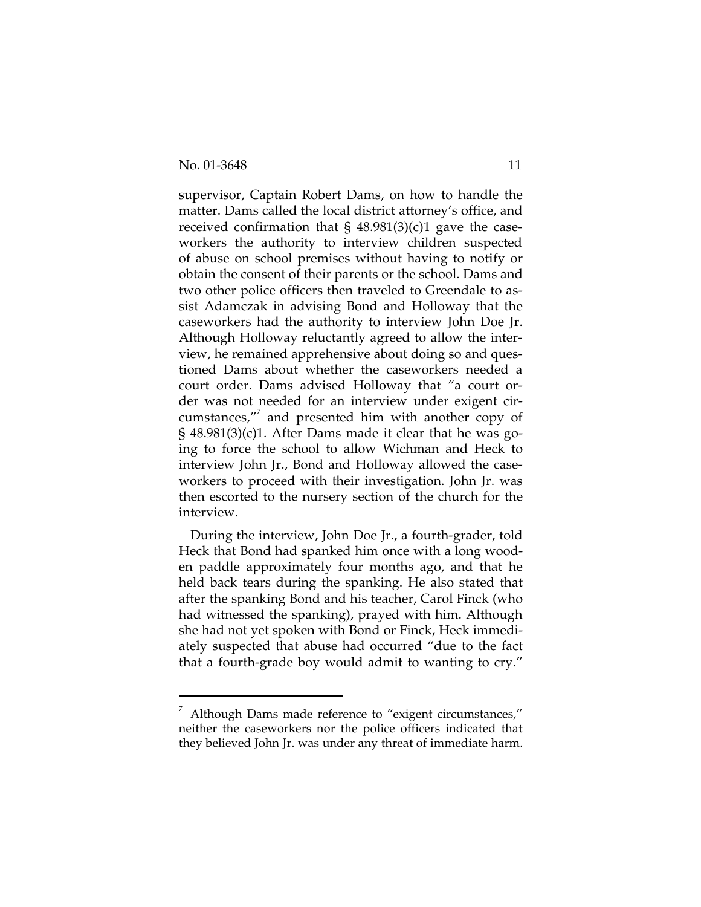supervisor, Captain Robert Dams, on how to handle the matter. Dams called the local district attorney's office, and received confirmation that § 48.981(3)(c)1 gave the caseworkers the authority to interview children suspected of abuse on school premises without having to notify or obtain the consent of their parents or the school. Dams and two other police officers then traveled to Greendale to assist Adamczak in advising Bond and Holloway that the caseworkers had the authority to interview John Doe Jr. Although Holloway reluctantly agreed to allow the interview, he remained apprehensive about doing so and questioned Dams about whether the caseworkers needed a court order. Dams advised Holloway that "a court order was not needed for an interview under exigent circumstances,"[7] and presented him with another copy of § 48.981(3)(c)1. After Dams made it clear that he was going to force the school to allow Wichman and Heck to interview John Jr., Bond and Holloway allowed the caseworkers to proceed with their investigation. John Jr. was then escorted to the nursery section of the church for the interview.

During the interview, John Doe Jr., a fourth-grader, told Heck that Bond had spanked him once with a long wooden paddle approximately four months ago, and that he held back tears during the spanking. He also stated that after the spanking Bond and his teacher, Carol Finck (who had witnessed the spanking), prayed with him. Although she had not yet spoken with Bond or Finck, Heck immediately suspected that abuse had occurred "due to the fact that a fourth-grade boy would admit to wanting to cry."

[7] Although Dams made reference to "exigent circumstances," neither the caseworkers nor the police officers indicated that they believed John Jr. was under any threat of immediate harm.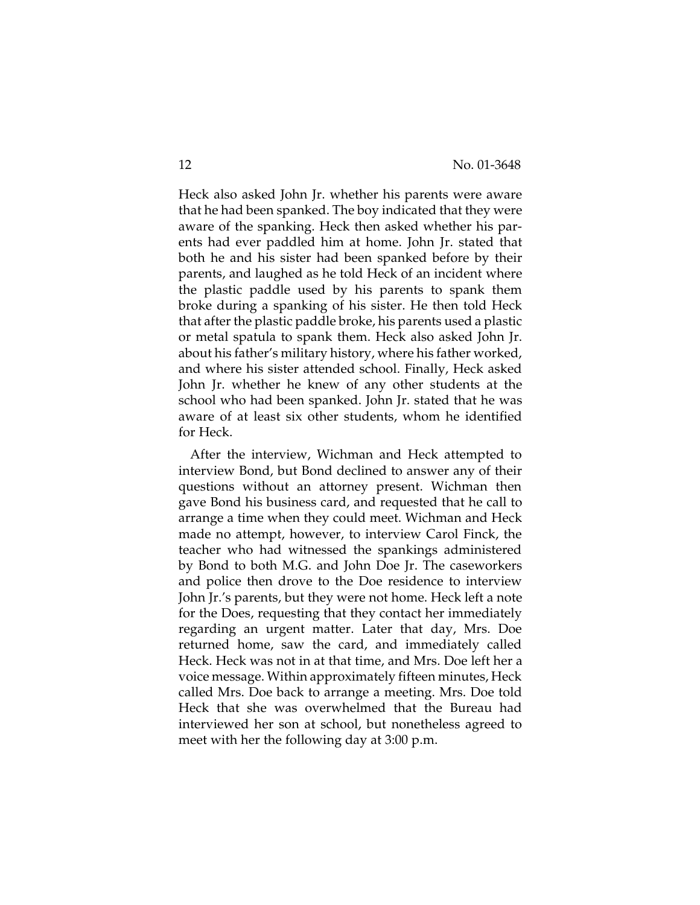Heck also asked John Jr. whether his parents were aware that he had been spanked. The boy indicated that they were aware of the spanking. Heck then asked whether his parents had ever paddled him at home. John Jr. stated that both he and his sister had been spanked before by their parents, and laughed as he told Heck of an incident where the plastic paddle used by his parents to spank them broke during a spanking of his sister. He then told Heck that after the plastic paddle broke, his parents used a plastic or metal spatula to spank them. Heck also asked John Jr. about his father's military history, where his father worked, and where his sister attended school. Finally, Heck asked John Jr. whether he knew of any other students at the school who had been spanked. John Jr. stated that he was aware of at least six other students, whom he identified for Heck.

After the interview, Wichman and Heck attempted to interview Bond, but Bond declined to answer any of their questions without an attorney present. Wichman then gave Bond his business card, and requested that he call to arrange a time when they could meet. Wichman and Heck made no attempt, however, to interview Carol Finck, the teacher who had witnessed the spankings administered by Bond to both M.G. and John Doe Jr. The caseworkers and police then drove to the Doe residence to interview John Jr.'s parents, but they were not home. Heck left a note for the Does, requesting that they contact her immediately regarding an urgent matter. Later that day, Mrs. Doe returned home, saw the card, and immediately called Heck. Heck was not in at that time, and Mrs. Doe left her a voice message. Within approximately fifteen minutes, Heck called Mrs. Doe back to arrange a meeting. Mrs. Doe told Heck that she was overwhelmed that the Bureau had interviewed her son at school, but nonetheless agreed to meet with her the following day at 3:00 p.m.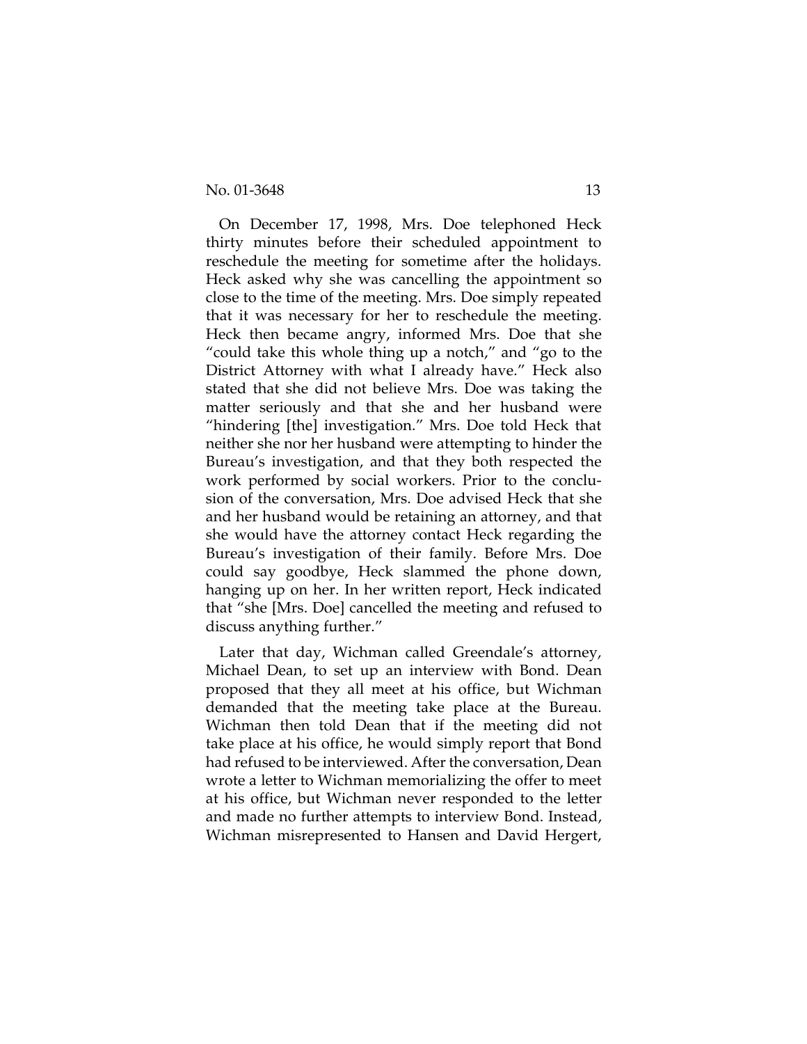On December 17, 1998, Mrs. Doe telephoned Heck thirty minutes before their scheduled appointment to reschedule the meeting for sometime after the holidays. Heck asked why she was cancelling the appointment so close to the time of the meeting. Mrs. Doe simply repeated that it was necessary for her to reschedule the meeting. Heck then became angry, informed Mrs. Doe that she "could take this whole thing up a notch," and "go to the District Attorney with what I already have." Heck also stated that she did not believe Mrs. Doe was taking the matter seriously and that she and her husband were "hindering [the] investigation." Mrs. Doe told Heck that neither she nor her husband were attempting to hinder the Bureau's investigation, and that they both respected the work performed by social workers. Prior to the conclusion of the conversation, Mrs. Doe advised Heck that she and her husband would be retaining an attorney, and that she would have the attorney contact Heck regarding the Bureau's investigation of their family. Before Mrs. Doe could say goodbye, Heck slammed the phone down, hanging up on her. In her written report, Heck indicated that "she [Mrs. Doe] cancelled the meeting and refused to discuss anything further."

Later that day, Wichman called Greendale's attorney, Michael Dean, to set up an interview with Bond. Dean proposed that they all meet at his office, but Wichman demanded that the meeting take place at the Bureau. Wichman then told Dean that if the meeting did not take place at his office, he would simply report that Bond had refused to be interviewed. After the conversation, Dean wrote a letter to Wichman memorializing the offer to meet at his office, but Wichman never responded to the letter and made no further attempts to interview Bond. Instead, Wichman misrepresented to Hansen and David Hergert,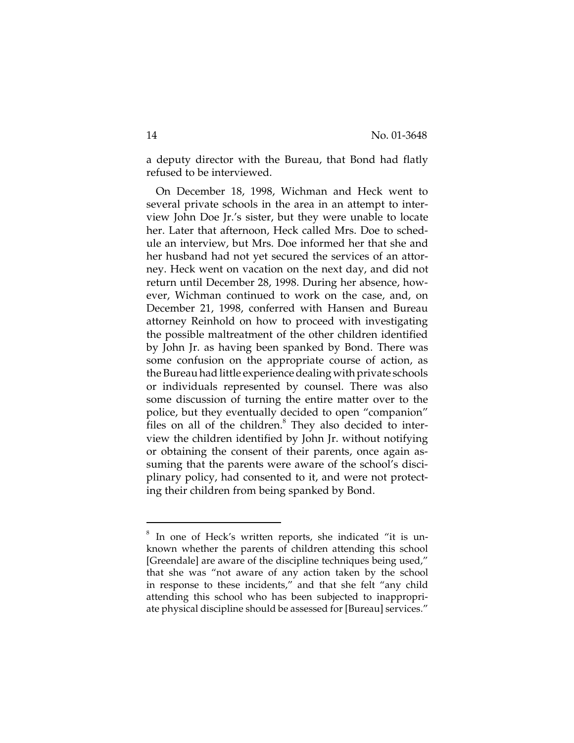a deputy director with the Bureau, that Bond had flatly refused to be interviewed.

On December 18, 1998, Wichman and Heck went to several private schools in the area in an attempt to interview John Doe Jr.'s sister, but they were unable to locate her. Later that afternoon, Heck called Mrs. Doe to schedule an interview, but Mrs. Doe informed her that she and her husband had not yet secured the services of an attorney. Heck went on vacation on the next day, and did not return until December 28, 1998. During her absence, however, Wichman continued to work on the case, and, on December 21, 1998, conferred with Hansen and Bureau attorney Reinhold on how to proceed with investigating the possible maltreatment of the other children identified by John Jr. as having been spanked by Bond. There was some confusion on the appropriate course of action, as the Bureau had little experience dealing with private schools or individuals represented by counsel. There was also some discussion of turning the entire matter over to the police, but they eventually decided to open "companion" files on all of the children.[8] They also decided to interview the children identified by John Jr. without notifying or obtaining the consent of their parents, once again assuming that the parents were aware of the school's disciplinary policy, had consented to it, and were not protecting their children from being spanked by Bond.

---

[8] In one of Heck's written reports, she indicated "it is unknown whether the parents of children attending this school [Greendale] are aware of the discipline techniques being used," that she was "not aware of any action taken by the school in response to these incidents," and that she felt "any child attending this school who has been subjected to inappropriate physical discipline should be assessed for [Bureau] services."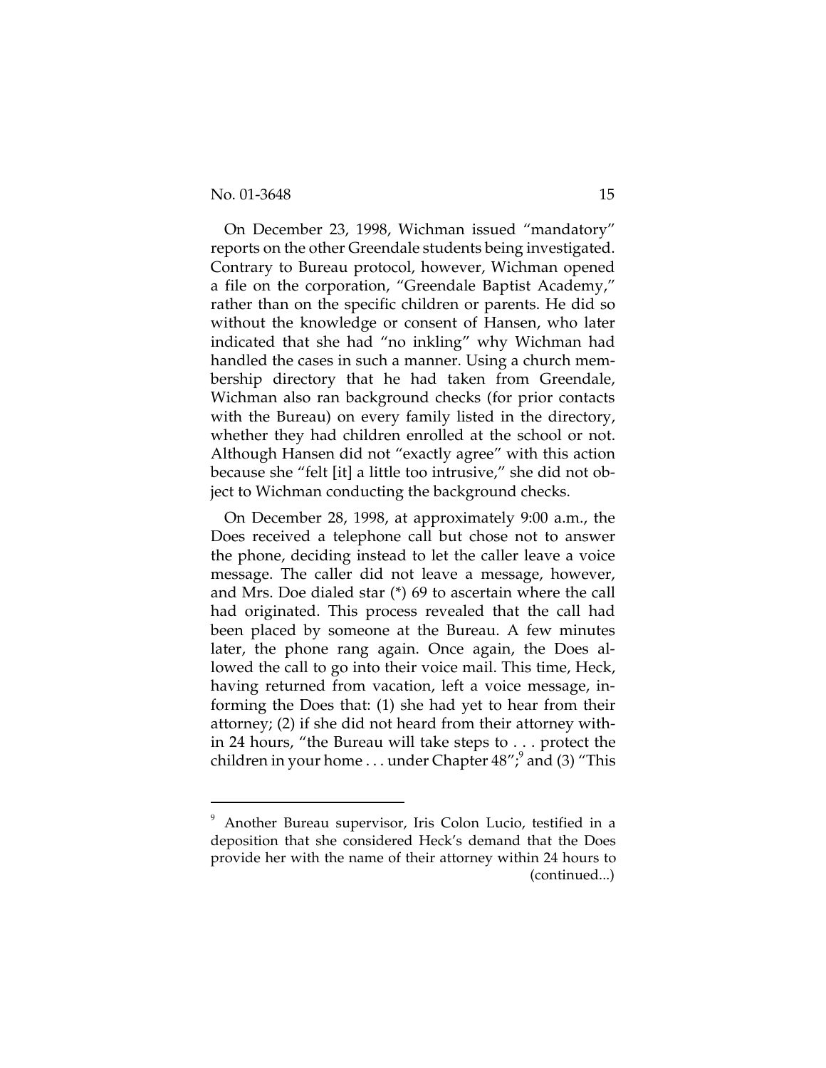On December 23, 1998, Wichman issued "mandatory" reports on the other Greendale students being investigated. Contrary to Bureau protocol, however, Wichman opened a file on the corporation, "Greendale Baptist Academy," rather than on the specific children or parents. He did so without the knowledge or consent of Hansen, who later indicated that she had "no inkling" why Wichman had handled the cases in such a manner. Using a church membership directory that he had taken from Greendale, Wichman also ran background checks (for prior contacts with the Bureau) on every family listed in the directory, whether they had children enrolled at the school or not. Although Hansen did not "exactly agree" with this action because she "felt [it] a little too intrusive," she did not object to Wichman conducting the background checks.

On December 28, 1998, at approximately 9:00 a.m., the Does received a telephone call but chose not to answer the phone, deciding instead to let the caller leave a voice message. The caller did not leave a message, however, and Mrs. Doe dialed star (*) 69 to ascertain where the call had originated. This process revealed that the call had been placed by someone at the Bureau. A few minutes later, the phone rang again. Once again, the Does allowed the call to go into their voice mail. This time, Heck, having returned from vacation, left a voice message, informing the Does that: (1) she had yet to hear from their attorney; (2) if she did not heard from their attorney within 24 hours, "the Bureau will take steps to . . . protect the children in your home . . . under Chapter 48";[9] and (3) "This

---

[9] Another Bureau supervisor, Iris Colon Lucio, testified in a deposition that she considered Heck's demand that the Does provide her with the name of their attorney within 24 hours to (continued...)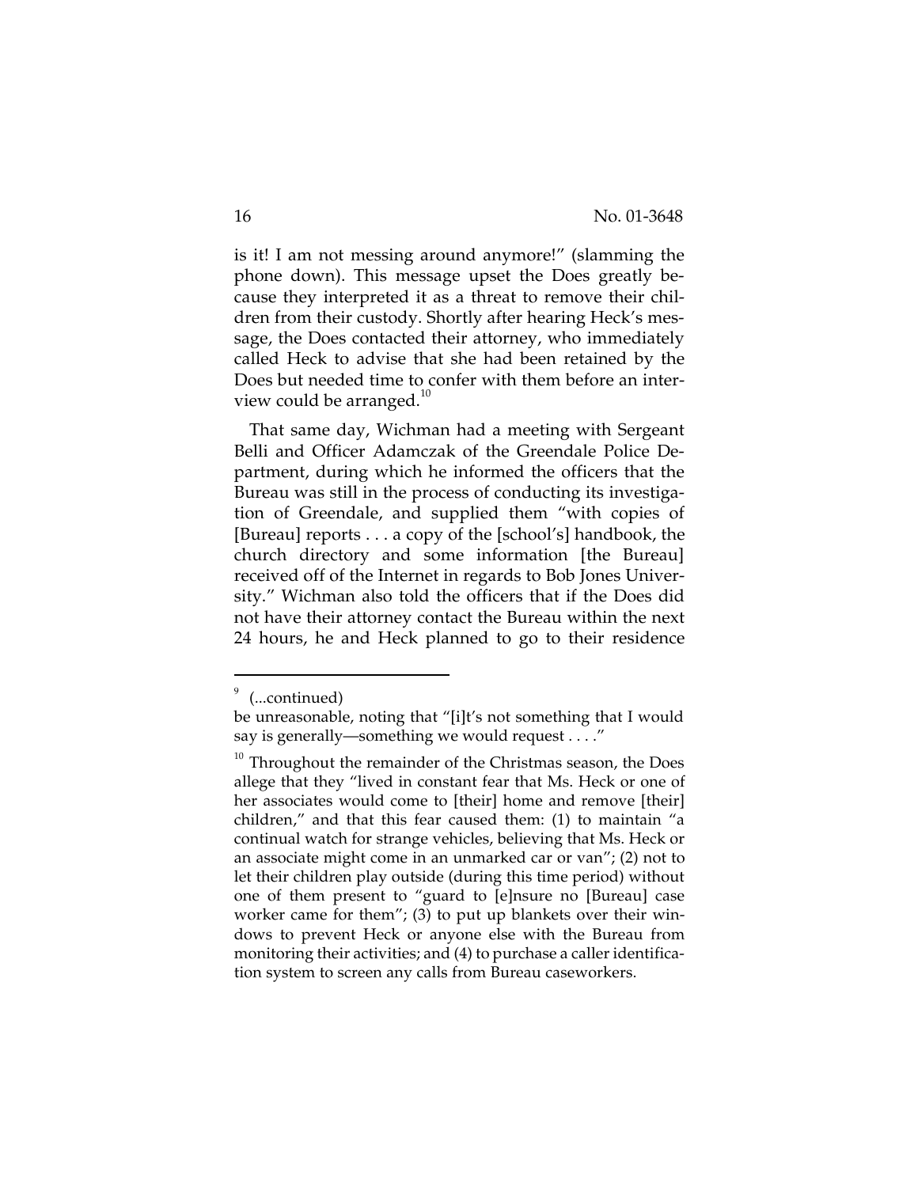is it! I am not messing around anymore!" (slamming the phone down). This message upset the Does greatly because they interpreted it as a threat to remove their children from their custody. Shortly after hearing Heck's message, the Does contacted their attorney, who immediately called Heck to advise that she had been retained by the Does but needed time to confer with them before an interview could be arranged.[10]

That same day, Wichman had a meeting with Sergeant Belli and Officer Adamczak of the Greendale Police Department, during which he informed the officers that the Bureau was still in the process of conducting its investigation of Greendale, and supplied them "with copies of [Bureau] reports . . . a copy of the [school's] handbook, the church directory and some information [the Bureau] received off of the Internet in regards to Bob Jones University." Wichman also told the officers that if the Does did not have their attorney contact the Bureau within the next 24 hours, he and Heck planned to go to their residence

---

[9] (...continued)

be unreasonable, noting that "[i]t's not something that I would say is generally—something we would request . . . ."

[10] Throughout the remainder of the Christmas season, the Does allege that they "lived in constant fear that Ms. Heck or one of her associates would come to [their] home and remove [their] children," and that this fear caused them: (1) to maintain "a continual watch for strange vehicles, believing that Ms. Heck or an associate might come in an unmarked car or van"; (2) not to let their children play outside (during this time period) without one of them present to "guard to [e]nsure no [Bureau] case worker came for them"; (3) to put up blankets over their windows to prevent Heck or anyone else with the Bureau from monitoring their activities; and (4) to purchase a caller identification system to screen any calls from Bureau caseworkers.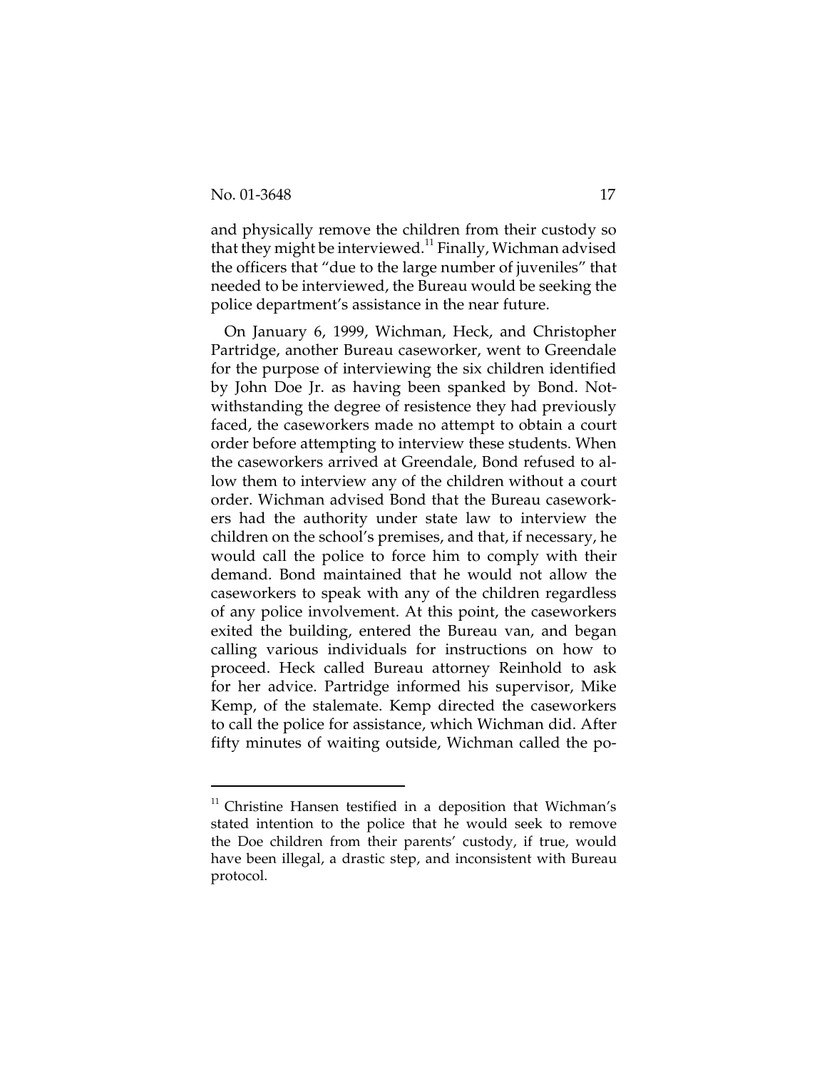and physically remove the children from their custody so that they might be interviewed.[11] Finally, Wichman advised the officers that "due to the large number of juveniles" that needed to be interviewed, the Bureau would be seeking the police department's assistance in the near future.

On January 6, 1999, Wichman, Heck, and Christopher Partridge, another Bureau caseworker, went to Greendale for the purpose of interviewing the six children identified by John Doe Jr. as having been spanked by Bond. Notwithstanding the degree of resistence they had previously faced, the caseworkers made no attempt to obtain a court order before attempting to interview these students. When the caseworkers arrived at Greendale, Bond refused to allow them to interview any of the children without a court order. Wichman advised Bond that the Bureau caseworkers had the authority under state law to interview the children on the school's premises, and that, if necessary, he would call the police to force him to comply with their demand. Bond maintained that he would not allow the caseworkers to speak with any of the children regardless of any police involvement. At this point, the caseworkers exited the building, entered the Bureau van, and began calling various individuals for instructions on how to proceed. Heck called Bureau attorney Reinhold to ask for her advice. Partridge informed his supervisor, Mike Kemp, of the stalemate. Kemp directed the caseworkers to call the police for assistance, which Wichman did. After fifty minutes of waiting outside, Wichman called the po-

---

[11] Christine Hansen testified in a deposition that Wichman's stated intention to the police that he would seek to remove the Doe children from their parents' custody, if true, would have been illegal, a drastic step, and inconsistent with Bureau protocol.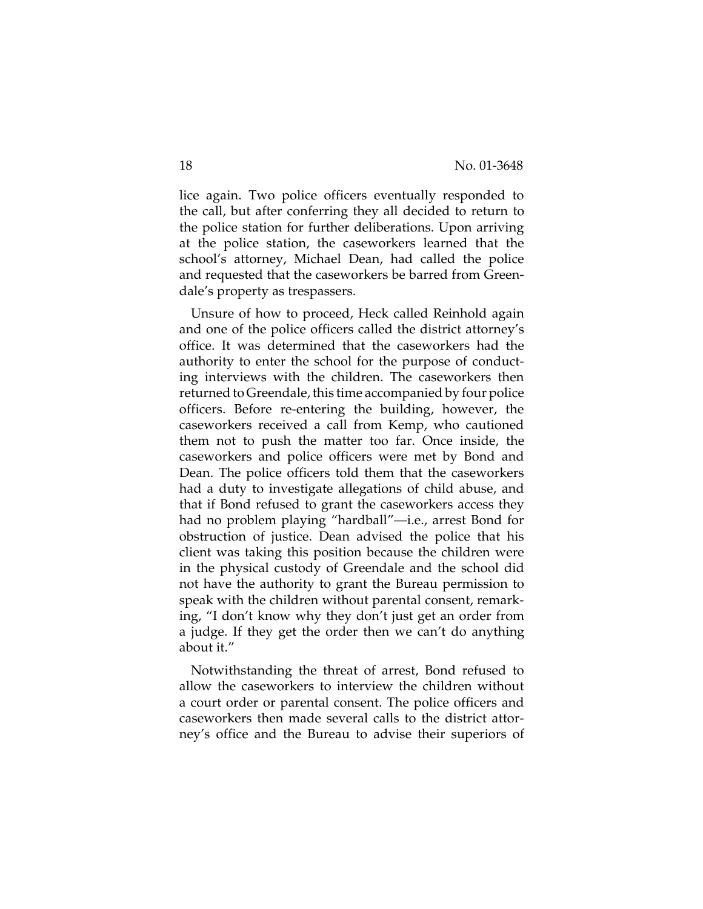lice again. Two police officers eventually responded to the call, but after conferring they all decided to return to the police station for further deliberations. Upon arriving at the police station, the caseworkers learned that the school's attorney, Michael Dean, had called the police and requested that the caseworkers be barred from Greendale's property as trespassers.

Unsure of how to proceed, Heck called Reinhold again and one of the police officers called the district attorney's office. It was determined that the caseworkers had the authority to enter the school for the purpose of conducting interviews with the children. The caseworkers then returned to Greendale, this time accompanied by four police officers. Before re-entering the building, however, the caseworkers received a call from Kemp, who cautioned them not to push the matter too far. Once inside, the caseworkers and police officers were met by Bond and Dean. The police officers told them that the caseworkers had a duty to investigate allegations of child abuse, and that if Bond refused to grant the caseworkers access they had no problem playing "hardball"—i.e., arrest Bond for obstruction of justice. Dean advised the police that his client was taking this position because the children were in the physical custody of Greendale and the school did not have the authority to grant the Bureau permission to speak with the children without parental consent, remarking, "I don't know why they don't just get an order from a judge. If they get the order then we can't do anything about it."

Notwithstanding the threat of arrest, Bond refused to allow the caseworkers to interview the children without a court order or parental consent. The police officers and caseworkers then made several calls to the district attorney's office and the Bureau to advise their superiors of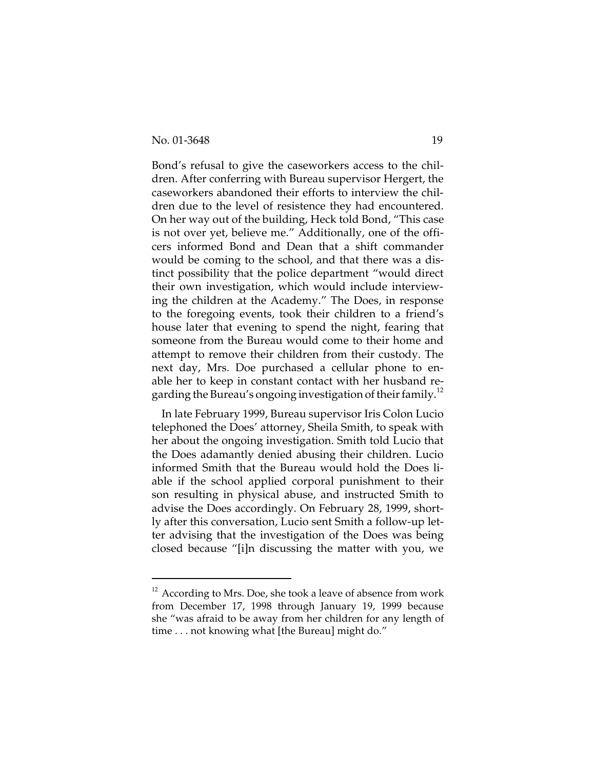Bond's refusal to give the caseworkers access to the children. After conferring with Bureau supervisor Hergert, the caseworkers abandoned their efforts to interview the children due to the level of resistence they had encountered. On her way out of the building, Heck told Bond, "This case is not over yet, believe me." Additionally, one of the officers informed Bond and Dean that a shift commander would be coming to the school, and that there was a distinct possibility that the police department "would direct their own investigation, which would include interviewing the children at the Academy." The Does, in response to the foregoing events, took their children to a friend's house later that evening to spend the night, fearing that someone from the Bureau would come to their home and attempt to remove their children from their custody. The next day, Mrs. Doe purchased a cellular phone to enable her to keep in constant contact with her husband regarding the Bureau's ongoing investigation of their family.[12]

In late February 1999, Bureau supervisor Iris Colon Lucio telephoned the Does' attorney, Sheila Smith, to speak with her about the ongoing investigation. Smith told Lucio that the Does adamantly denied abusing their children. Lucio informed Smith that the Bureau would hold the Does liable if the school applied corporal punishment to their son resulting in physical abuse, and instructed Smith to advise the Does accordingly. On February 28, 1999, shortly after this conversation, Lucio sent Smith a follow-up letter advising that the investigation of the Does was being closed because "[i]n discussing the matter with you, we

---

[12] According to Mrs. Doe, she took a leave of absence from work from December 17, 1998 through January 19, 1999 because she "was afraid to be away from her children for any length of time . . . not knowing what [the Bureau] might do."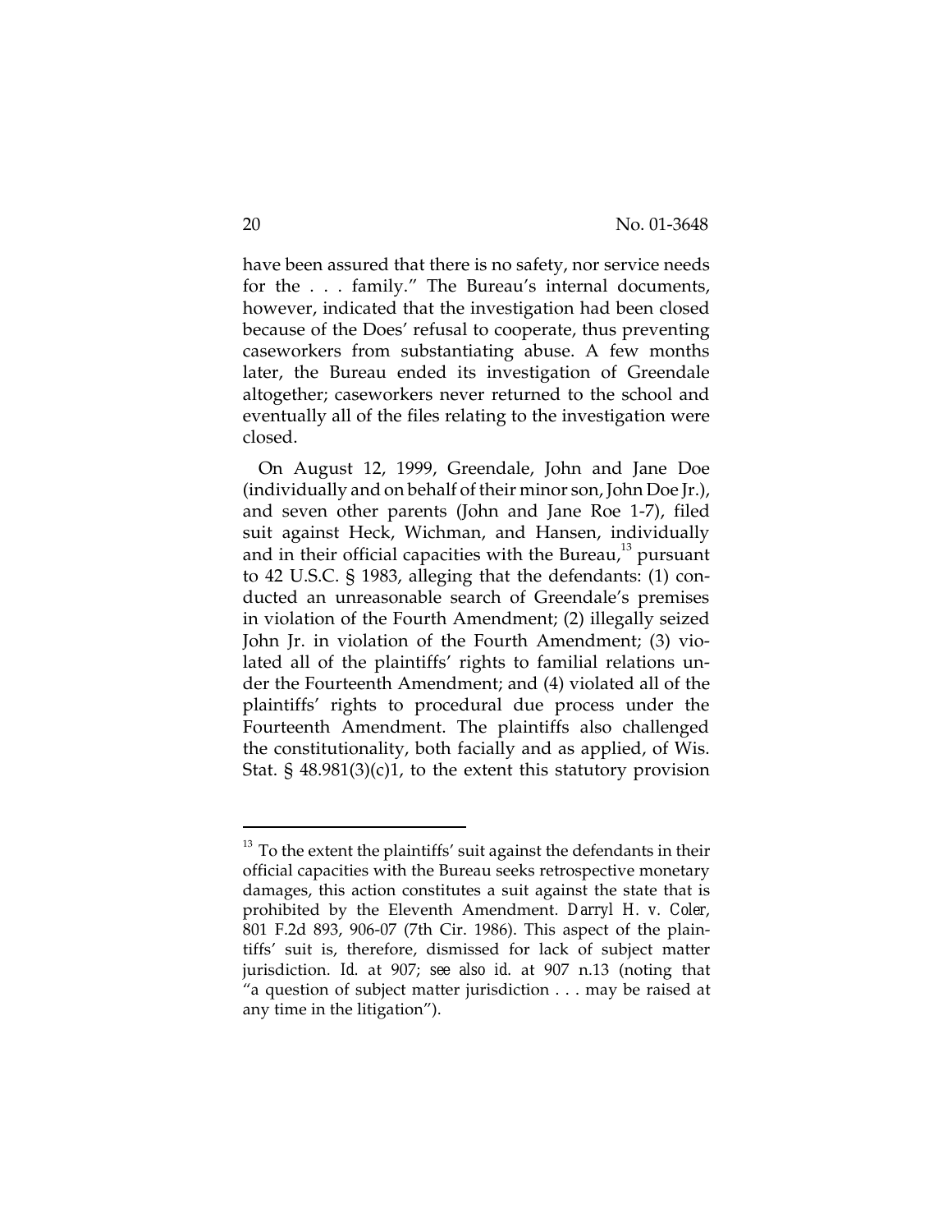have been assured that there is no safety, nor service needs for the . . . family." The Bureau's internal documents, however, indicated that the investigation had been closed because of the Does' refusal to cooperate, thus preventing caseworkers from substantiating abuse. A few months later, the Bureau ended its investigation of Greendale altogether; caseworkers never returned to the school and eventually all of the files relating to the investigation were closed.

On August 12, 1999, Greendale, John and Jane Doe (individually and on behalf of their minor son, John Doe Jr.), and seven other parents (John and Jane Roe 1-7), filed suit against Heck, Wichman, and Hansen, individually and in their official capacities with the Bureau,[13] pursuant to 42 U.S.C. § 1983, alleging that the defendants: (1) conducted an unreasonable search of Greendale's premises in violation of the Fourth Amendment; (2) illegally seized John Jr. in violation of the Fourth Amendment; (3) violated all of the plaintiffs' rights to familial relations under the Fourteenth Amendment; and (4) violated all of the plaintiffs' rights to procedural due process under the Fourteenth Amendment. The plaintiffs also challenged the constitutionality, both facially and as applied, of Wis. Stat. § 48.981(3)(c)1, to the extent this statutory provision

[13] To the extent the plaintiffs' suit against the defendants in their official capacities with the Bureau seeks retrospective monetary damages, this action constitutes a suit against the state that is prohibited by the Eleventh Amendment. *Darryl H. v. Coler*, 801 F.2d 893, 906-07 (7th Cir. 1986). This aspect of the plaintiffs' suit is, therefore, dismissed for lack of subject matter jurisdiction. *Id.* at 907; *see also id.* at 907 n.13 (noting that "a question of subject matter jurisdiction . . . may be raised at any time in the litigation").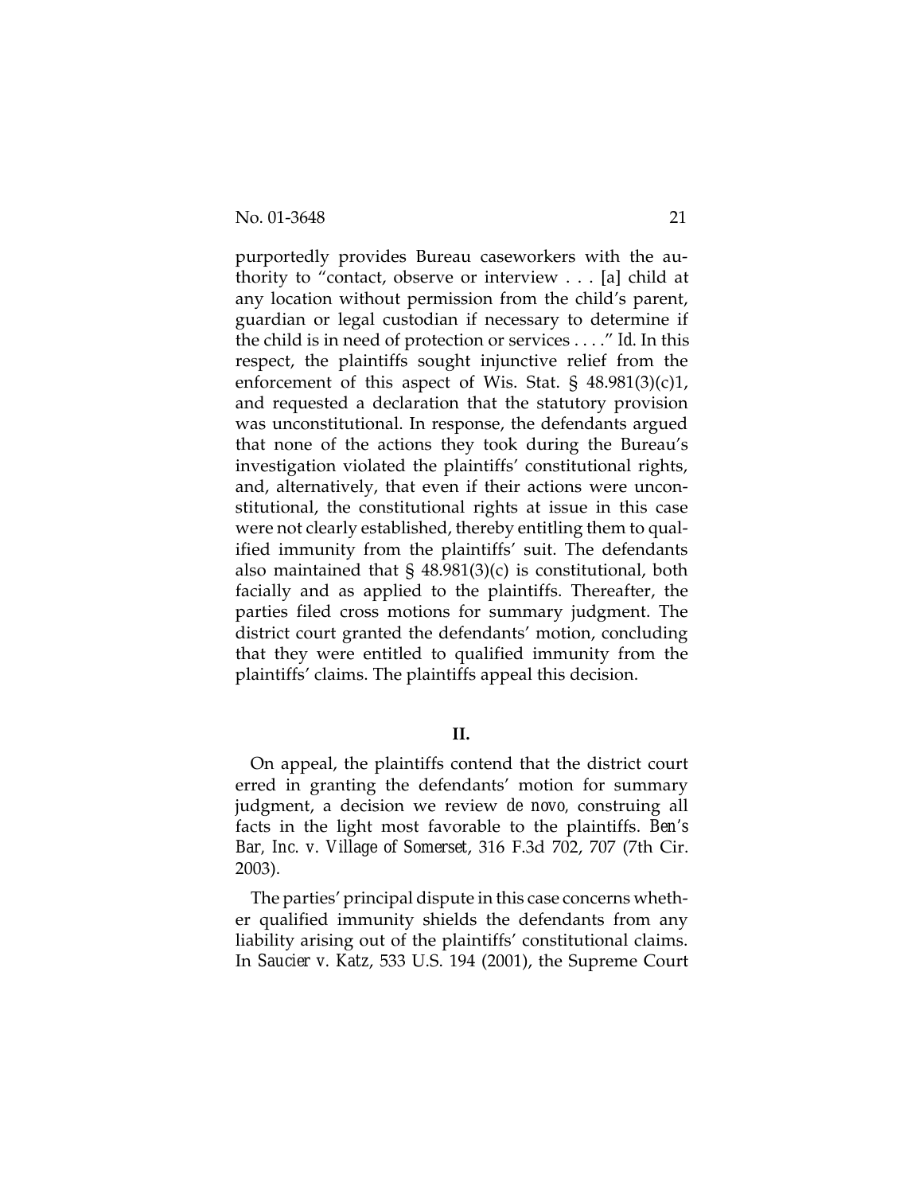purportedly provides Bureau caseworkers with the authority to "contact, observe or interview . . . [a] child at any location without permission from the child's parent, guardian or legal custodian if necessary to determine if the child is in need of protection or services . . . ." *Id.* In this respect, the plaintiffs sought injunctive relief from the enforcement of this aspect of Wis. Stat. § 48.981(3)(c)1, and requested a declaration that the statutory provision was unconstitutional. In response, the defendants argued that none of the actions they took during the Bureau's investigation violated the plaintiffs' constitutional rights, and, alternatively, that even if their actions were unconstitutional, the constitutional rights at issue in this case were not clearly established, thereby entitling them to qualified immunity from the plaintiffs' suit. The defendants also maintained that § 48.981(3)(c) is constitutional, both facially and as applied to the plaintiffs. Thereafter, the parties filed cross motions for summary judgment. The district court granted the defendants' motion, concluding that they were entitled to qualified immunity from the plaintiffs' claims. The plaintiffs appeal this decision.

## II.

On appeal, the plaintiffs contend that the district court erred in granting the defendants' motion for summary judgment, a decision we review *de novo*, construing all facts in the light most favorable to the plaintiffs. *Ben's Bar, Inc. v. Village of Somerset*, 316 F.3d 702, 707 (7th Cir. 2003).

The parties' principal dispute in this case concerns whether qualified immunity shields the defendants from any liability arising out of the plaintiffs' constitutional claims. In *Saucier v. Katz*, 533 U.S. 194 (2001), the Supreme Court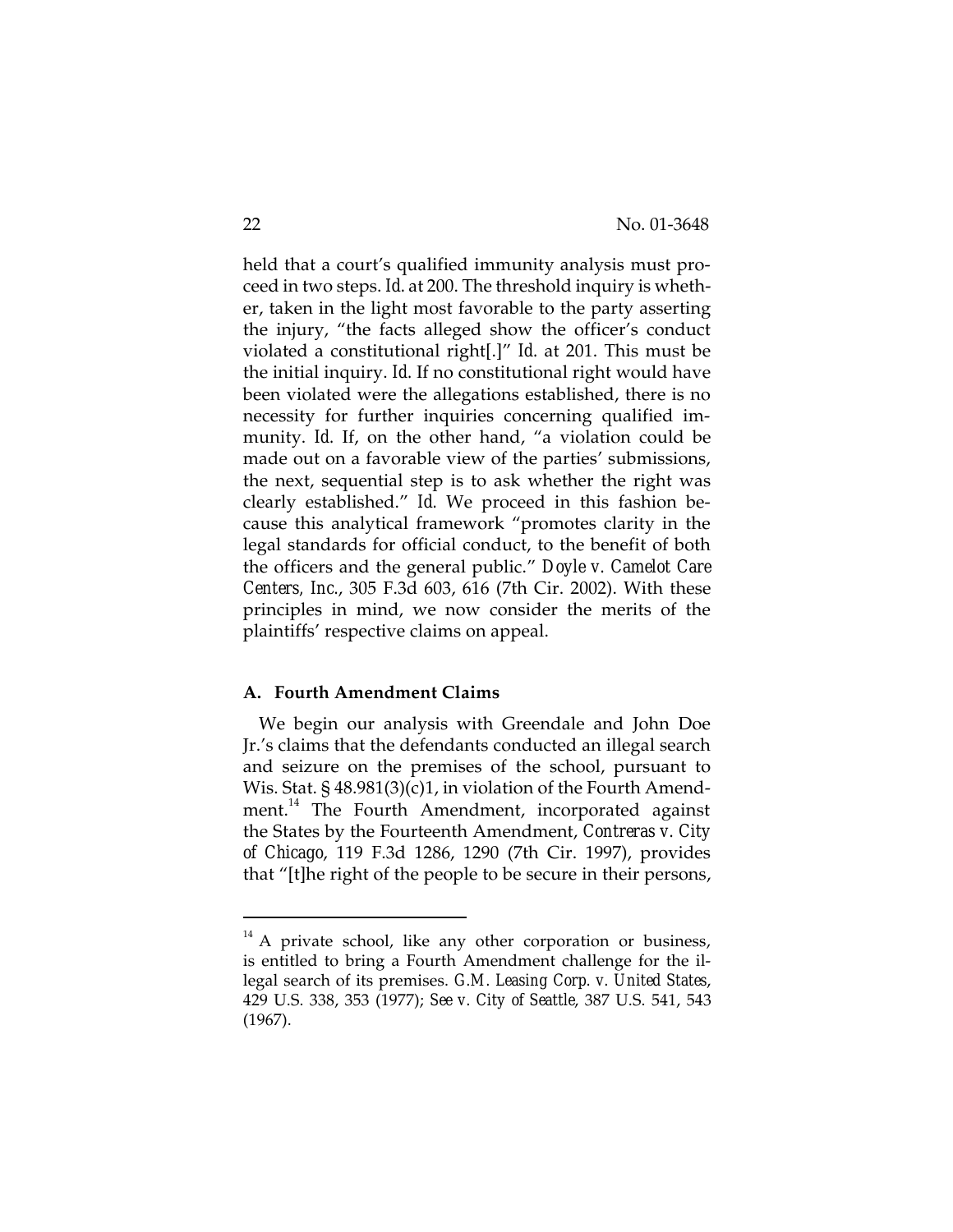held that a court's qualified immunity analysis must proceed in two steps. *Id.* at 200. The threshold inquiry is whether, taken in the light most favorable to the party asserting the injury, "the facts alleged show the officer's conduct violated a constitutional right[.]" *Id.* at 201. This must be the initial inquiry. *Id.* If no constitutional right would have been violated were the allegations established, there is no necessity for further inquiries concerning qualified immunity. *Id.* If, on the other hand, "a violation could be made out on a favorable view of the parties' submissions, the next, sequential step is to ask whether the right was clearly established." *Id.* We proceed in this fashion because this analytical framework "promotes clarity in the legal standards for official conduct, to the benefit of both the officers and the general public." *Doyle v. Camelot Care Centers, Inc.*, 305 F.3d 603, 616 (7th Cir. 2002). With these principles in mind, we now consider the merits of the plaintiffs' respective claims on appeal.

### A. Fourth Amendment Claims

We begin our analysis with Greendale and John Doe Jr.'s claims that the defendants conducted an illegal search and seizure on the premises of the school, pursuant to Wis. Stat. § 48.981(3)(c)1, in violation of the Fourth Amendment.[14] The Fourth Amendment, incorporated against the States by the Fourteenth Amendment, *Contreras v. City of Chicago*, 119 F.3d 1286, 1290 (7th Cir. 1997), provides that "[t]he right of the people to be secure in their persons,

---

[14] A private school, like any other corporation or business, is entitled to bring a Fourth Amendment challenge for the illegal search of its premises. *G.M. Leasing Corp. v. United States*, 429 U.S. 338, 353 (1977); *See v. City of Seattle*, 387 U.S. 541, 543 (1967).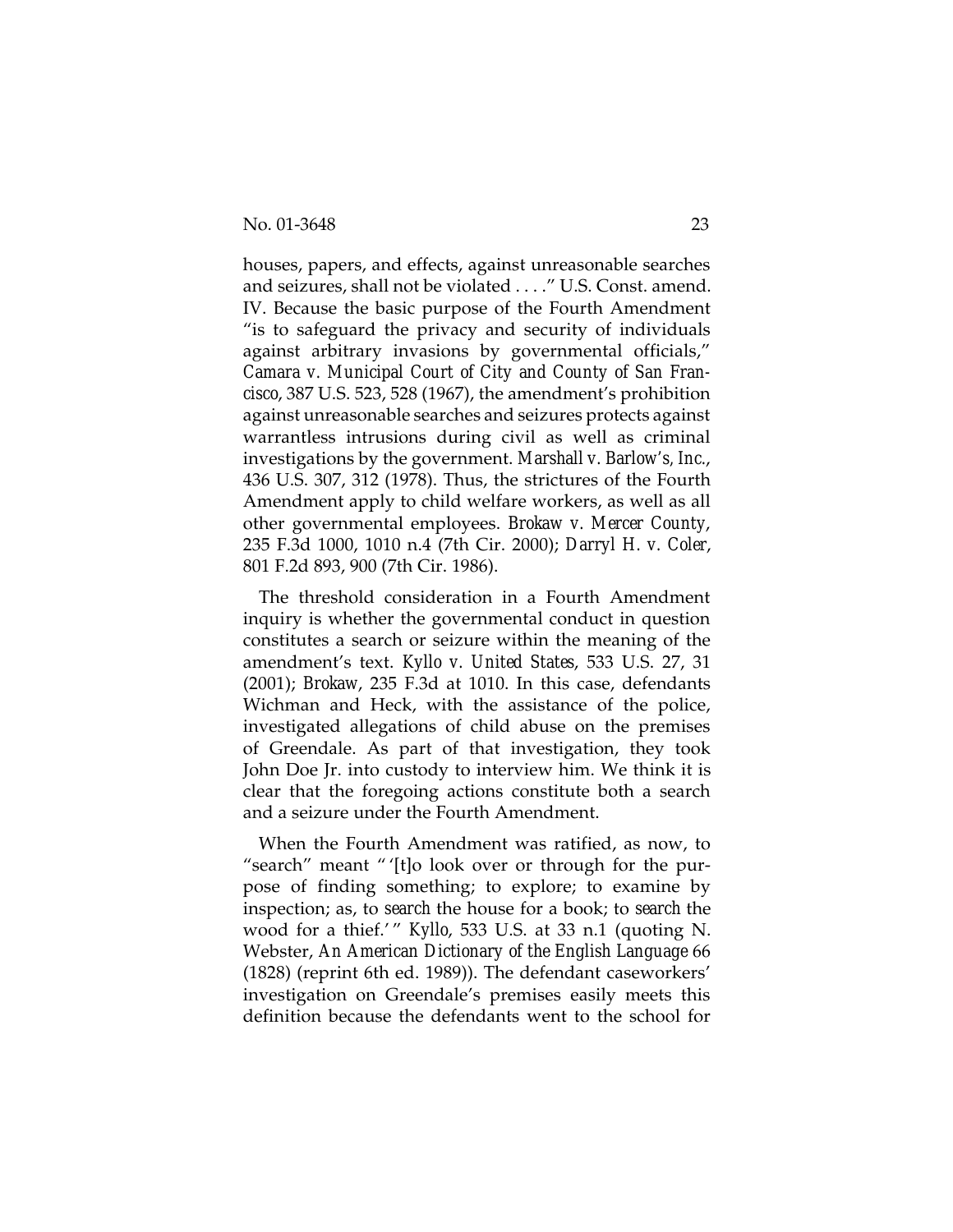houses, papers, and effects, against unreasonable searches and seizures, shall not be violated . . . ." U.S. Const. amend. IV. Because the basic purpose of the Fourth Amendment "is to safeguard the privacy and security of individuals against arbitrary invasions by governmental officials," *Camara v. Municipal Court of City and County of San Francisco*, 387 U.S. 523, 528 (1967), the amendment's prohibition against unreasonable searches and seizures protects against warrantless intrusions during civil as well as criminal investigations by the government. *Marshall v. Barlow's, Inc.*, 436 U.S. 307, 312 (1978). Thus, the strictures of the Fourth Amendment apply to child welfare workers, as well as all other governmental employees. *Brokaw v. Mercer County*, 235 F.3d 1000, 1010 n.4 (7th Cir. 2000); *Darryl H. v. Coler*, 801 F.2d 893, 900 (7th Cir. 1986).

The threshold consideration in a Fourth Amendment inquiry is whether the governmental conduct in question constitutes a search or seizure within the meaning of the amendment's text. *Kyllo v. United States*, 533 U.S. 27, 31 (2001); *Brokaw*, 235 F.3d at 1010. In this case, defendants Wichman and Heck, with the assistance of the police, investigated allegations of child abuse on the premises of Greendale. As part of that investigation, they took John Doe Jr. into custody to interview him. We think it is clear that the foregoing actions constitute both a search and a seizure under the Fourth Amendment.

When the Fourth Amendment was ratified, as now, to "search" meant " '[t]o look over or through for the purpose of finding something; to explore; to examine by inspection; as, to *search* the house for a book; to *search* the wood for a thief.' " *Kyllo*, 533 U.S. at 33 n.1 (quoting N. Webster, *An American Dictionary of the English Language* 66 (1828) (reprint 6th ed. 1989)). The defendant caseworkers' investigation on Greendale's premises easily meets this definition because the defendants went to the school for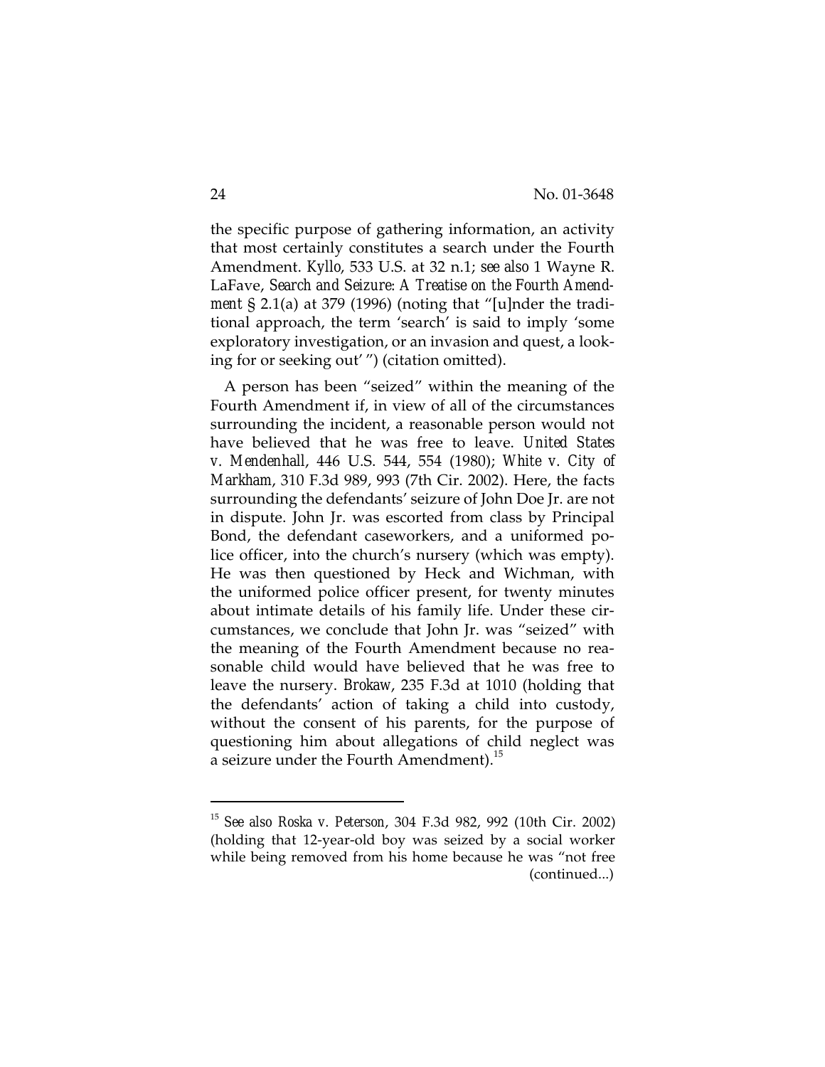the specific purpose of gathering information, an activity that most certainly constitutes a search under the Fourth Amendment. *Kyllo*, 533 U.S. at 32 n.1; *see also* 1 Wayne R. LaFave, *Search and Seizure: A Treatise on the Fourth Amendment* § 2.1(a) at 379 (1996) (noting that "[u]nder the traditional approach, the term 'search' is said to imply 'some exploratory investigation, or an invasion and quest, a looking for or seeking out' ") (citation omitted).

A person has been "seized" within the meaning of the Fourth Amendment if, in view of all of the circumstances surrounding the incident, a reasonable person would not have believed that he was free to leave. *United States v. Mendenhall*, 446 U.S. 544, 554 (1980); *White v. City of Markham*, 310 F.3d 989, 993 (7th Cir. 2002). Here, the facts surrounding the defendants' seizure of John Doe Jr. are not in dispute. John Jr. was escorted from class by Principal Bond, the defendant caseworkers, and a uniformed police officer, into the church's nursery (which was empty). He was then questioned by Heck and Wichman, with the uniformed police officer present, for twenty minutes about intimate details of his family life. Under these circumstances, we conclude that John Jr. was "seized" with the meaning of the Fourth Amendment because no reasonable child would have believed that he was free to leave the nursery. *Brokaw*, 235 F.3d at 1010 (holding that the defendants' action of taking a child into custody, without the consent of his parents, for the purpose of questioning him about allegations of child neglect was a seizure under the Fourth Amendment).[15]

---

[15] *See also Roska v. Peterson*, 304 F.3d 982, 992 (10th Cir. 2002) (holding that 12-year-old boy was seized by a social worker while being removed from his home because he was "not free (continued...)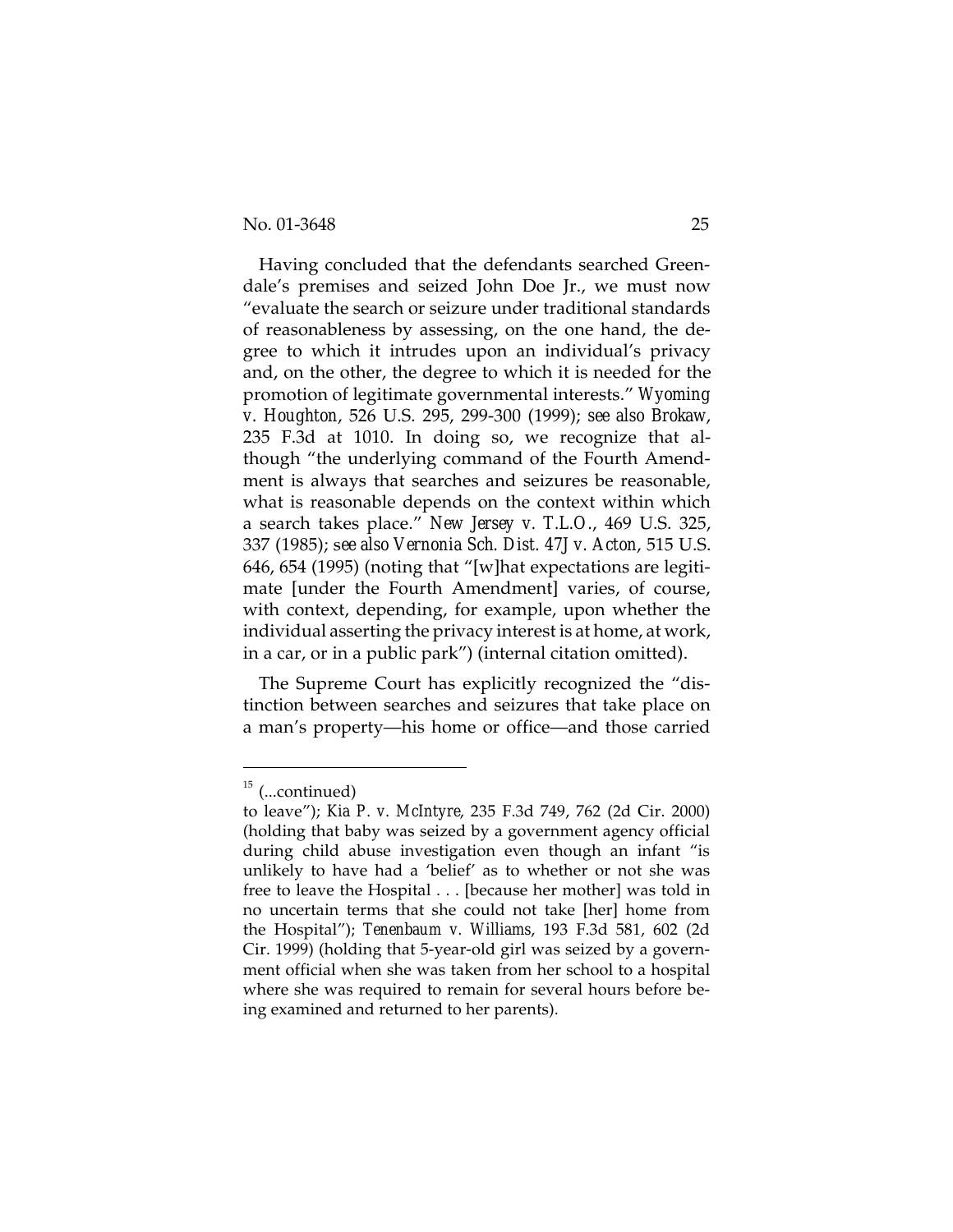Having concluded that the defendants searched Greendale's premises and seized John Doe Jr., we must now "evaluate the search or seizure under traditional standards of reasonableness by assessing, on the one hand, the degree to which it intrudes upon an individual's privacy and, on the other, the degree to which it is needed for the promotion of legitimate governmental interests." *Wyoming v. Houghton*, 526 U.S. 295, 299-300 (1999); *see also Brokaw*, 235 F.3d at 1010. In doing so, we recognize that although "the underlying command of the Fourth Amendment is always that searches and seizures be reasonable, what is reasonable depends on the context within which a search takes place." *New Jersey v. T.L.O.*, 469 U.S. 325, 337 (1985); *see also Vernonia Sch. Dist. 47J v. Acton*, 515 U.S. 646, 654 (1995) (noting that "[w]hat expectations are legitimate [under the Fourth Amendment] varies, of course, with context, depending, for example, upon whether the individual asserting the privacy interest is at home, at work, in a car, or in a public park") (internal citation omitted).

The Supreme Court has explicitly recognized the "distinction between searches and seizures that take place on a man's property—his home or office—and those carried

---

[15] (...continued)
to leave"); *Kia P. v. McIntyre*, 235 F.3d 749, 762 (2d Cir. 2000) (holding that baby was seized by a government agency official during child abuse investigation even though an infant "is unlikely to have had a 'belief' as to whether or not she was free to leave the Hospital . . . [because her mother] was told in no uncertain terms that she could not take [her] home from the Hospital"); *Tenenbaum v. Williams*, 193 F.3d 581, 602 (2d Cir. 1999) (holding that 5-year-old girl was seized by a government official when she was taken from her school to a hospital where she was required to remain for several hours before being examined and returned to her parents).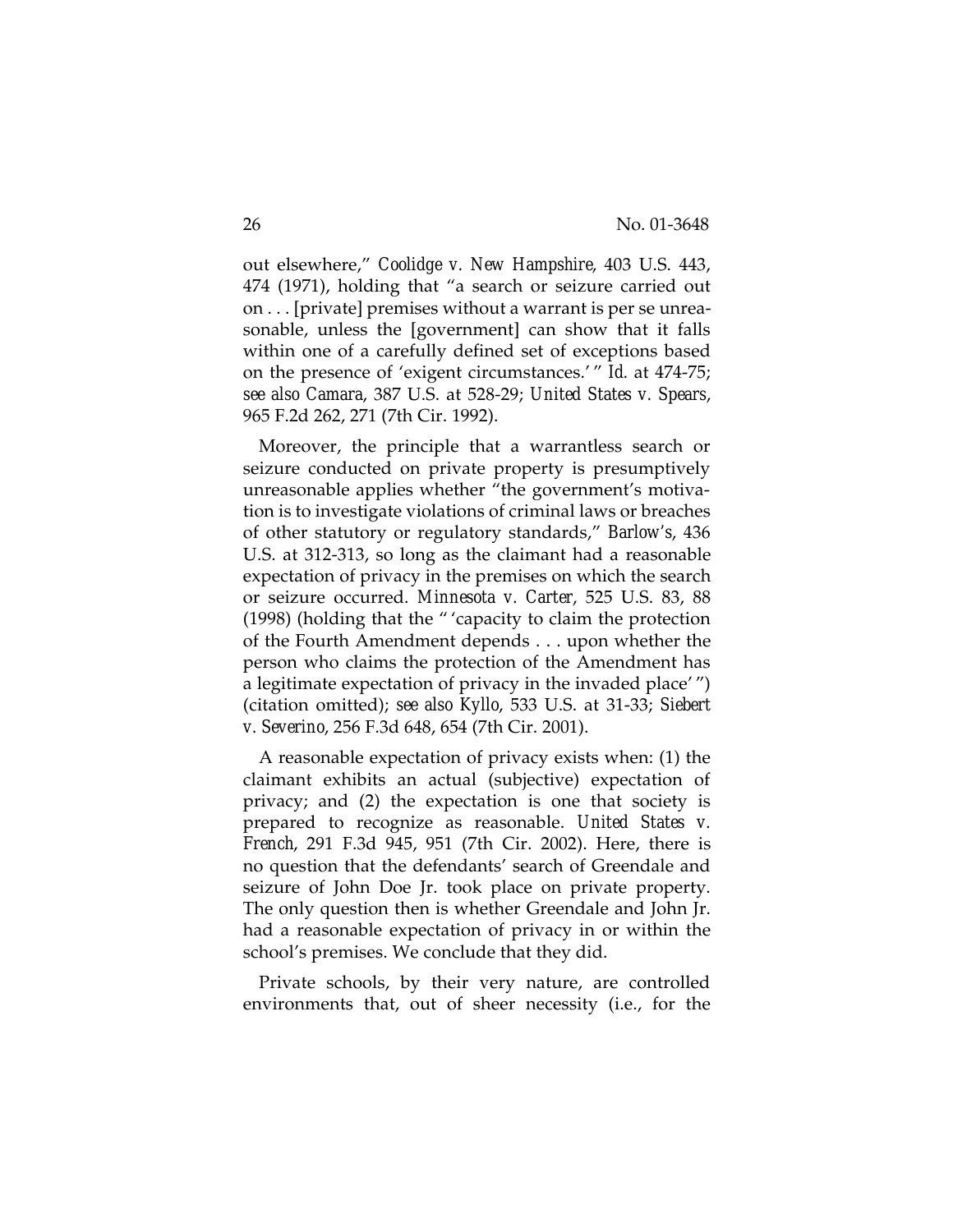out elsewhere," *Coolidge v. New Hampshire*, 403 U.S. 443, 474 (1971), holding that "a search or seizure carried out on . . . [private] premises without a warrant is per se unreasonable, unless the [government] can show that it falls within one of a carefully defined set of exceptions based on the presence of 'exigent circumstances.'" *Id.* at 474-75; *see also Camara*, 387 U.S. at 528-29; *United States v. Spears*, 965 F.2d 262, 271 (7th Cir. 1992).

Moreover, the principle that a warrantless search or seizure conducted on private property is presumptively unreasonable applies whether "the government's motivation is to investigate violations of criminal laws or breaches of other statutory or regulatory standards," *Barlow's*, 436 U.S. at 312-313, so long as the claimant had a reasonable expectation of privacy in the premises on which the search or seizure occurred. *Minnesota v. Carter*, 525 U.S. 83, 88 (1998) (holding that the "'capacity to claim the protection of the Fourth Amendment depends . . . upon whether the person who claims the protection of the Amendment has a legitimate expectation of privacy in the invaded place'") (citation omitted); *see also Kyllo*, 533 U.S. at 31-33; *Siebert v. Severino*, 256 F.3d 648, 654 (7th Cir. 2001).

A reasonable expectation of privacy exists when: (1) the claimant exhibits an actual (subjective) expectation of privacy; and (2) the expectation is one that society is prepared to recognize as reasonable. *United States v. French*, 291 F.3d 945, 951 (7th Cir. 2002). Here, there is no question that the defendants' search of Greendale and seizure of John Doe Jr. took place on private property. The only question then is whether Greendale and John Jr. had a reasonable expectation of privacy in or within the school's premises. We conclude that they did.

Private schools, by their very nature, are controlled environments that, out of sheer necessity (i.e., for the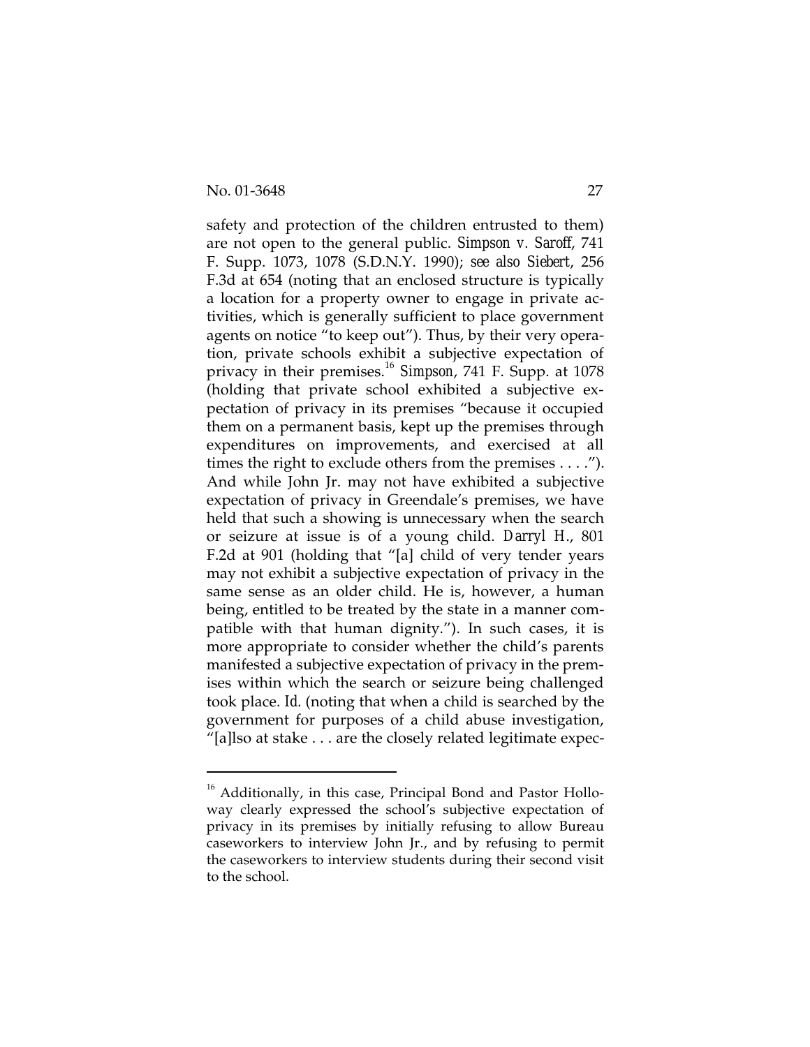safety and protection of the children entrusted to them) are not open to the general public. *Simpson v. Saroff*, 741 F. Supp. 1073, 1078 (S.D.N.Y. 1990); *see also Siebert*, 256 F.3d at 654 (noting that an enclosed structure is typically a location for a property owner to engage in private activities, which is generally sufficient to place government agents on notice "to keep out"). Thus, by their very operation, private schools exhibit a subjective expectation of privacy in their premises.[16] *Simpson*, 741 F. Supp. at 1078 (holding that private school exhibited a subjective expectation of privacy in its premises "because it occupied them on a permanent basis, kept up the premises through expenditures on improvements, and exercised at all times the right to exclude others from the premises . . . ."). And while John Jr. may not have exhibited a subjective expectation of privacy in Greendale's premises, we have held that such a showing is unnecessary when the search or seizure at issue is of a young child. *Darryl H.*, 801 F.2d at 901 (holding that "[a] child of very tender years may not exhibit a subjective expectation of privacy in the same sense as an older child. He is, however, a human being, entitled to be treated by the state in a manner compatible with that human dignity."). In such cases, it is more appropriate to consider whether the child's parents manifested a subjective expectation of privacy in the premises within which the search or seizure being challenged took place. *Id.* (noting that when a child is searched by the government for purposes of a child abuse investigation, "[a]lso at stake . . . are the closely related legitimate expec-

---

[16] Additionally, in this case, Principal Bond and Pastor Holloway clearly expressed the school's subjective expectation of privacy in its premises by initially refusing to allow Bureau caseworkers to interview John Jr., and by refusing to permit the caseworkers to interview students during their second visit to the school.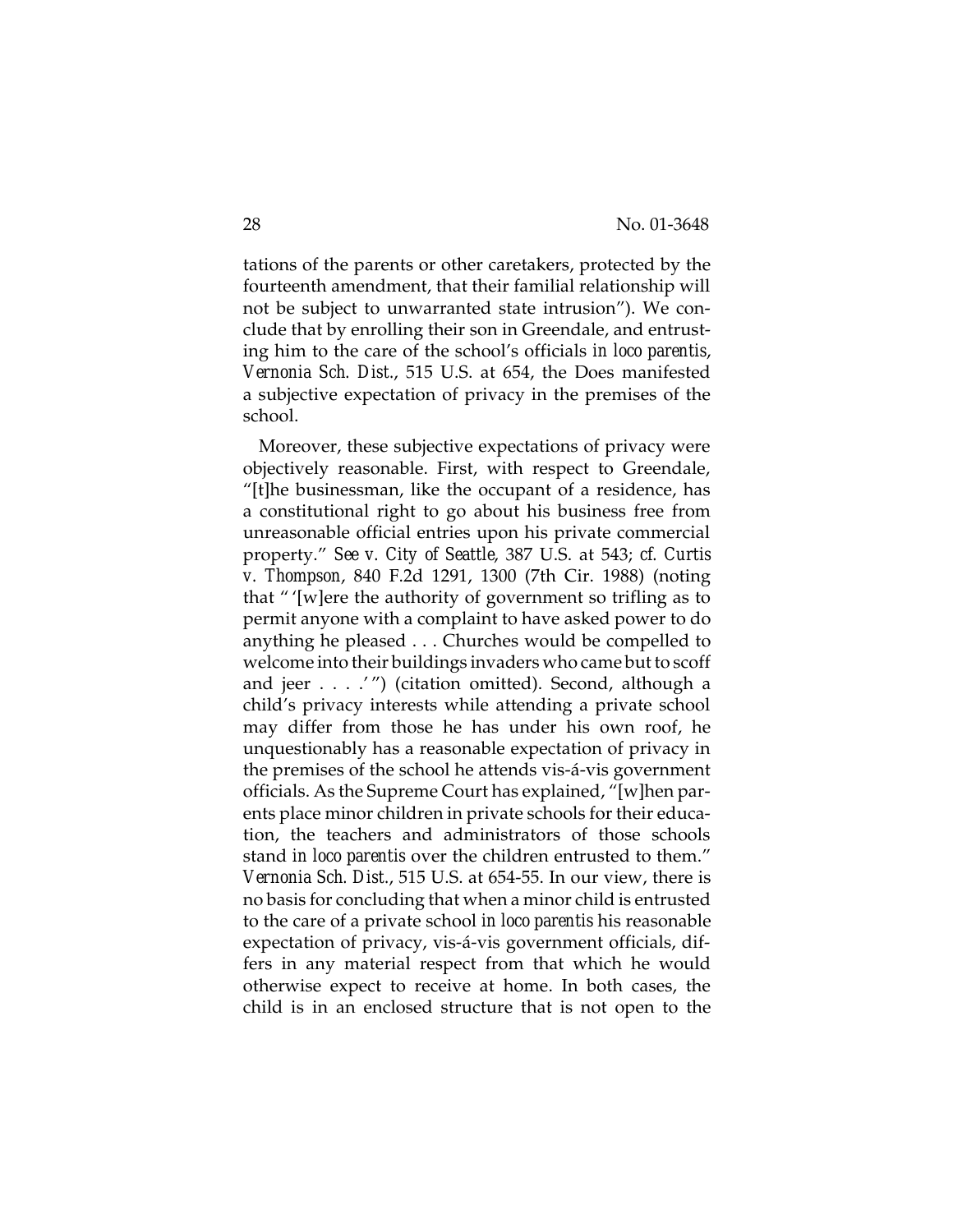tations of the parents or other caretakers, protected by the fourteenth amendment, that their familial relationship will not be subject to unwarranted state intrusion"). We conclude that by enrolling their son in Greendale, and entrusting him to the care of the school's officials *in loco parentis*, *Vernonia Sch. Dist.*, 515 U.S. at 654, the Does manifested a subjective expectation of privacy in the premises of the school.

Moreover, these subjective expectations of privacy were objectively reasonable. First, with respect to Greendale, "[t]he businessman, like the occupant of a residence, has a constitutional right to go about his business free from unreasonable official entries upon his private commercial property." *See v. City of Seattle*, 387 U.S. at 543; *cf. Curtis v. Thompson*, 840 F.2d 1291, 1300 (7th Cir. 1988) (noting that " '[w]ere the authority of government so trifling as to permit anyone with a complaint to have asked power to do anything he pleased . . . Churches would be compelled to welcome into their buildings invaders who came but to scoff and jeer . . . .' ") (citation omitted). Second, although a child's privacy interests while attending a private school may differ from those he has under his own roof, he unquestionably has a reasonable expectation of privacy in the premises of the school he attends vis-á-vis government officials. As the Supreme Court has explained, "[w]hen parents place minor children in private schools for their education, the teachers and administrators of those schools stand *in loco parentis* over the children entrusted to them." *Vernonia Sch. Dist.*, 515 U.S. at 654-55. In our view, there is no basis for concluding that when a minor child is entrusted to the care of a private school *in loco parentis* his reasonable expectation of privacy, vis-á-vis government officials, differs in any material respect from that which he would otherwise expect to receive at home. In both cases, the child is in an enclosed structure that is not open to the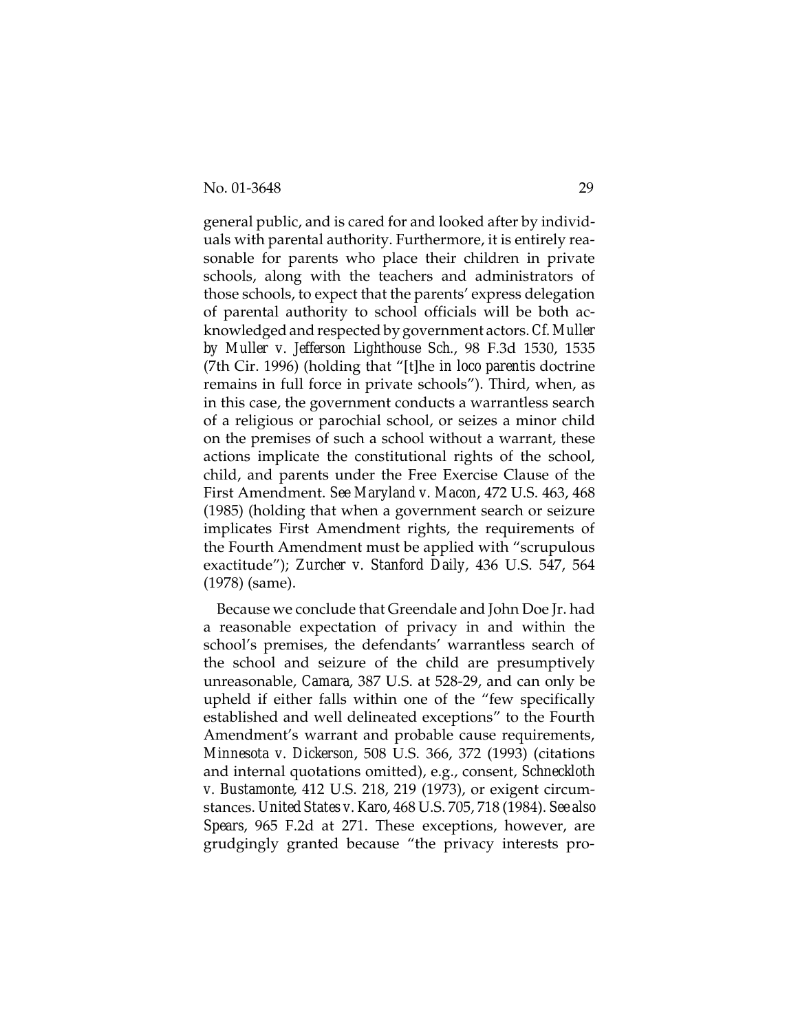general public, and is cared for and looked after by individuals with parental authority. Furthermore, it is entirely reasonable for parents who place their children in private schools, along with the teachers and administrators of those schools, to expect that the parents' express delegation of parental authority to school officials will be both acknowledged and respected by government actors. *Cf. Muller by Muller v. Jefferson Lighthouse Sch.*, 98 F.3d 1530, 1535 (7th Cir. 1996) (holding that "[t]he *in loco parentis* doctrine remains in full force in private schools"). Third, when, as in this case, the government conducts a warrantless search of a religious or parochial school, or seizes a minor child on the premises of such a school without a warrant, these actions implicate the constitutional rights of the school, child, and parents under the Free Exercise Clause of the First Amendment. *See Maryland v. Macon*, 472 U.S. 463, 468 (1985) (holding that when a government search or seizure implicates First Amendment rights, the requirements of the Fourth Amendment must be applied with "scrupulous exactitude"); *Zurcher v. Stanford Daily*, 436 U.S. 547, 564 (1978) (same).

Because we conclude that Greendale and John Doe Jr. had a reasonable expectation of privacy in and within the school's premises, the defendants' warrantless search of the school and seizure of the child are presumptively unreasonable, *Camara*, 387 U.S. at 528-29, and can only be upheld if either falls within one of the "few specifically established and well delineated exceptions" to the Fourth Amendment's warrant and probable cause requirements, *Minnesota v. Dickerson*, 508 U.S. 366, 372 (1993) (citations and internal quotations omitted), e.g., consent, *Schneckloth v. Bustamonte*, 412 U.S. 218, 219 (1973), or exigent circumstances. *United States v. Karo*, 468 U.S. 705, 718 (1984). *See also Spears*, 965 F.2d at 271. These exceptions, however, are grudgingly granted because "the privacy interests pro-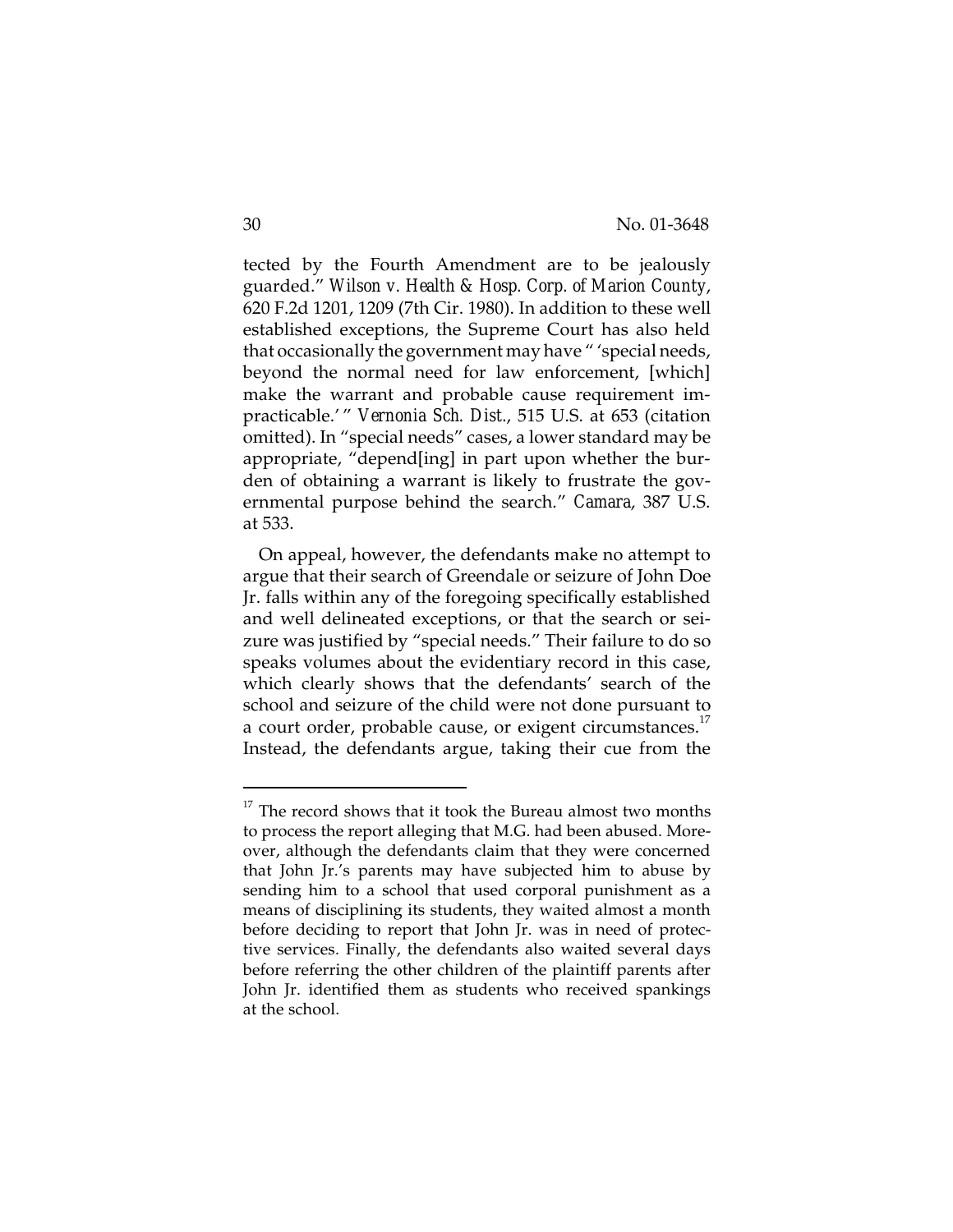tected by the Fourth Amendment are to be jealously guarded." *Wilson v. Health & Hosp. Corp. of Marion County*, 620 F.2d 1201, 1209 (7th Cir. 1980). In addition to these well established exceptions, the Supreme Court has also held that occasionally the government may have " 'special needs, beyond the normal need for law enforcement, [which] make the warrant and probable cause requirement impracticable.' " *Vernonia Sch. Dist.*, 515 U.S. at 653 (citation omitted). In "special needs" cases, a lower standard may be appropriate, "depend[ing] in part upon whether the burden of obtaining a warrant is likely to frustrate the governmental purpose behind the search." *Camara*, 387 U.S. at 533.

On appeal, however, the defendants make no attempt to argue that their search of Greendale or seizure of John Doe Jr. falls within any of the foregoing specifically established and well delineated exceptions, or that the search or seizure was justified by "special needs." Their failure to do so speaks volumes about the evidentiary record in this case, which clearly shows that the defendants' search of the school and seizure of the child were not done pursuant to a court order, probable cause, or exigent circumstances.[17] Instead, the defendants argue, taking their cue from the

---

[17] The record shows that it took the Bureau almost two months to process the report alleging that M.G. had been abused. Moreover, although the defendants claim that they were concerned that John Jr.'s parents may have subjected him to abuse by sending him to a school that used corporal punishment as a means of disciplining its students, they waited almost a month before deciding to report that John Jr. was in need of protective services. Finally, the defendants also waited several days before referring the other children of the plaintiff parents after John Jr. identified them as students who received spankings at the school.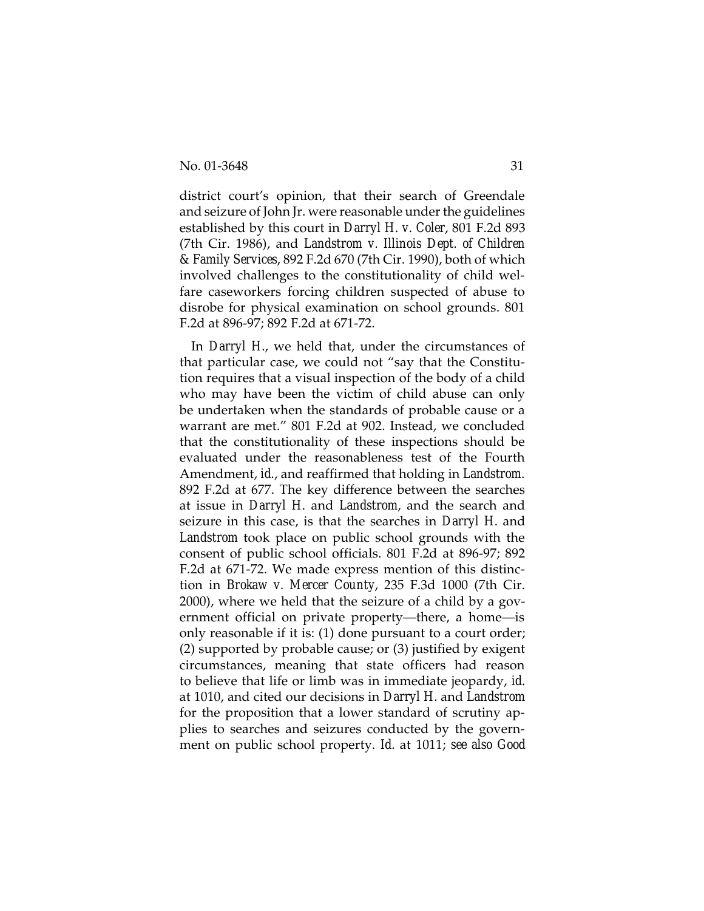district court's opinion, that their search of Greendale and seizure of John Jr. were reasonable under the guidelines established by this court in *Darryl H. v. Coler*, 801 F.2d 893 (7th Cir. 1986), and *Landstrom v. Illinois Dept. of Children & Family Services*, 892 F.2d 670 (7th Cir. 1990), both of which involved challenges to the constitutionality of child welfare caseworkers forcing children suspected of abuse to disrobe for physical examination on school grounds. 801 F.2d at 896-97; 892 F.2d at 671-72.

In *Darryl H.*, we held that, under the circumstances of that particular case, we could not "say that the Constitution requires that a visual inspection of the body of a child who may have been the victim of child abuse can only be undertaken when the standards of probable cause or a warrant are met." 801 F.2d at 902. Instead, we concluded that the constitutionality of these inspections should be evaluated under the reasonableness test of the Fourth Amendment, *id.*, and reaffirmed that holding in *Landstrom*. 892 F.2d at 677. The key difference between the searches at issue in *Darryl H.* and *Landstrom*, and the search and seizure in this case, is that the searches in *Darryl H.* and *Landstrom* took place on public school grounds with the consent of public school officials. 801 F.2d at 896-97; 892 F.2d at 671-72. We made express mention of this distinction in *Brokaw v. Mercer County*, 235 F.3d 1000 (7th Cir. 2000), where we held that the seizure of a child by a government official on private property—there, a home—is only reasonable if it is: (1) done pursuant to a court order; (2) supported by probable cause; or (3) justified by exigent circumstances, meaning that state officers had reason to believe that life or limb was in immediate jeopardy, *id.* at 1010, and cited our decisions in *Darryl H.* and *Landstrom* for the proposition that a lower standard of scrutiny applies to searches and seizures conducted by the government on public school property. *Id.* at 1011; *see also Good*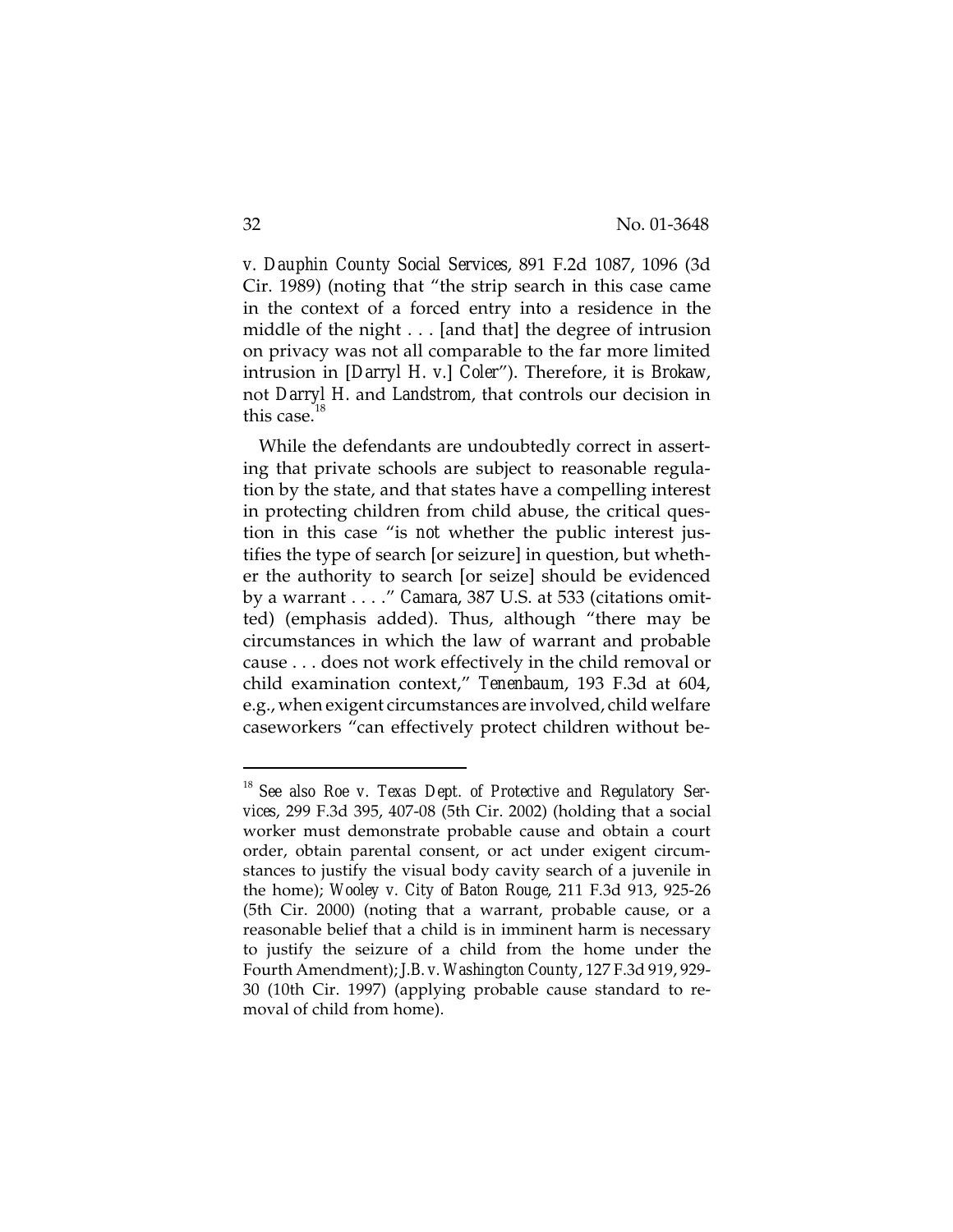*v. Dauphin County Social Services*, 891 F.2d 1087, 1096 (3d Cir. 1989) (noting that "the strip search in this case came in the context of a forced entry into a residence in the middle of the night . . . [and that] the degree of intrusion on privacy was not all comparable to the far more limited intrusion in [*Darryl H. v.*] *Coler*"). Therefore, it is *Brokaw*, not *Darryl H.* and *Landstrom*, that controls our decision in this case.[18]

While the defendants are undoubtedly correct in asserting that private schools are subject to reasonable regulation by the state, and that states have a compelling interest in protecting children from child abuse, the critical question in this case "is *not* whether the public interest justifies the type of search [or seizure] in question, but whether the authority to search [or seize] should be evidenced by a warrant . . . ." *Camara*, 387 U.S. at 533 (citations omitted) (emphasis added). Thus, although "there may be circumstances in which the law of warrant and probable cause . . . does not work effectively in the child removal or child examination context," *Tenenbaum*, 193 F.3d at 604, e.g., when exigent circumstances are involved, child welfare caseworkers "can effectively protect children without be-

---

[18] *See also Roe v. Texas Dept. of Protective and Regulatory Services*, 299 F.3d 395, 407-08 (5th Cir. 2002) (holding that a social worker must demonstrate probable cause and obtain a court order, obtain parental consent, or act under exigent circumstances to justify the visual body cavity search of a juvenile in the home); *Wooley v. City of Baton Rouge*, 211 F.3d 913, 925-26 (5th Cir. 2000) (noting that a warrant, probable cause, or a reasonable belief that a child is in imminent harm is necessary to justify the seizure of a child from the home under the Fourth Amendment); *J.B. v. Washington County*, 127 F.3d 919, 929-30 (10th Cir. 1997) (applying probable cause standard to removal of child from home).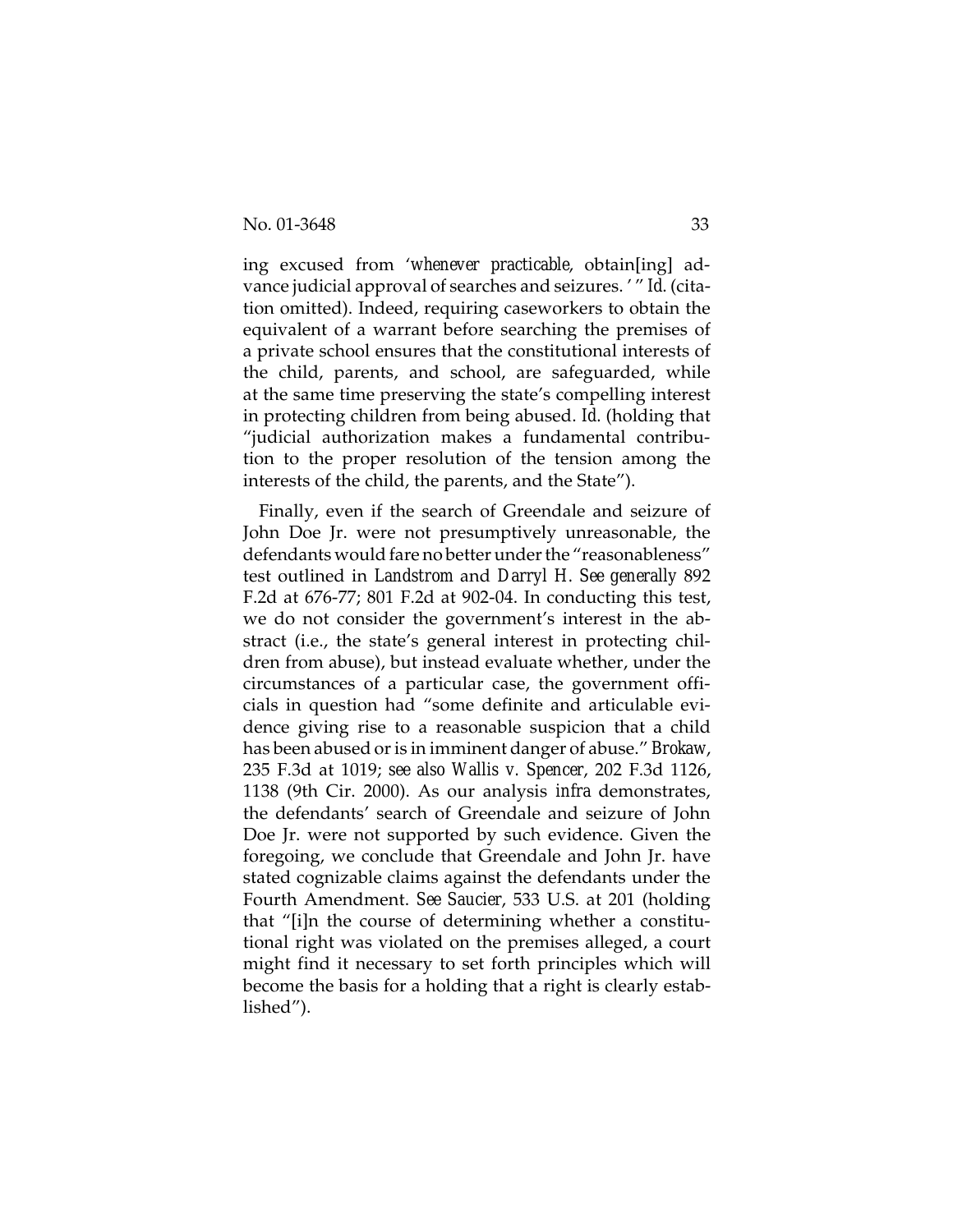ing excused from '*whenever practicable*, obtain[ing] advance judicial approval of searches and seizures. ' " *Id.* (citation omitted). Indeed, requiring caseworkers to obtain the equivalent of a warrant before searching the premises of a private school ensures that the constitutional interests of the child, parents, and school, are safeguarded, while at the same time preserving the state's compelling interest in protecting children from being abused. *Id.* (holding that "judicial authorization makes a fundamental contribution to the proper resolution of the tension among the interests of the child, the parents, and the State").

Finally, even if the search of Greendale and seizure of John Doe Jr. were not presumptively unreasonable, the defendants would fare no better under the "reasonableness" test outlined in *Landstrom* and *Darryl H. See generally* 892 F.2d at 676-77; 801 F.2d at 902-04. In conducting this test, we do not consider the government's interest in the abstract (i.e., the state's general interest in protecting children from abuse), but instead evaluate whether, under the circumstances of a particular case, the government officials in question had "some definite and articulable evidence giving rise to a reasonable suspicion that a child has been abused or is in imminent danger of abuse." *Brokaw*, 235 F.3d at 1019; *see also Wallis v. Spencer*, 202 F.3d 1126, 1138 (9th Cir. 2000). As our analysis *infra* demonstrates, the defendants' search of Greendale and seizure of John Doe Jr. were not supported by such evidence. Given the foregoing, we conclude that Greendale and John Jr. have stated cognizable claims against the defendants under the Fourth Amendment. *See Saucier*, 533 U.S. at 201 (holding that "[i]n the course of determining whether a constitutional right was violated on the premises alleged, a court might find it necessary to set forth principles which will become the basis for a holding that a right is clearly established").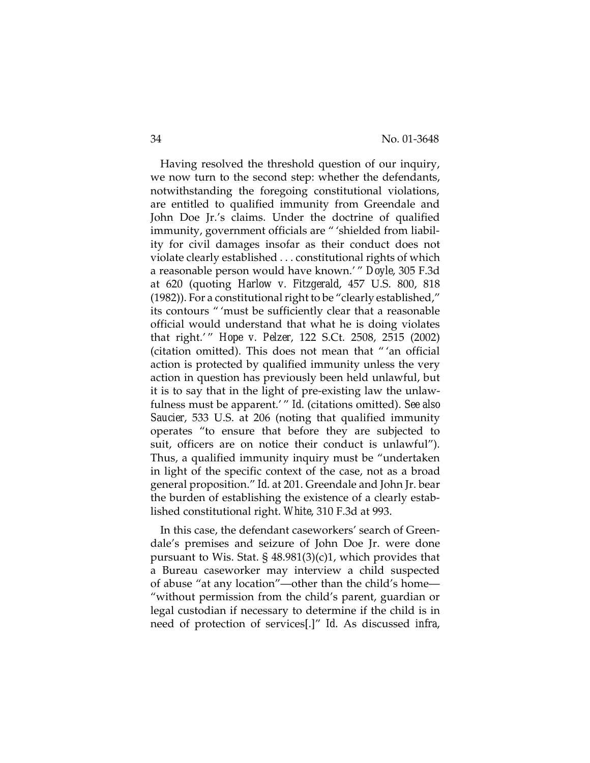Having resolved the threshold question of our inquiry, we now turn to the second step: whether the defendants, notwithstanding the foregoing constitutional violations, are entitled to qualified immunity from Greendale and John Doe Jr.'s claims. Under the doctrine of qualified immunity, government officials are " 'shielded from liability for civil damages insofar as their conduct does not violate clearly established . . . constitutional rights of which a reasonable person would have known.' " *Doyle*, 305 F.3d at 620 (quoting *Harlow v. Fitzgerald*, 457 U.S. 800, 818 (1982)). For a constitutional right to be "clearly established," its contours " 'must be sufficiently clear that a reasonable official would understand that what he is doing violates that right.' " *Hope v. Pelzer*, 122 S.Ct. 2508, 2515 (2002) (citation omitted). This does not mean that " 'an official action is protected by qualified immunity unless the very action in question has previously been held unlawful, but it is to say that in the light of pre-existing law the unlawfulness must be apparent.' " *Id.* (citations omitted). *See also Saucier*, 533 U.S. at 206 (noting that qualified immunity operates "to ensure that before they are subjected to suit, officers are on notice their conduct is unlawful"). Thus, a qualified immunity inquiry must be "undertaken in light of the specific context of the case, not as a broad general proposition." *Id.* at 201. Greendale and John Jr. bear the burden of establishing the existence of a clearly established constitutional right. *White*, 310 F.3d at 993.

In this case, the defendant caseworkers' search of Greendale's premises and seizure of John Doe Jr. were done pursuant to Wis. Stat. § 48.981(3)(c)1, which provides that a Bureau caseworker may interview a child suspected of abuse "at any location"—other than the child's home—"without permission from the child's parent, guardian or legal custodian if necessary to determine if the child is in need of protection of services[.]" *Id.* As discussed *infra*,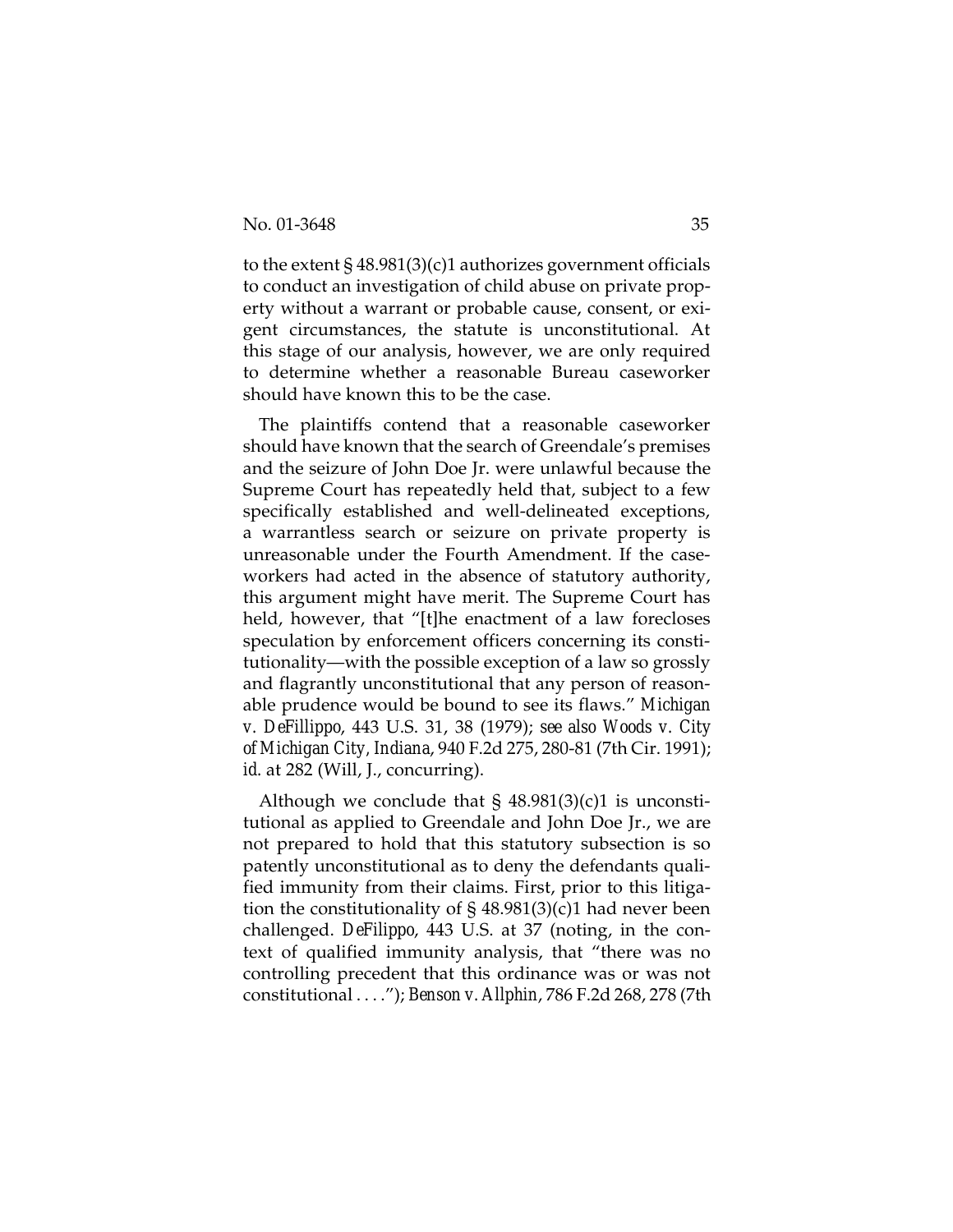to the extent § 48.981(3)(c)1 authorizes government officials to conduct an investigation of child abuse on private property without a warrant or probable cause, consent, or exigent circumstances, the statute is unconstitutional. At this stage of our analysis, however, we are only required to determine whether a reasonable Bureau caseworker should have known this to be the case.

The plaintiffs contend that a reasonable caseworker should have known that the search of Greendale's premises and the seizure of John Doe Jr. were unlawful because the Supreme Court has repeatedly held that, subject to a few specifically established and well-delineated exceptions, a warrantless search or seizure on private property is unreasonable under the Fourth Amendment. If the caseworkers had acted in the absence of statutory authority, this argument might have merit. The Supreme Court has held, however, that "[t]he enactment of a law forecloses speculation by enforcement officers concerning its constitutionality—with the possible exception of a law so grossly and flagrantly unconstitutional that any person of reasonable prudence would be bound to see its flaws." *Michigan v. DeFillippo*, 443 U.S. 31, 38 (1979); *see also Woods v. City of Michigan City, Indiana*, 940 F.2d 275, 280-81 (7th Cir. 1991); *id.* at 282 (Will, J., concurring).

Although we conclude that § 48.981(3)(c)1 is unconstitutional as applied to Greendale and John Doe Jr., we are not prepared to hold that this statutory subsection is so patently unconstitutional as to deny the defendants qualified immunity from their claims. First, prior to this litigation the constitutionality of § 48.981(3)(c)1 had never been challenged. *DeFilippo*, 443 U.S. at 37 (noting, in the context of qualified immunity analysis, that "there was no controlling precedent that this ordinance was or was not constitutional . . . ."); *Benson v. Allphin*, 786 F.2d 268, 278 (7th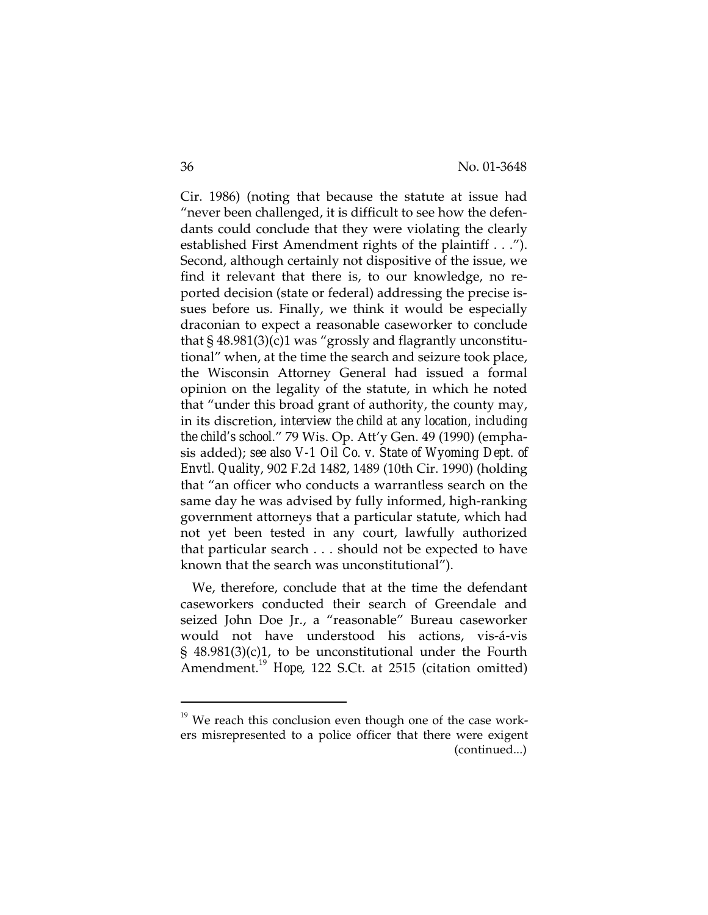Cir. 1986) (noting that because the statute at issue had "never been challenged, it is difficult to see how the defendants could conclude that they were violating the clearly established First Amendment rights of the plaintiff . . ."). Second, although certainly not dispositive of the issue, we find it relevant that there is, to our knowledge, no reported decision (state or federal) addressing the precise issues before us. Finally, we think it would be especially draconian to expect a reasonable caseworker to conclude that § 48.981(3)(c)1 was "grossly and flagrantly unconstitutional" when, at the time the search and seizure took place, the Wisconsin Attorney General had issued a formal opinion on the legality of the statute, in which he noted that "under this broad grant of authority, the county may, in its discretion, *interview the child at any location, including the child's school*." 79 Wis. Op. Att'y Gen. 49 (1990) (emphasis added); *see also V-1 Oil Co. v. State of Wyoming Dept. of Envtl. Quality*, 902 F.2d 1482, 1489 (10th Cir. 1990) (holding that "an officer who conducts a warrantless search on the same day he was advised by fully informed, high-ranking government attorneys that a particular statute, which had not yet been tested in any court, lawfully authorized that particular search . . . should not be expected to have known that the search was unconstitutional").

We, therefore, conclude that at the time the defendant caseworkers conducted their search of Greendale and seized John Doe Jr., a "reasonable" Bureau caseworker would not have understood his actions, vis-á-vis § 48.981(3)(c)1, to be unconstitutional under the Fourth Amendment.[19] *Hope*, 122 S.Ct. at 2515 (citation omitted)

---

[19] We reach this conclusion even though one of the case workers misrepresented to a police officer that there were exigent (continued...)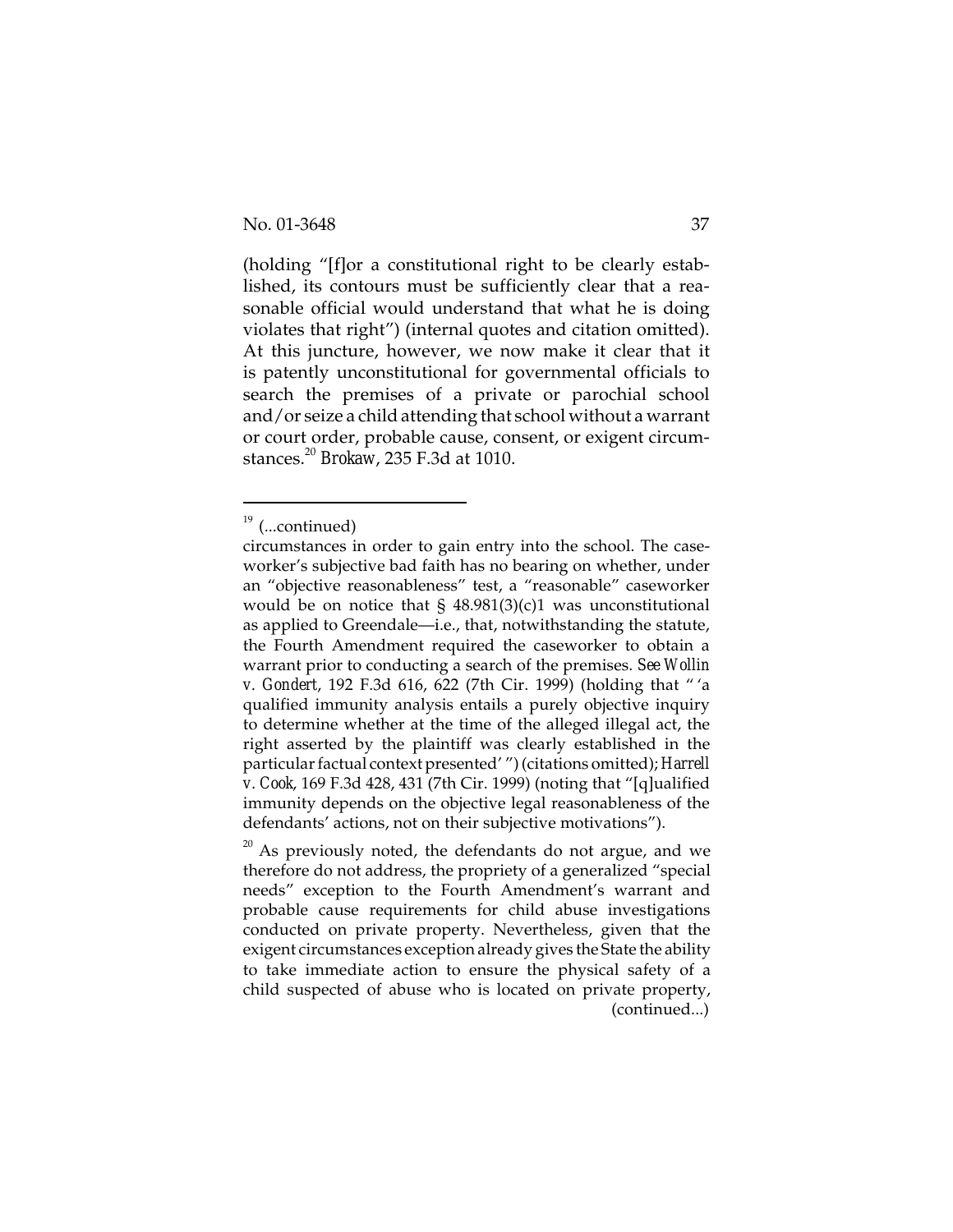(holding "[f]or a constitutional right to be clearly established, its contours must be sufficiently clear that a reasonable official would understand that what he is doing violates that right") (internal quotes and citation omitted). At this juncture, however, we now make it clear that it is patently unconstitutional for governmental officials to search the premises of a private or parochial school and/or seize a child attending that school without a warrant or court order, probable cause, consent, or exigent circumstances.[20] *Brokaw*, 235 F.3d at 1010.

---

[19] (...continued)

circumstances in order to gain entry into the school. The caseworker's subjective bad faith has no bearing on whether, under an "objective reasonableness" test, a "reasonable" caseworker would be on notice that § 48.981(3)(c)1 was unconstitutional as applied to Greendale—i.e., that, notwithstanding the statute, the Fourth Amendment required the caseworker to obtain a warrant prior to conducting a search of the premises. *See Wollin v. Gondert*, 192 F.3d 616, 622 (7th Cir. 1999) (holding that " 'a qualified immunity analysis entails a purely objective inquiry to determine whether at the time of the alleged illegal act, the right asserted by the plaintiff was clearly established in the particular factual context presented' ") (citations omitted); *Harrell v. Cook*, 169 F.3d 428, 431 (7th Cir. 1999) (noting that "[q]ualified immunity depends on the objective legal reasonableness of the defendants' actions, not on their subjective motivations").

[20] As previously noted, the defendants do not argue, and we therefore do not address, the propriety of a generalized "special needs" exception to the Fourth Amendment's warrant and probable cause requirements for child abuse investigations conducted on private property. Nevertheless, given that the exigent circumstances exception already gives the State the ability to take immediate action to ensure the physical safety of a child suspected of abuse who is located on private property, (continued...)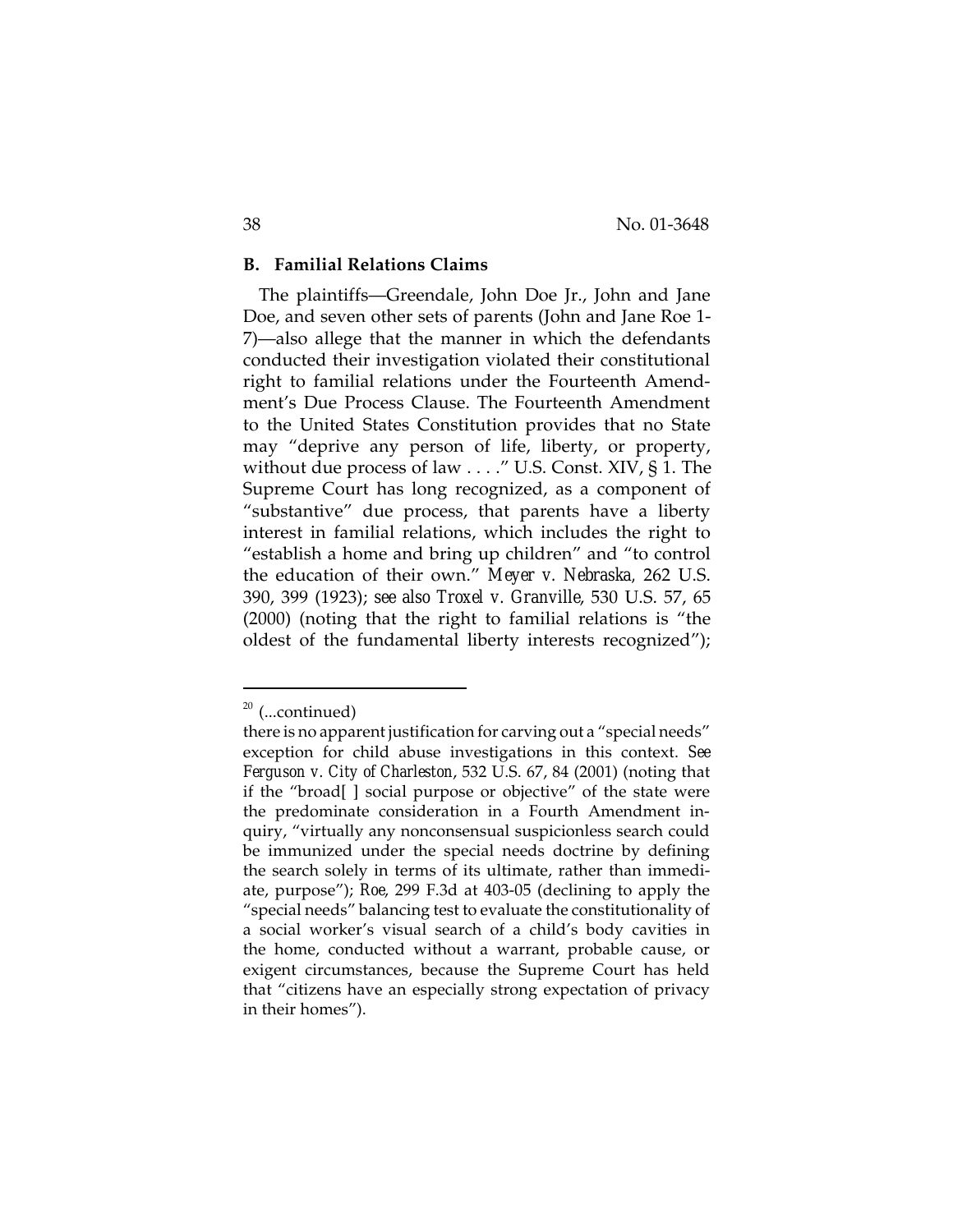### B. Familial Relations Claims

The plaintiffs—Greendale, John Doe Jr., John and Jane Doe, and seven other sets of parents (John and Jane Roe 1-7)—also allege that the manner in which the defendants conducted their investigation violated their constitutional right to familial relations under the Fourteenth Amendment's Due Process Clause. The Fourteenth Amendment to the United States Constitution provides that no State may "deprive any person of life, liberty, or property, without due process of law . . . ." U.S. Const. XIV, § 1. The Supreme Court has long recognized, as a component of "substantive" due process, that parents have a liberty interest in familial relations, which includes the right to "establish a home and bring up children" and "to control the education of their own." *Meyer v. Nebraska*, 262 U.S. 390, 399 (1923); *see also Troxel v. Granville*, 530 U.S. 57, 65 (2000) (noting that the right to familial relations is "the oldest of the fundamental liberty interests recognized");

---

[20] (...continued)

there is no apparent justification for carving out a "special needs" exception for child abuse investigations in this context. *See Ferguson v. City of Charleston*, 532 U.S. 67, 84 (2001) (noting that if the "broad[ ] social purpose or objective" of the state were the predominate consideration in a Fourth Amendment inquiry, "virtually any nonconsensual suspicionless search could be immunized under the special needs doctrine by defining the search solely in terms of its ultimate, rather than immediate, purpose"); *Roe*, 299 F.3d at 403-05 (declining to apply the "special needs" balancing test to evaluate the constitutionality of a social worker's visual search of a child's body cavities in the home, conducted without a warrant, probable cause, or exigent circumstances, because the Supreme Court has held that "citizens have an especially strong expectation of privacy in their homes").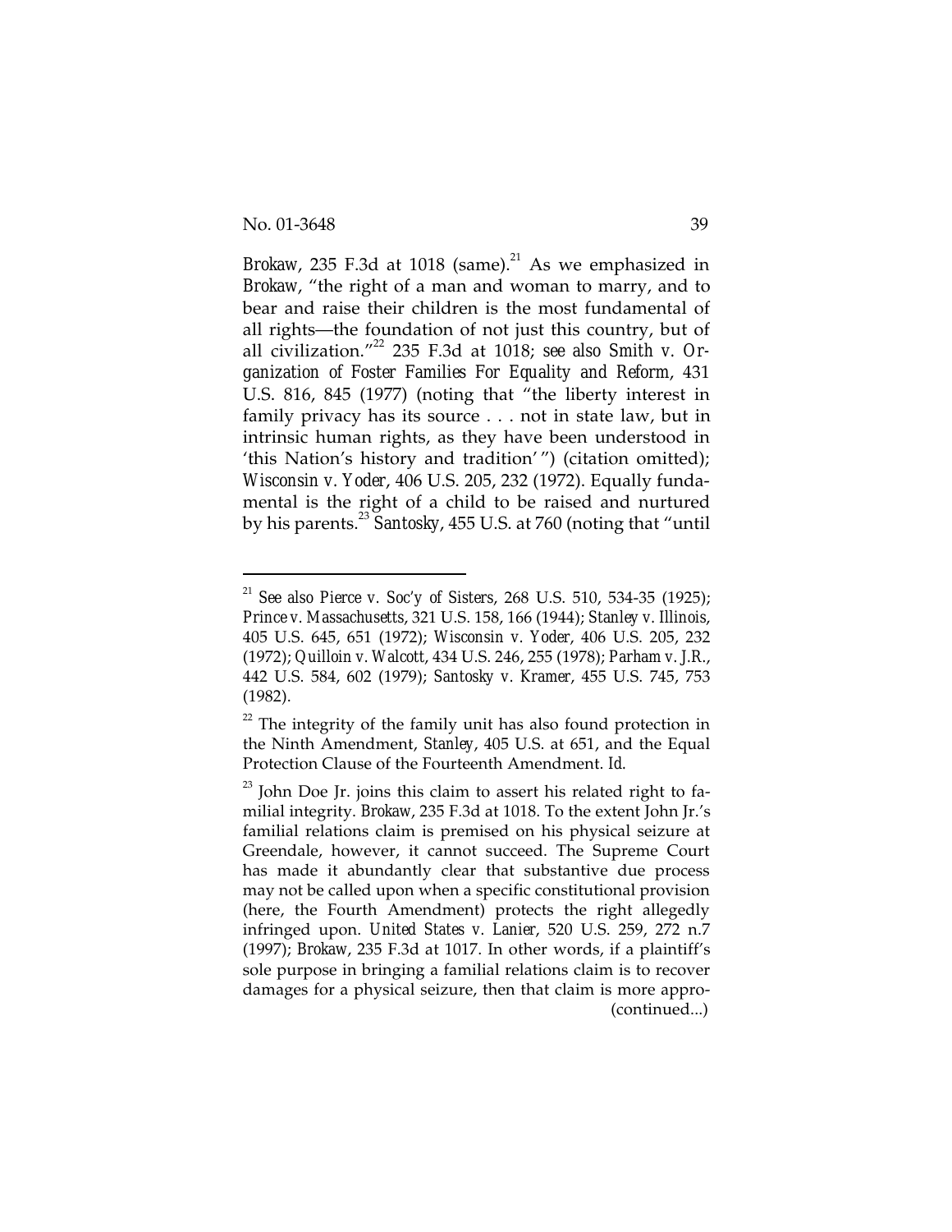*Brokaw*, 235 F.3d at 1018 (same).[21] As we emphasized in *Brokaw*, "the right of a man and woman to marry, and to bear and raise their children is the most fundamental of all rights—the foundation of not just this country, but of all civilization."[22] 235 F.3d at 1018; *see also Smith v. Organization of Foster Families For Equality and Reform*, 431 U.S. 816, 845 (1977) (noting that "the liberty interest in family privacy has its source . . . not in state law, but in intrinsic human rights, as they have been understood in 'this Nation's history and tradition'") (citation omitted); *Wisconsin v. Yoder*, 406 U.S. 205, 232 (1972). Equally fundamental is the right of a child to be raised and nurtured by his parents.[23] *Santosky*, 455 U.S. at 760 (noting that "until

---

[21] *See also Pierce v. Soc'y of Sisters*, 268 U.S. 510, 534-35 (1925); *Prince v. Massachusetts*, 321 U.S. 158, 166 (1944); *Stanley v. Illinois*, 405 U.S. 645, 651 (1972); *Wisconsin v. Yoder*, 406 U.S. 205, 232 (1972); *Quilloin v. Walcott*, 434 U.S. 246, 255 (1978); *Parham v. J.R.*, 442 U.S. 584, 602 (1979); *Santosky v. Kramer*, 455 U.S. 745, 753 (1982).

[22] The integrity of the family unit has also found protection in the Ninth Amendment, *Stanley*, 405 U.S. at 651, and the Equal Protection Clause of the Fourteenth Amendment. *Id.*

[23] John Doe Jr. joins this claim to assert his related right to familial integrity. *Brokaw*, 235 F.3d at 1018. To the extent John Jr.'s familial relations claim is premised on his physical seizure at Greendale, however, it cannot succeed. The Supreme Court has made it abundantly clear that substantive due process may not be called upon when a specific constitutional provision (here, the Fourth Amendment) protects the right allegedly infringed upon. *United States v. Lanier*, 520 U.S. 259, 272 n.7 (1997); *Brokaw*, 235 F.3d at 1017. In other words, if a plaintiff's sole purpose in bringing a familial relations claim is to recover damages for a physical seizure, then that claim is more appro-

(continued...)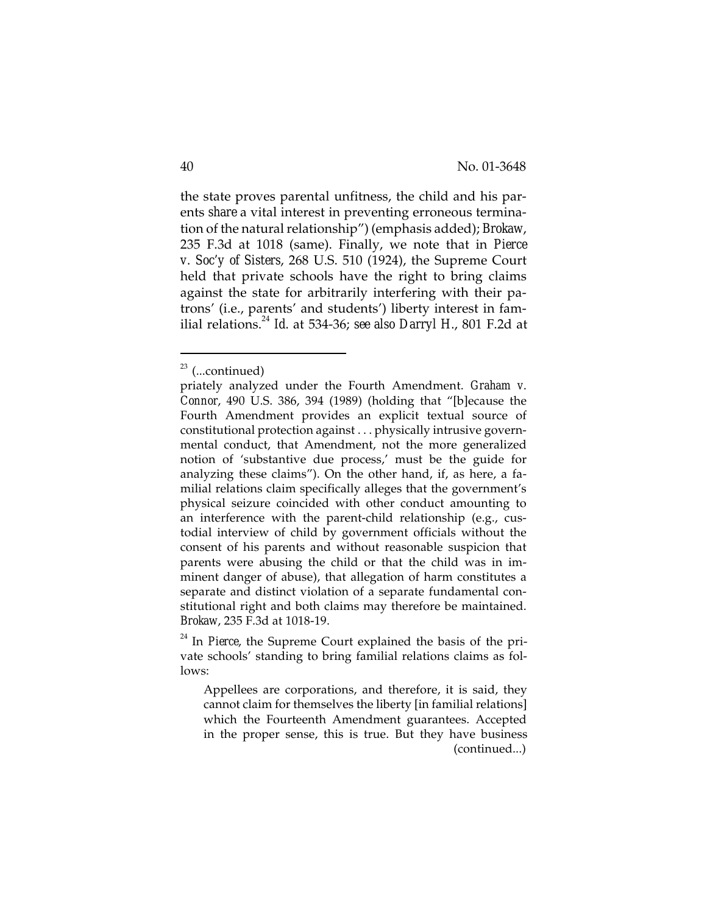the state proves parental unfitness, the child and his parents *share* a vital interest in preventing erroneous termination of the natural relationship") (emphasis added); *Brokaw*, 235 F.3d at 1018 (same). Finally, we note that in *Pierce v. Soc'y of Sisters*, 268 U.S. 510 (1924), the Supreme Court held that private schools have the right to bring claims against the state for arbitrarily interfering with their patrons' (i.e., parents' and students') liberty interest in familial relations.[24] *Id.* at 534-36; *see also Darryl H.*, 801 F.2d at

---

[23] (...continued)

priately analyzed under the Fourth Amendment. *Graham v. Connor*, 490 U.S. 386, 394 (1989) (holding that "[b]ecause the Fourth Amendment provides an explicit textual source of constitutional protection against . . . physically intrusive governmental conduct, that Amendment, not the more generalized notion of 'substantive due process,' must be the guide for analyzing these claims"). On the other hand, if, as here, a familial relations claim specifically alleges that the government's physical seizure coincided with other conduct amounting to an interference with the parent-child relationship (e.g., custodial interview of child by government officials without the consent of his parents and without reasonable suspicion that parents were abusing the child or that the child was in imminent danger of abuse), that allegation of harm constitutes a separate and distinct violation of a separate fundamental constitutional right and both claims may therefore be maintained. *Brokaw*, 235 F.3d at 1018-19.

[24] In *Pierce*, the Supreme Court explained the basis of the private schools' standing to bring familial relations claims as follows:

> Appellees are corporations, and therefore, it is said, they cannot claim for themselves the liberty [in familial relations] which the Fourteenth Amendment guarantees. Accepted in the proper sense, this is true. But they have business

(continued...)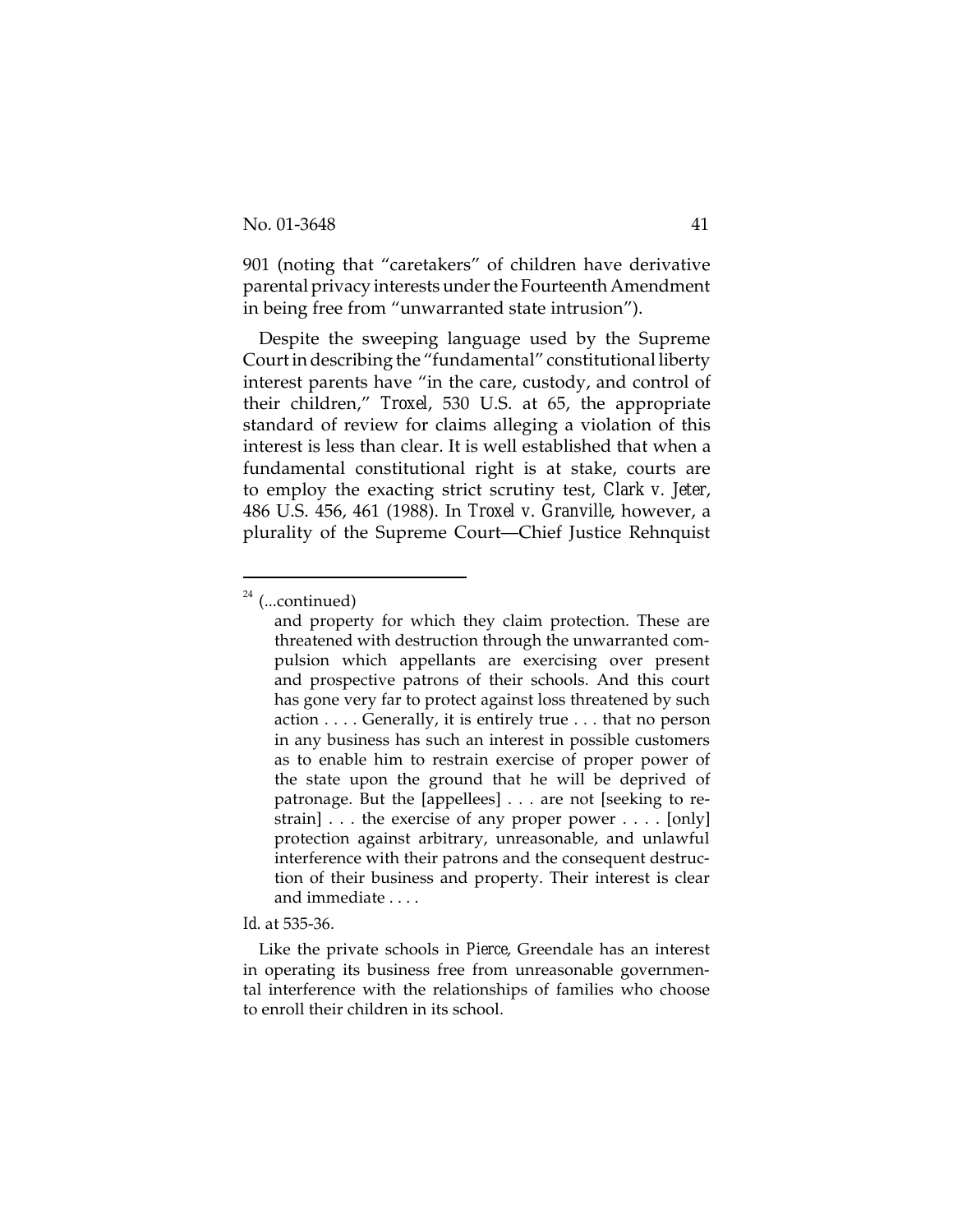901 (noting that "caretakers" of children have derivative parental privacy interests under the Fourteenth Amendment in being free from "unwarranted state intrusion").

Despite the sweeping language used by the Supreme Court in describing the "fundamental" constitutional liberty interest parents have "in the care, custody, and control of their children," *Troxel*, 530 U.S. at 65, the appropriate standard of review for claims alleging a violation of this interest is less than clear. It is well established that when a fundamental constitutional right is at stake, courts are to employ the exacting strict scrutiny test, *Clark v. Jeter*, 486 U.S. 456, 461 (1988). In *Troxel v. Granville*, however, a plurality of the Supreme Court—Chief Justice Rehnquist

---

[24] (...continued)

> and property for which they claim protection. These are threatened with destruction through the unwarranted compulsion which appellants are exercising over present and prospective patrons of their schools. And this court has gone very far to protect against loss threatened by such action . . . . Generally, it is entirely true . . . that no person in any business has such an interest in possible customers as to enable him to restrain exercise of proper power of the state upon the ground that he will be deprived of patronage. But the [appellees] . . . are not [seeking to restrain] . . . the exercise of any proper power . . . . [only] protection against arbitrary, unreasonable, and unlawful interference with their patrons and the consequent destruction of their business and property. Their interest is clear and immediate . . . .

*Id.* at 535-36.

Like the private schools in *Pierce*, Greendale has an interest in operating its business free from unreasonable governmental interference with the relationships of families who choose to enroll their children in its school.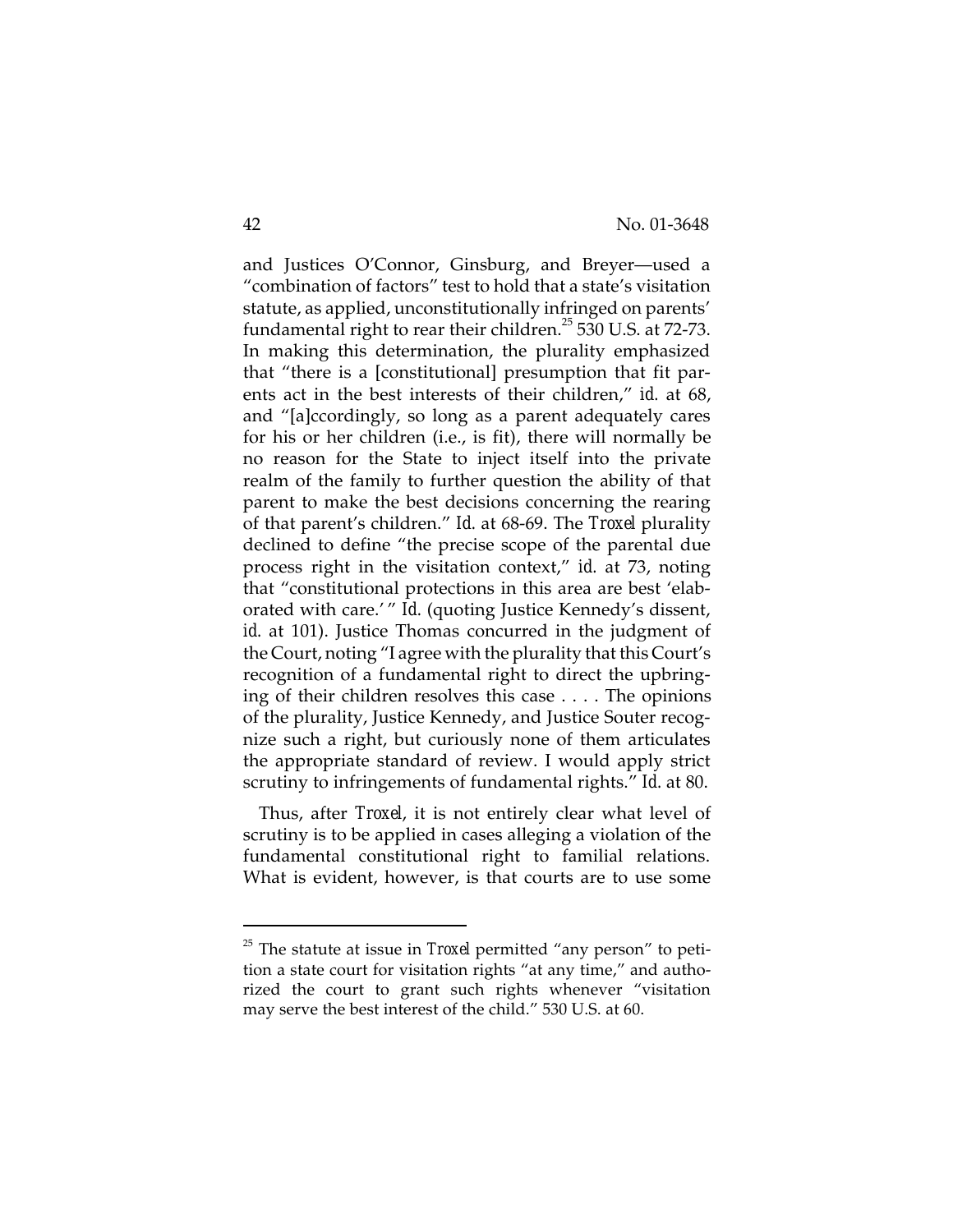and Justices O'Connor, Ginsburg, and Breyer—used a "combination of factors" test to hold that a state's visitation statute, as applied, unconstitutionally infringed on parents' fundamental right to rear their children.[25] 530 U.S. at 72-73. In making this determination, the plurality emphasized that "there is a [constitutional] presumption that fit parents act in the best interests of their children," *id.* at 68, and "[a]ccordingly, so long as a parent adequately cares for his or her children (i.e., is fit), there will normally be no reason for the State to inject itself into the private realm of the family to further question the ability of that parent to make the best decisions concerning the rearing of that parent's children." *Id.* at 68-69. The *Troxel* plurality declined to define "the precise scope of the parental due process right in the visitation context," *id.* at 73, noting that "constitutional protections in this area are best 'elaborated with care.' " *Id.* (quoting Justice Kennedy's dissent, *id.* at 101). Justice Thomas concurred in the judgment of the Court, noting "I agree with the plurality that this Court's recognition of a fundamental right to direct the upbringing of their children resolves this case . . . . The opinions of the plurality, Justice Kennedy, and Justice Souter recognize such a right, but curiously none of them articulates the appropriate standard of review. I would apply strict scrutiny to infringements of fundamental rights." *Id.* at 80.

Thus, after *Troxel*, it is not entirely clear what level of scrutiny is to be applied in cases alleging a violation of the fundamental constitutional right to familial relations. What is evident, however, is that courts are to use some

---

[25] The statute at issue in *Troxel* permitted "any person" to petition a state court for visitation rights "at any time," and authorized the court to grant such rights whenever "visitation may serve the best interest of the child." 530 U.S. at 60.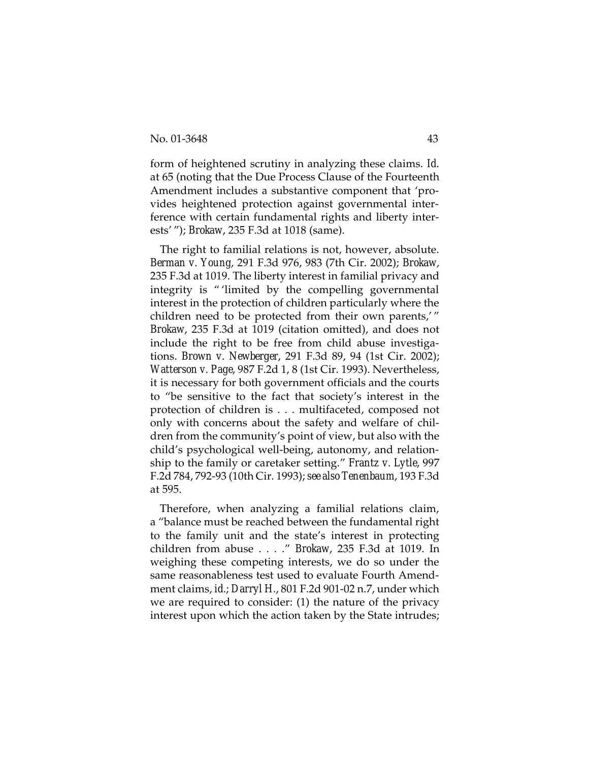form of heightened scrutiny in analyzing these claims. *Id.* at 65 (noting that the Due Process Clause of the Fourteenth Amendment includes a substantive component that 'provides heightened protection against governmental interference with certain fundamental rights and liberty interests' "); *Brokaw*, 235 F.3d at 1018 (same).

The right to familial relations is not, however, absolute. *Berman v. Young*, 291 F.3d 976, 983 (7th Cir. 2002); *Brokaw*, 235 F.3d at 1019. The liberty interest in familial privacy and integrity is " 'limited by the compelling governmental interest in the protection of children particularly where the children need to be protected from their own parents,' " *Brokaw*, 235 F.3d at 1019 (citation omitted), and does not include the right to be free from child abuse investigations. *Brown v. Newberger*, 291 F.3d 89, 94 (1st Cir. 2002); *Watterson v. Page*, 987 F.2d 1, 8 (1st Cir. 1993). Nevertheless, it is necessary for both government officials and the courts to "be sensitive to the fact that society's interest in the protection of children is . . . multifaceted, composed not only with concerns about the safety and welfare of children from the community's point of view, but also with the child's psychological well-being, autonomy, and relationship to the family or caretaker setting." *Frantz v. Lytle*, 997 F.2d 784, 792-93 (10th Cir. 1993); *see also Tenenbaum*, 193 F.3d at 595.

Therefore, when analyzing a familial relations claim, a "balance must be reached between the fundamental right to the family unit and the state's interest in protecting children from abuse . . . ." *Brokaw*, 235 F.3d at 1019. In weighing these competing interests, we do so under the same reasonableness test used to evaluate Fourth Amendment claims, *id.*; *Darryl H.*, 801 F.2d 901-02 n.7, under which we are required to consider: (1) the nature of the privacy interest upon which the action taken by the State intrudes;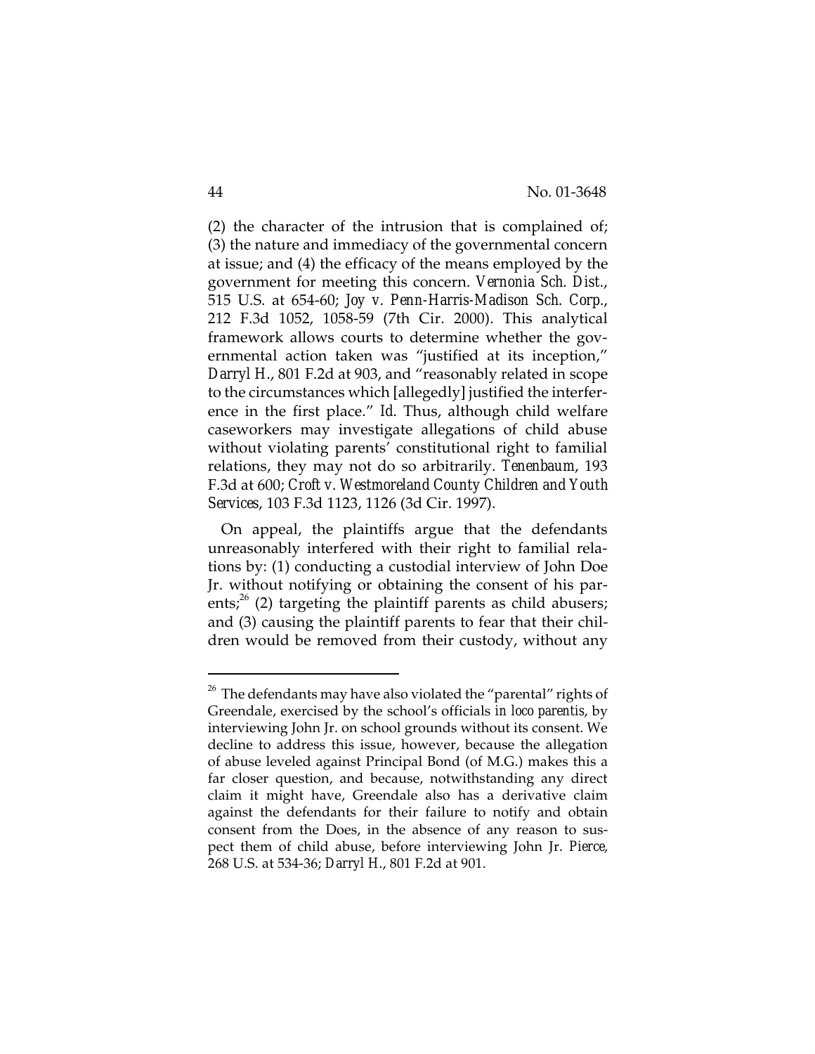(2) the character of the intrusion that is complained of; (3) the nature and immediacy of the governmental concern at issue; and (4) the efficacy of the means employed by the government for meeting this concern. *Vernonia Sch. Dist.*, 515 U.S. at 654-60; *Joy v. Penn-Harris-Madison Sch. Corp.*, 212 F.3d 1052, 1058-59 (7th Cir. 2000). This analytical framework allows courts to determine whether the governmental action taken was "justified at its inception," *Darryl H.*, 801 F.2d at 903, and "reasonably related in scope to the circumstances which [allegedly] justified the interference in the first place." *Id.* Thus, although child welfare caseworkers may investigate allegations of child abuse without violating parents' constitutional right to familial relations, they may not do so arbitrarily. *Tenenbaum*, 193 F.3d at 600; *Croft v. Westmoreland County Children and Youth Services*, 103 F.3d 1123, 1126 (3d Cir. 1997).

On appeal, the plaintiffs argue that the defendants unreasonably interfered with their right to familial relations by: (1) conducting a custodial interview of John Doe Jr. without notifying or obtaining the consent of his parents;[26] (2) targeting the plaintiff parents as child abusers; and (3) causing the plaintiff parents to fear that their children would be removed from their custody, without any

---

[26] The defendants may have also violated the "parental" rights of Greendale, exercised by the school's officials *in loco parentis*, by interviewing John Jr. on school grounds without its consent. We decline to address this issue, however, because the allegation of abuse leveled against Principal Bond (of M.G.) makes this a far closer question, and because, notwithstanding any direct claim it might have, Greendale also has a derivative claim against the defendants for their failure to notify and obtain consent from the Does, in the absence of any reason to suspect them of child abuse, before interviewing John Jr. *Pierce*, 268 U.S. at 534-36; *Darryl H.*, 801 F.2d at 901.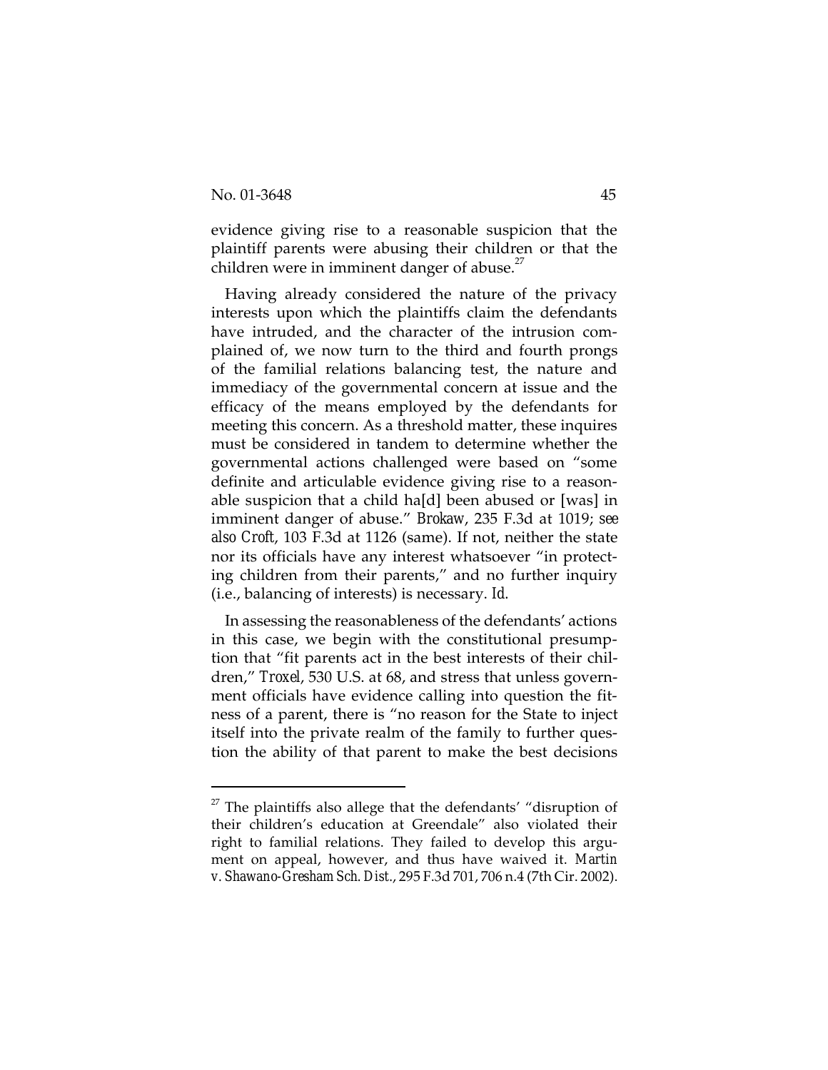evidence giving rise to a reasonable suspicion that the plaintiff parents were abusing their children or that the children were in imminent danger of abuse.[27]

Having already considered the nature of the privacy interests upon which the plaintiffs claim the defendants have intruded, and the character of the intrusion complained of, we now turn to the third and fourth prongs of the familial relations balancing test, the nature and immediacy of the governmental concern at issue and the efficacy of the means employed by the defendants for meeting this concern. As a threshold matter, these inquires must be considered in tandem to determine whether the governmental actions challenged were based on "some definite and articulable evidence giving rise to a reasonable suspicion that a child ha[d] been abused or [was] in imminent danger of abuse." *Brokaw*, 235 F.3d at 1019; *see also Croft*, 103 F.3d at 1126 (same). If not, neither the state nor its officials have any interest whatsoever "in protecting children from their parents," and no further inquiry (i.e., balancing of interests) is necessary. *Id.*

In assessing the reasonableness of the defendants' actions in this case, we begin with the constitutional presumption that "fit parents act in the best interests of their children," *Troxel*, 530 U.S. at 68, and stress that unless government officials have evidence calling into question the fitness of a parent, there is "no reason for the State to inject itself into the private realm of the family to further question the ability of that parent to make the best decisions

---

[27] The plaintiffs also allege that the defendants' "disruption of their children's education at Greendale" also violated their right to familial relations. They failed to develop this argument on appeal, however, and thus have waived it. *Martin v. Shawano-Gresham Sch. Dist.*, 295 F.3d 701, 706 n.4 (7th Cir. 2002).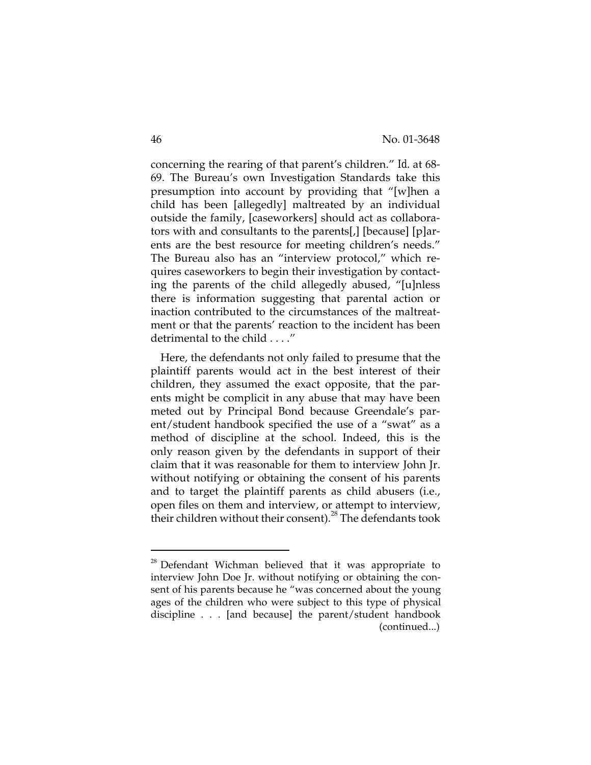concerning the rearing of that parent's children." *Id.* at 68-69. The Bureau's own Investigation Standards take this presumption into account by providing that "[w]hen a child has been [allegedly] maltreated by an individual outside the family, [caseworkers] should act as collaborators with and consultants to the parents[,] [because] [p]arents are the best resource for meeting children's needs." The Bureau also has an "interview protocol," which requires caseworkers to begin their investigation by contacting the parents of the child allegedly abused, "[u]nless there is information suggesting that parental action or inaction contributed to the circumstances of the maltreatment or that the parents' reaction to the incident has been detrimental to the child . . . ."

Here, the defendants not only failed to presume that the plaintiff parents would act in the best interest of their children, they assumed the exact opposite, that the parents might be complicit in any abuse that may have been meted out by Principal Bond because Greendale's parent/student handbook specified the use of a "swat" as a method of discipline at the school. Indeed, this is the only reason given by the defendants in support of their claim that it was reasonable for them to interview John Jr. without notifying or obtaining the consent of his parents and to target the plaintiff parents as child abusers (i.e., open files on them and interview, or attempt to interview, their children without their consent).[28] The defendants took

[28] Defendant Wichman believed that it was appropriate to interview John Doe Jr. without notifying or obtaining the consent of his parents because he "was concerned about the young ages of the children who were subject to this type of physical discipline . . . [and because] the parent/student handbook (continued...)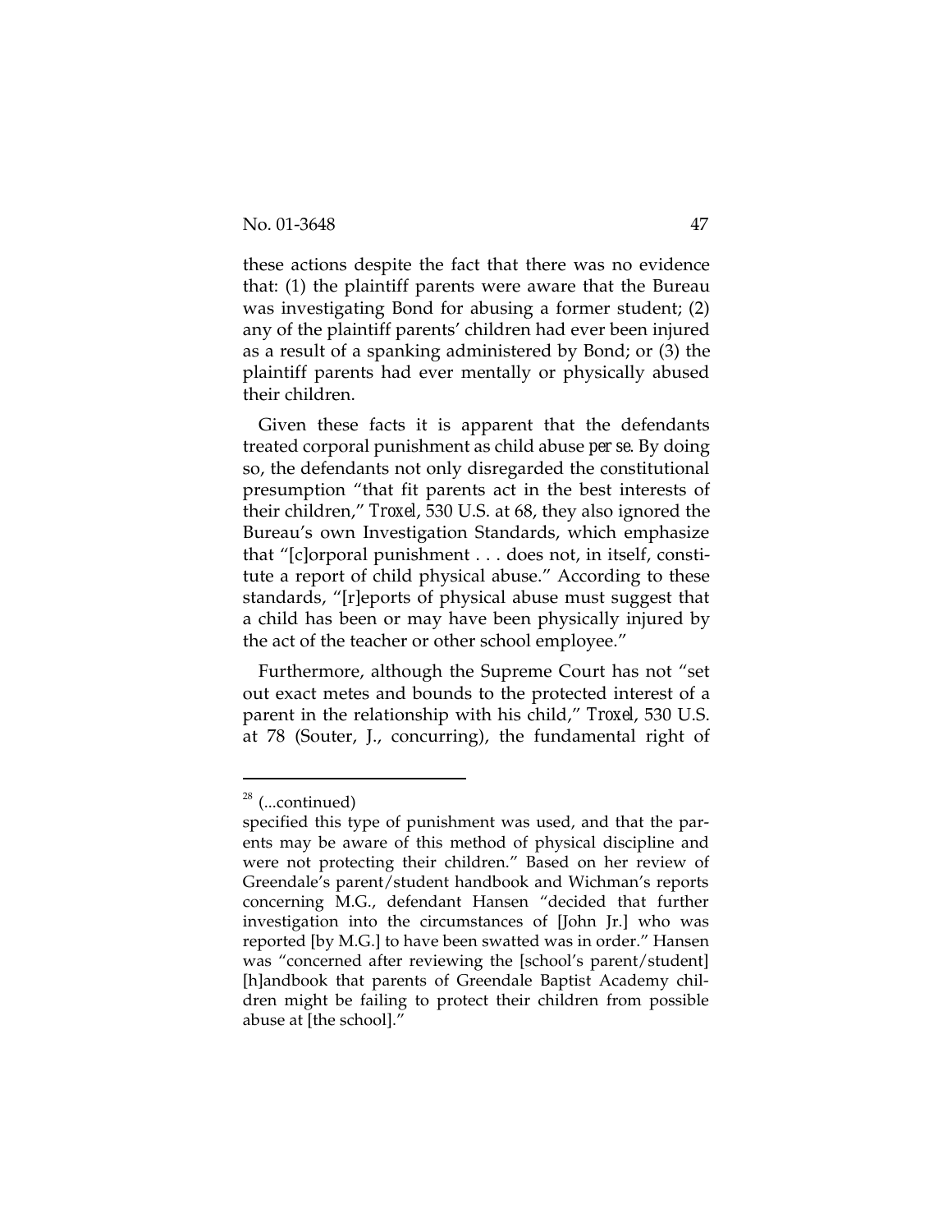these actions despite the fact that there was no evidence that: (1) the plaintiff parents were aware that the Bureau was investigating Bond for abusing a former student; (2) any of the plaintiff parents' children had ever been injured as a result of a spanking administered by Bond; or (3) the plaintiff parents had ever mentally or physically abused their children.

Given these facts it is apparent that the defendants treated corporal punishment as child abuse *per se*. By doing so, the defendants not only disregarded the constitutional presumption "that fit parents act in the best interests of their children," *Troxel*, 530 U.S. at 68, they also ignored the Bureau's own Investigation Standards, which emphasize that "[c]orporal punishment . . . does not, in itself, constitute a report of child physical abuse." According to these standards, "[r]eports of physical abuse must suggest that a child has been or may have been physically injured by the act of the teacher or other school employee."

Furthermore, although the Supreme Court has not "set out exact metes and bounds to the protected interest of a parent in the relationship with his child," *Troxel*, 530 U.S. at 78 (Souter, J., concurring), the fundamental right of

---

[28] (...continued)
specified this type of punishment was used, and that the parents may be aware of this method of physical discipline and were not protecting their children." Based on her review of Greendale's parent/student handbook and Wichman's reports concerning M.G., defendant Hansen "decided that further investigation into the circumstances of [John Jr.] who was reported [by M.G.] to have been swatted was in order." Hansen was "concerned after reviewing the [school's parent/student] [h]andbook that parents of Greendale Baptist Academy children might be failing to protect their children from possible abuse at [the school]."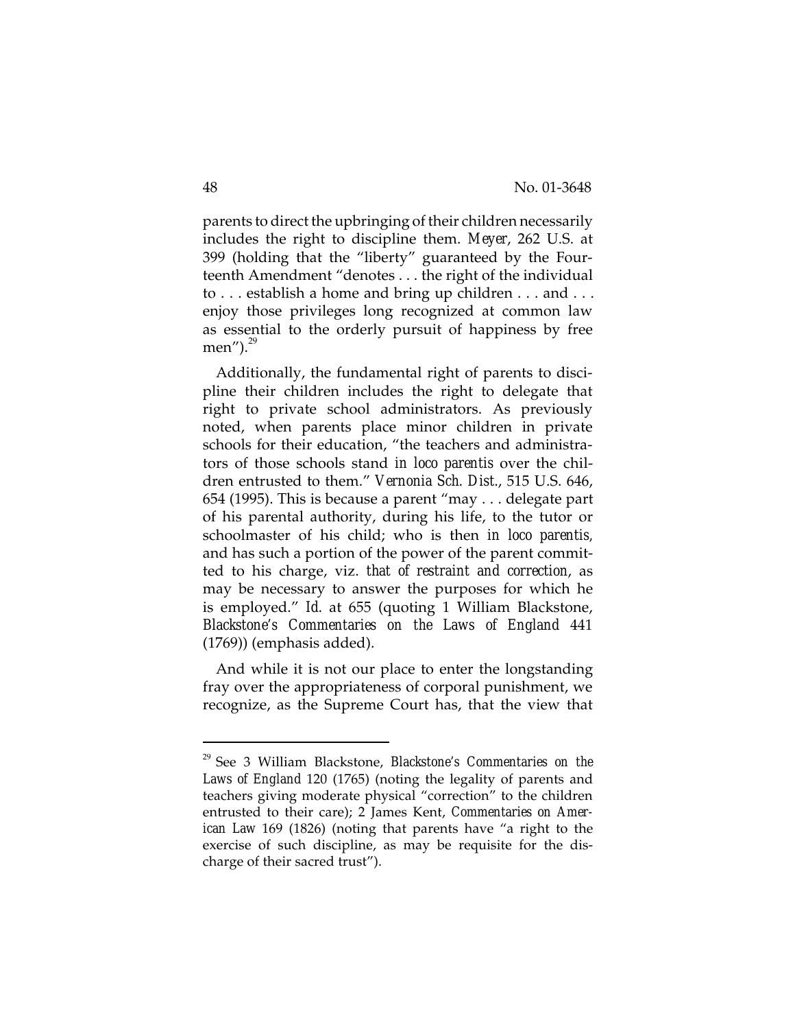parents to direct the upbringing of their children necessarily includes the right to discipline them. *Meyer*, 262 U.S. at 399 (holding that the "liberty" guaranteed by the Fourteenth Amendment "denotes . . . the right of the individual to . . . establish a home and bring up children . . . and . . . enjoy those privileges long recognized at common law as essential to the orderly pursuit of happiness by free men").[29]

Additionally, the fundamental right of parents to discipline their children includes the right to delegate that right to private school administrators. As previously noted, when parents place minor children in private schools for their education, "the teachers and administrators of those schools stand *in loco parentis* over the children entrusted to them." *Vernonia Sch. Dist.*, 515 U.S. 646, 654 (1995). This is because a parent "may . . . delegate part of his parental authority, during his life, to the tutor or schoolmaster of his child; who is then *in loco parentis*, and has such a portion of the power of the parent committed to his charge, viz. *that of restraint and correction*, as may be necessary to answer the purposes for which he is employed." *Id.* at 655 (quoting 1 William Blackstone, *Blackstone's Commentaries on the Laws of England* 441 (1769)) (emphasis added).

And while it is not our place to enter the longstanding fray over the appropriateness of corporal punishment, we recognize, as the Supreme Court has, that the view that

---

[29] See 3 William Blackstone, *Blackstone's Commentaries on the Laws of England* 120 (1765) (noting the legality of parents and teachers giving moderate physical "correction" to the children entrusted to their care); 2 James Kent, *Commentaries on American Law* 169 (1826) (noting that parents have "a right to the exercise of such discipline, as may be requisite for the discharge of their sacred trust").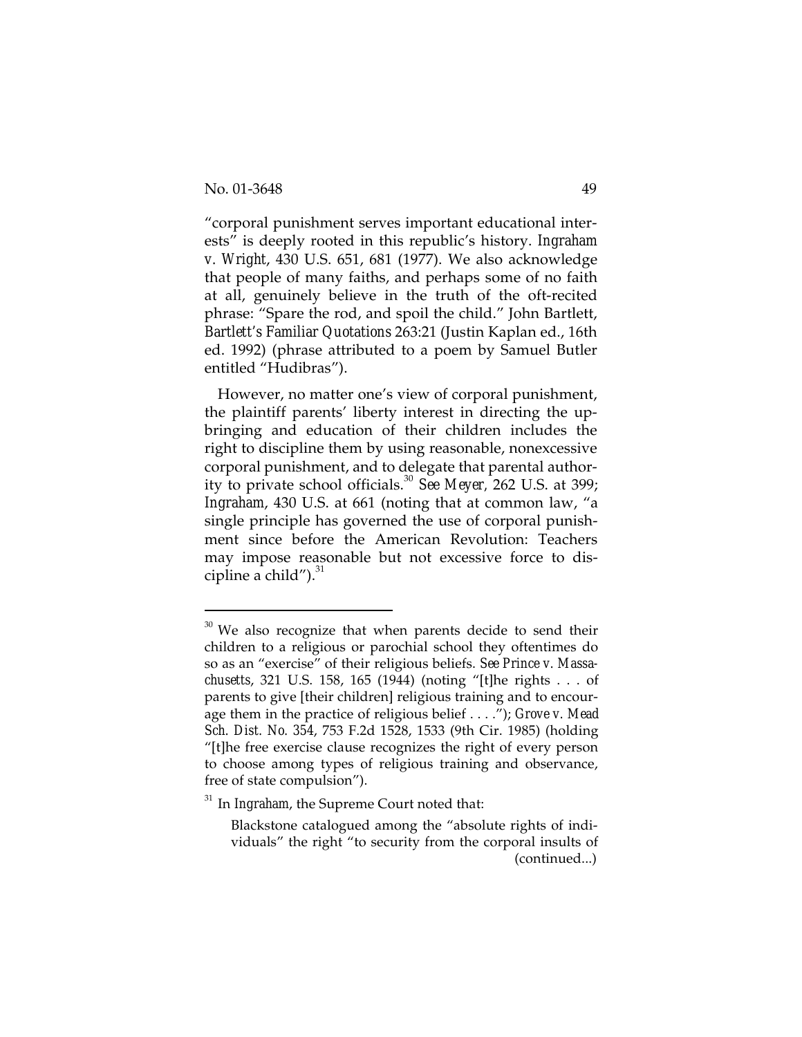"corporal punishment serves important educational interests" is deeply rooted in this republic's history. *Ingraham v. Wright*, 430 U.S. 651, 681 (1977). We also acknowledge that people of many faiths, and perhaps some of no faith at all, genuinely believe in the truth of the oft-recited phrase: "Spare the rod, and spoil the child." John Bartlett, *Bartlett's Familiar Quotations* 263:21 (Justin Kaplan ed., 16th ed. 1992) (phrase attributed to a poem by Samuel Butler entitled "Hudibras").

However, no matter one's view of corporal punishment, the plaintiff parents' liberty interest in directing the upbringing and education of their children includes the right to discipline them by using reasonable, nonexcessive corporal punishment, and to delegate that parental authority to private school officials.[30] *See Meyer*, 262 U.S. at 399; *Ingraham*, 430 U.S. at 661 (noting that at common law, "a single principle has governed the use of corporal punishment since before the American Revolution: Teachers may impose reasonable but not excessive force to discipline a child").[31]

---

[30] We also recognize that when parents decide to send their children to a religious or parochial school they oftentimes do so as an "exercise" of their religious beliefs. *See Prince v. Massachusetts*, 321 U.S. 158, 165 (1944) (noting "[t]he rights . . . of parents to give [their children] religious training and to encourage them in the practice of religious belief . . . ."); *Grove v. Mead Sch. Dist. No. 354*, 753 F.2d 1528, 1533 (9th Cir. 1985) (holding "[t]he free exercise clause recognizes the right of every person to choose among types of religious training and observance, free of state compulsion").

[31] In *Ingraham*, the Supreme Court noted that:

> Blackstone catalogued among the "absolute rights of individuals" the right "to security from the corporal insults of
> (continued...)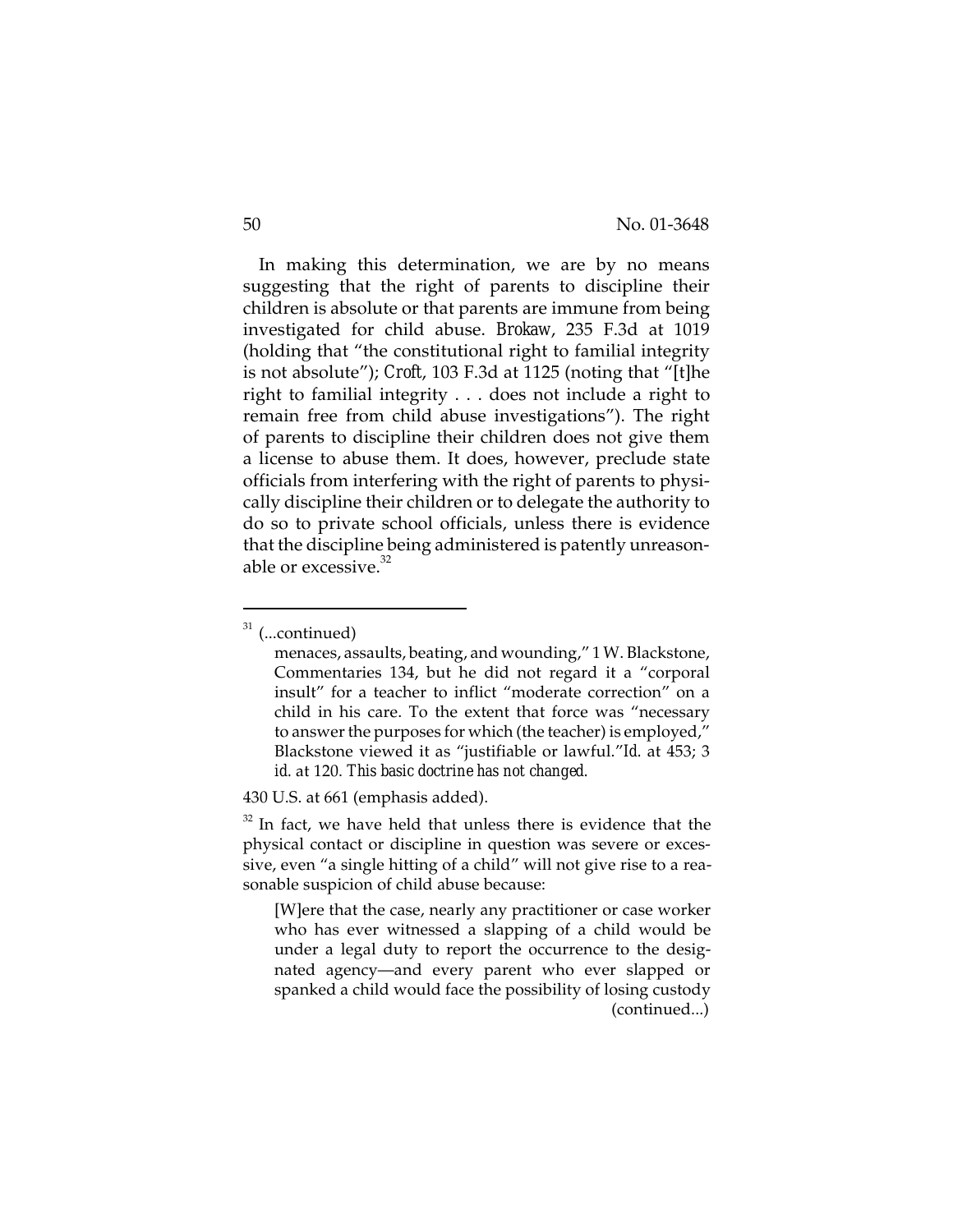In making this determination, we are by no means suggesting that the right of parents to discipline their children is absolute or that parents are immune from being investigated for child abuse. *Brokaw*, 235 F.3d at 1019 (holding that "the constitutional right to familial integrity is not absolute"); *Croft*, 103 F.3d at 1125 (noting that "[t]he right to familial integrity . . . does not include a right to remain free from child abuse investigations"). The right of parents to discipline their children does not give them a license to abuse them. It does, however, preclude state officials from interfering with the right of parents to physically discipline their children or to delegate the authority to do so to private school officials, unless there is evidence that the discipline being administered is patently unreasonable or excessive.[32]

---

[31] (...continued)

> menaces, assaults, beating, and wounding," 1 W. Blackstone, Commentaries 134, but he did not regard it a "corporal insult" for a teacher to inflict "moderate correction" on a child in his care. To the extent that force was "necessary to answer the purposes for which (the teacher) is employed," Blackstone viewed it as "justifiable or lawful."*Id.* at 453; 3 *id.* at 120. *This basic doctrine has not changed.*

430 U.S. at 661 (emphasis added).

[32] In fact, we have held that unless there is evidence that the physical contact or discipline in question was severe or excessive, even "a single hitting of a child" will not give rise to a reasonable suspicion of child abuse because:

> [W]ere that the case, nearly any practitioner or case worker who has ever witnessed a slapping of a child would be under a legal duty to report the occurrence to the designated agency—and every parent who ever slapped or spanked a child would face the possibility of losing custody

(continued...)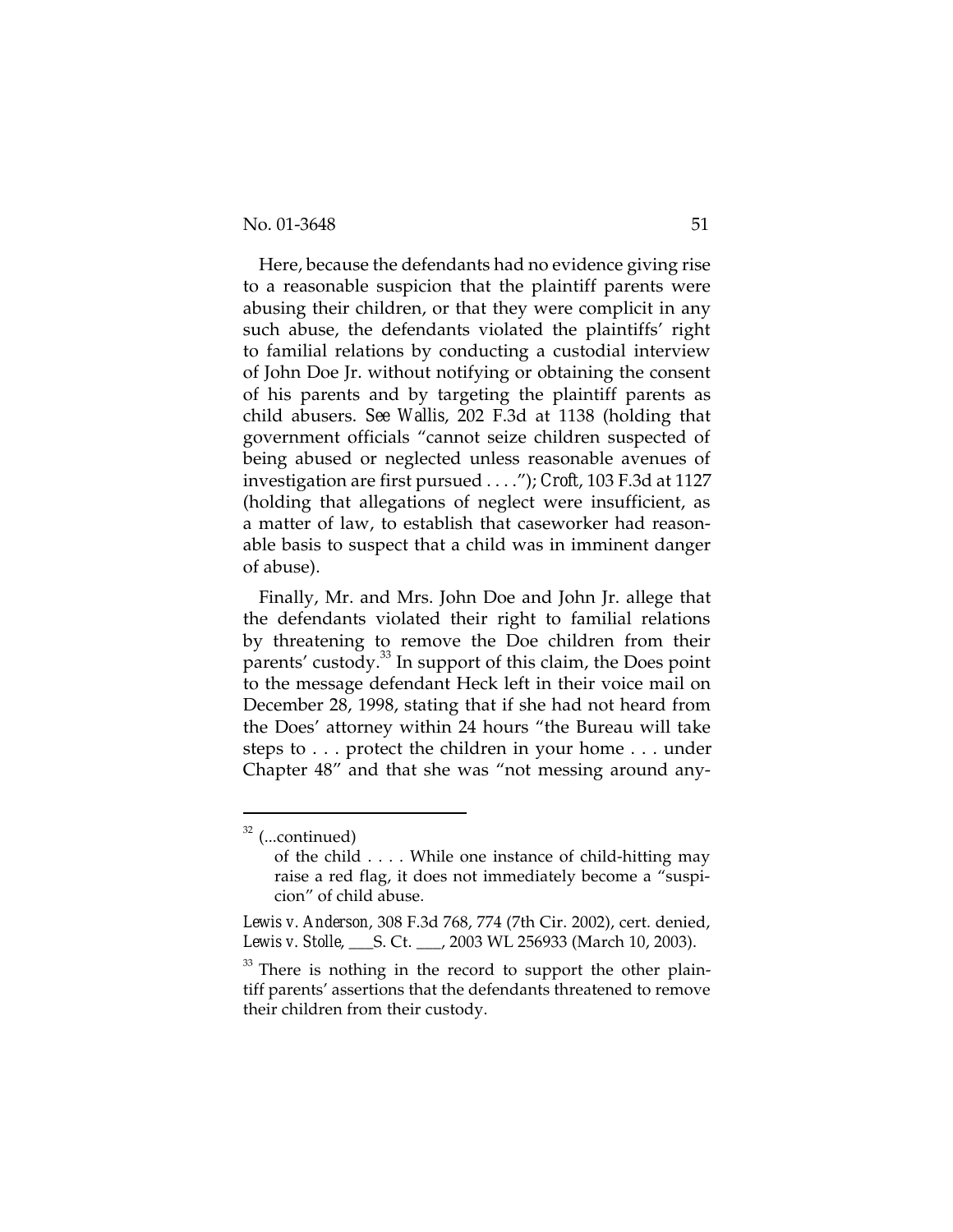Here, because the defendants had no evidence giving rise to a reasonable suspicion that the plaintiff parents were abusing their children, or that they were complicit in any such abuse, the defendants violated the plaintiffs' right to familial relations by conducting a custodial interview of John Doe Jr. without notifying or obtaining the consent of his parents and by targeting the plaintiff parents as child abusers. *See Wallis*, 202 F.3d at 1138 (holding that government officials "cannot seize children suspected of being abused or neglected unless reasonable avenues of investigation are first pursued . . . ."); *Croft*, 103 F.3d at 1127 (holding that allegations of neglect were insufficient, as a matter of law, to establish that caseworker had reasonable basis to suspect that a child was in imminent danger of abuse).

Finally, Mr. and Mrs. John Doe and John Jr. allege that the defendants violated their right to familial relations by threatening to remove the Doe children from their parents' custody.[33] In support of this claim, the Does point to the message defendant Heck left in their voice mail on December 28, 1998, stating that if she had not heard from the Does' attorney within 24 hours "the Bureau will take steps to . . . protect the children in your home . . . under Chapter 48" and that she was "not messing around any-

---

[32] (...continued)

> of the child . . . . While one instance of child-hitting may raise a red flag, it does not immediately become a "suspicion" of child abuse.

*Lewis v. Anderson*, 308 F.3d 768, 774 (7th Cir. 2002), cert. denied, *Lewis v. Stolle*, ___S. Ct. ___, 2003 WL 256933 (March 10, 2003).

[33] There is nothing in the record to support the other plaintiff parents' assertions that the defendants threatened to remove their children from their custody.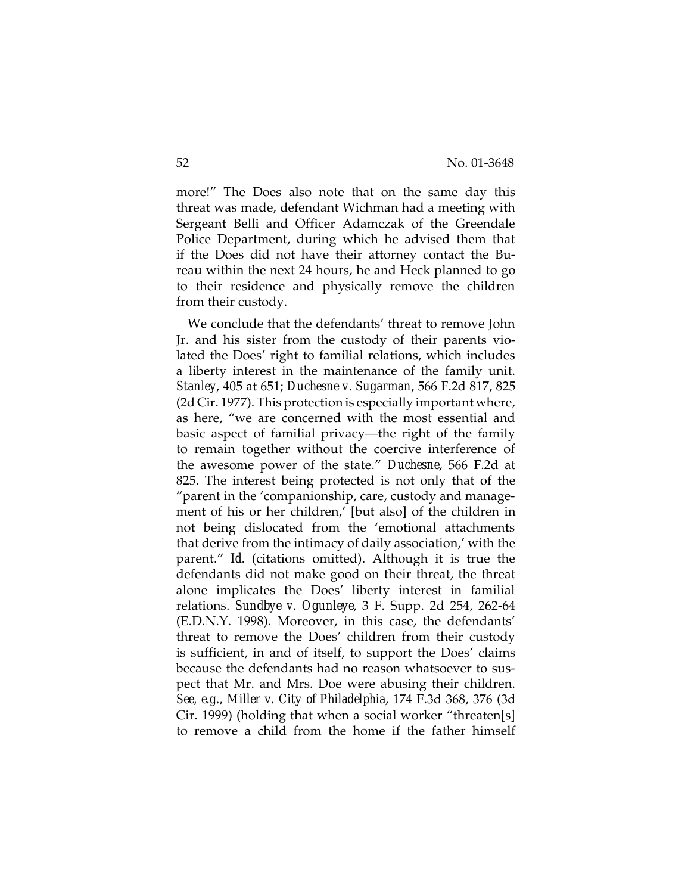more!" The Does also note that on the same day this threat was made, defendant Wichman had a meeting with Sergeant Belli and Officer Adamczak of the Greendale Police Department, during which he advised them that if the Does did not have their attorney contact the Bureau within the next 24 hours, he and Heck planned to go to their residence and physically remove the children from their custody.

We conclude that the defendants' threat to remove John Jr. and his sister from the custody of their parents violated the Does' right to familial relations, which includes a liberty interest in the maintenance of the family unit. *Stanley*, 405 at 651; *Duchesne v. Sugarman*, 566 F.2d 817, 825 (2d Cir. 1977). This protection is especially important where, as here, "we are concerned with the most essential and basic aspect of familial privacy—the right of the family to remain together without the coercive interference of the awesome power of the state." *Duchesne*, 566 F.2d at 825. The interest being protected is not only that of the "parent in the 'companionship, care, custody and management of his or her children,' [but also] of the children in not being dislocated from the 'emotional attachments that derive from the intimacy of daily association,' with the parent." *Id.* (citations omitted). Although it is true the defendants did not make good on their threat, the threat alone implicates the Does' liberty interest in familial relations. *Sundbye v. Ogunleye*, 3 F. Supp. 2d 254, 262-64 (E.D.N.Y. 1998). Moreover, in this case, the defendants' threat to remove the Does' children from their custody is sufficient, in and of itself, to support the Does' claims because the defendants had no reason whatsoever to suspect that Mr. and Mrs. Doe were abusing their children. *See, e.g.*, *Miller v. City of Philadelphia*, 174 F.3d 368, 376 (3d Cir. 1999) (holding that when a social worker "threaten[s] to remove a child from the home if the father himself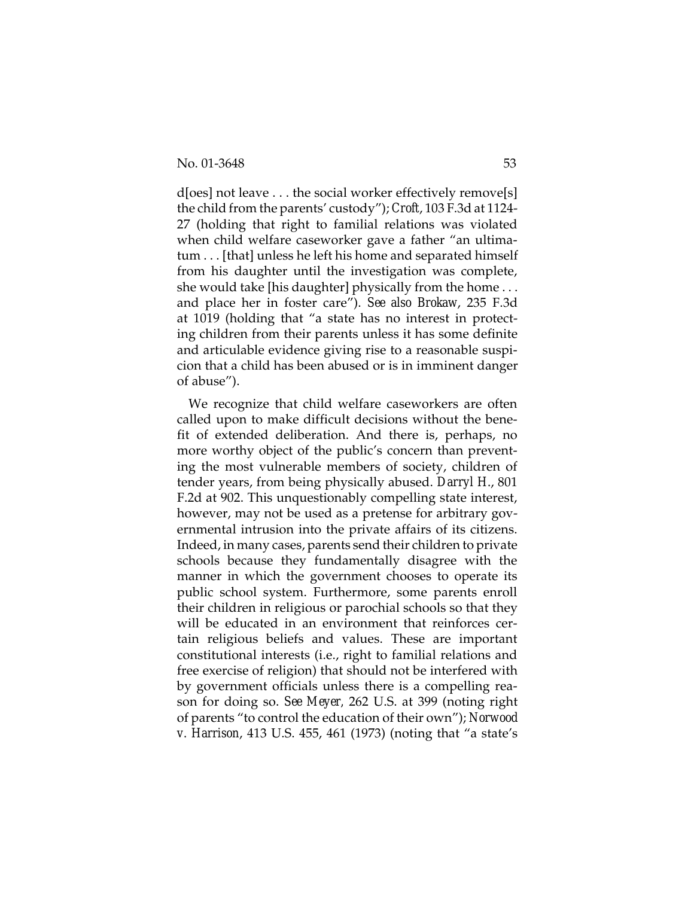d[oes] not leave . . . the social worker effectively remove[s] the child from the parents' custody"); *Croft*, 103 F.3d at 1124-27 (holding that right to familial relations was violated when child welfare caseworker gave a father "an ultimatum . . . [that] unless he left his home and separated himself from his daughter until the investigation was complete, she would take [his daughter] physically from the home . . . and place her in foster care"). *See also Brokaw*, 235 F.3d at 1019 (holding that "a state has no interest in protecting children from their parents unless it has some definite and articulable evidence giving rise to a reasonable suspicion that a child has been abused or is in imminent danger of abuse").

We recognize that child welfare caseworkers are often called upon to make difficult decisions without the benefit of extended deliberation. And there is, perhaps, no more worthy object of the public's concern than preventing the most vulnerable members of society, children of tender years, from being physically abused. *Darryl H.*, 801 F.2d at 902. This unquestionably compelling state interest, however, may not be used as a pretense for arbitrary governmental intrusion into the private affairs of its citizens. Indeed, in many cases, parents send their children to private schools because they fundamentally disagree with the manner in which the government chooses to operate its public school system. Furthermore, some parents enroll their children in religious or parochial schools so that they will be educated in an environment that reinforces certain religious beliefs and values. These are important constitutional interests (i.e., right to familial relations and free exercise of religion) that should not be interfered with by government officials unless there is a compelling reason for doing so. *See Meyer*, 262 U.S. at 399 (noting right of parents "to control the education of their own"); *Norwood v. Harrison*, 413 U.S. 455, 461 (1973) (noting that "a state's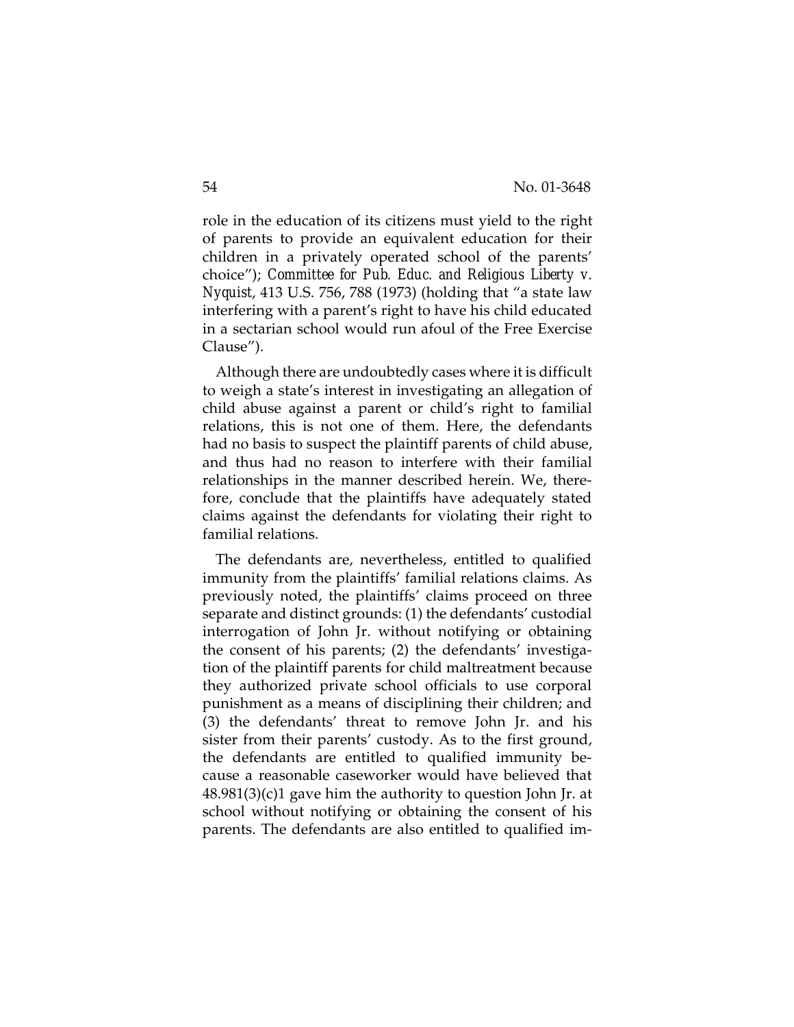role in the education of its citizens must yield to the right of parents to provide an equivalent education for their children in a privately operated school of the parents' choice"); *Committee for Pub. Educ. and Religious Liberty v. Nyquist*, 413 U.S. 756, 788 (1973) (holding that "a state law interfering with a parent's right to have his child educated in a sectarian school would run afoul of the Free Exercise Clause").

Although there are undoubtedly cases where it is difficult to weigh a state's interest in investigating an allegation of child abuse against a parent or child's right to familial relations, this is not one of them. Here, the defendants had no basis to suspect the plaintiff parents of child abuse, and thus had no reason to interfere with their familial relationships in the manner described herein. We, therefore, conclude that the plaintiffs have adequately stated claims against the defendants for violating their right to familial relations.

The defendants are, nevertheless, entitled to qualified immunity from the plaintiffs' familial relations claims. As previously noted, the plaintiffs' claims proceed on three separate and distinct grounds: (1) the defendants' custodial interrogation of John Jr. without notifying or obtaining the consent of his parents; (2) the defendants' investigation of the plaintiff parents for child maltreatment because they authorized private school officials to use corporal punishment as a means of disciplining their children; and (3) the defendants' threat to remove John Jr. and his sister from their parents' custody. As to the first ground, the defendants are entitled to qualified immunity because a reasonable caseworker would have believed that 48.981(3)(c)1 gave him the authority to question John Jr. at school without notifying or obtaining the consent of his parents. The defendants are also entitled to qualified im-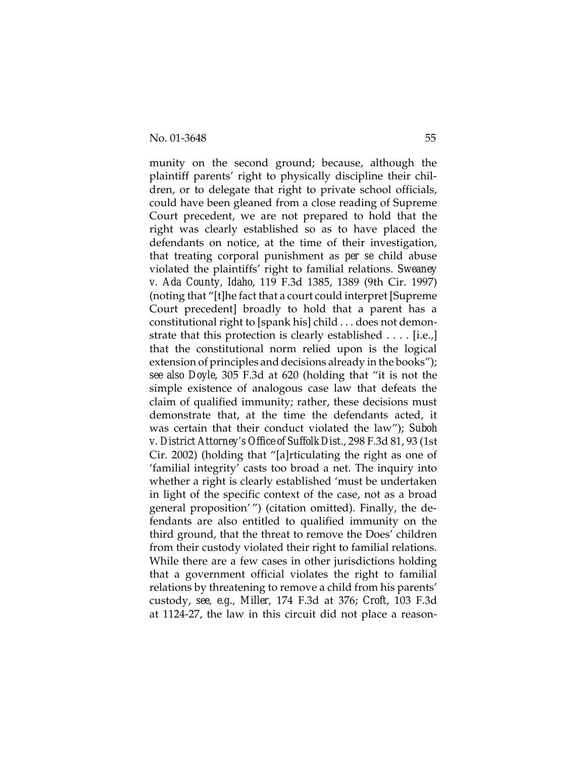munity on the second ground; because, although the plaintiff parents' right to physically discipline their children, or to delegate that right to private school officials, could have been gleaned from a close reading of Supreme Court precedent, we are not prepared to hold that the right was clearly established so as to have placed the defendants on notice, at the time of their investigation, that treating corporal punishment as *per se* child abuse violated the plaintiffs' right to familial relations. *Sweaney v. Ada County, Idaho*, 119 F.3d 1385, 1389 (9th Cir. 1997) (noting that "[t]he fact that a court could interpret [Supreme Court precedent] broadly to hold that a parent has a constitutional right to [spank his] child . . . does not demonstrate that this protection is clearly established . . . . [i.e.,] that the constitutional norm relied upon is the logical extension of principles and decisions already in the books"); *see also Doyle*, 305 F.3d at 620 (holding that "it is not the simple existence of analogous case law that defeats the claim of qualified immunity; rather, these decisions must demonstrate that, at the time the defendants acted, it was certain that their conduct violated the law"); *Suboh v. District Attorney's Office of Suffolk Dist.*, 298 F.3d 81, 93 (1st Cir. 2002) (holding that "[a]rticulating the right as one of 'familial integrity' casts too broad a net. The inquiry into whether a right is clearly established 'must be undertaken in light of the specific context of the case, not as a broad general proposition'") (citation omitted). Finally, the defendants are also entitled to qualified immunity on the third ground, that the threat to remove the Does' children from their custody violated their right to familial relations. While there are a few cases in other jurisdictions holding that a government official violates the right to familial relations by threatening to remove a child from his parents' custody, *see, e.g.*, *Miller*, 174 F.3d at 376; *Croft*, 103 F.3d at 1124-27, the law in this circuit did not place a reason-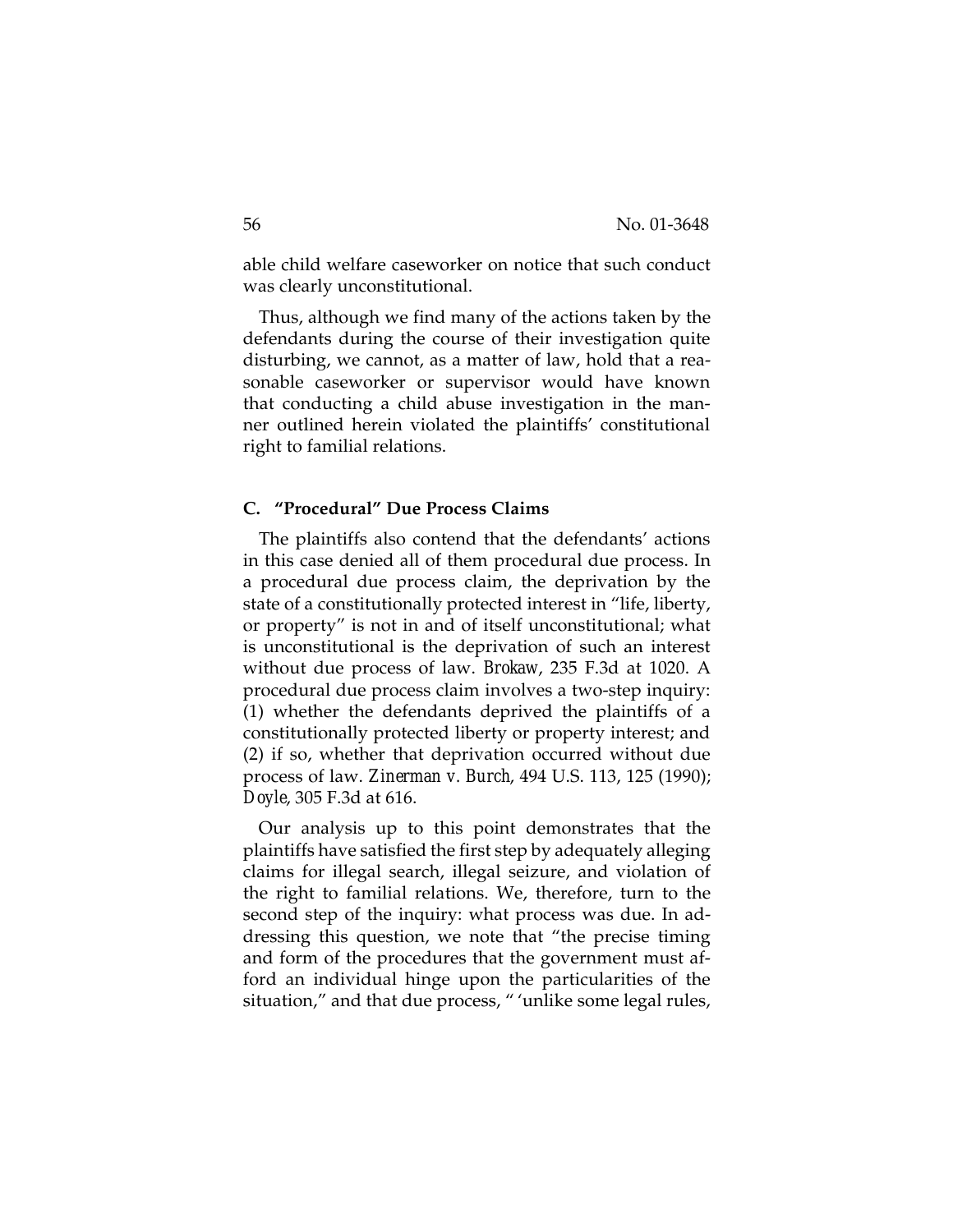able child welfare caseworker on notice that such conduct was clearly unconstitutional.

Thus, although we find many of the actions taken by the defendants during the course of their investigation quite disturbing, we cannot, as a matter of law, hold that a reasonable caseworker or supervisor would have known that conducting a child abuse investigation in the manner outlined herein violated the plaintiffs' constitutional right to familial relations.

### C. "Procedural" Due Process Claims

The plaintiffs also contend that the defendants' actions in this case denied all of them procedural due process. In a procedural due process claim, the deprivation by the state of a constitutionally protected interest in "life, liberty, or property" is not in and of itself unconstitutional; what is unconstitutional is the deprivation of such an interest without due process of law. *Brokaw*, 235 F.3d at 1020. A procedural due process claim involves a two-step inquiry: (1) whether the defendants deprived the plaintiffs of a constitutionally protected liberty or property interest; and (2) if so, whether that deprivation occurred without due process of law. *Zinerman v. Burch*, 494 U.S. 113, 125 (1990); *Doyle*, 305 F.3d at 616.

Our analysis up to this point demonstrates that the plaintiffs have satisfied the first step by adequately alleging claims for illegal search, illegal seizure, and violation of the right to familial relations. We, therefore, turn to the second step of the inquiry: what process was due. In addressing this question, we note that "the precise timing and form of the procedures that the government must afford an individual hinge upon the particularities of the situation," and that due process, " 'unlike some legal rules,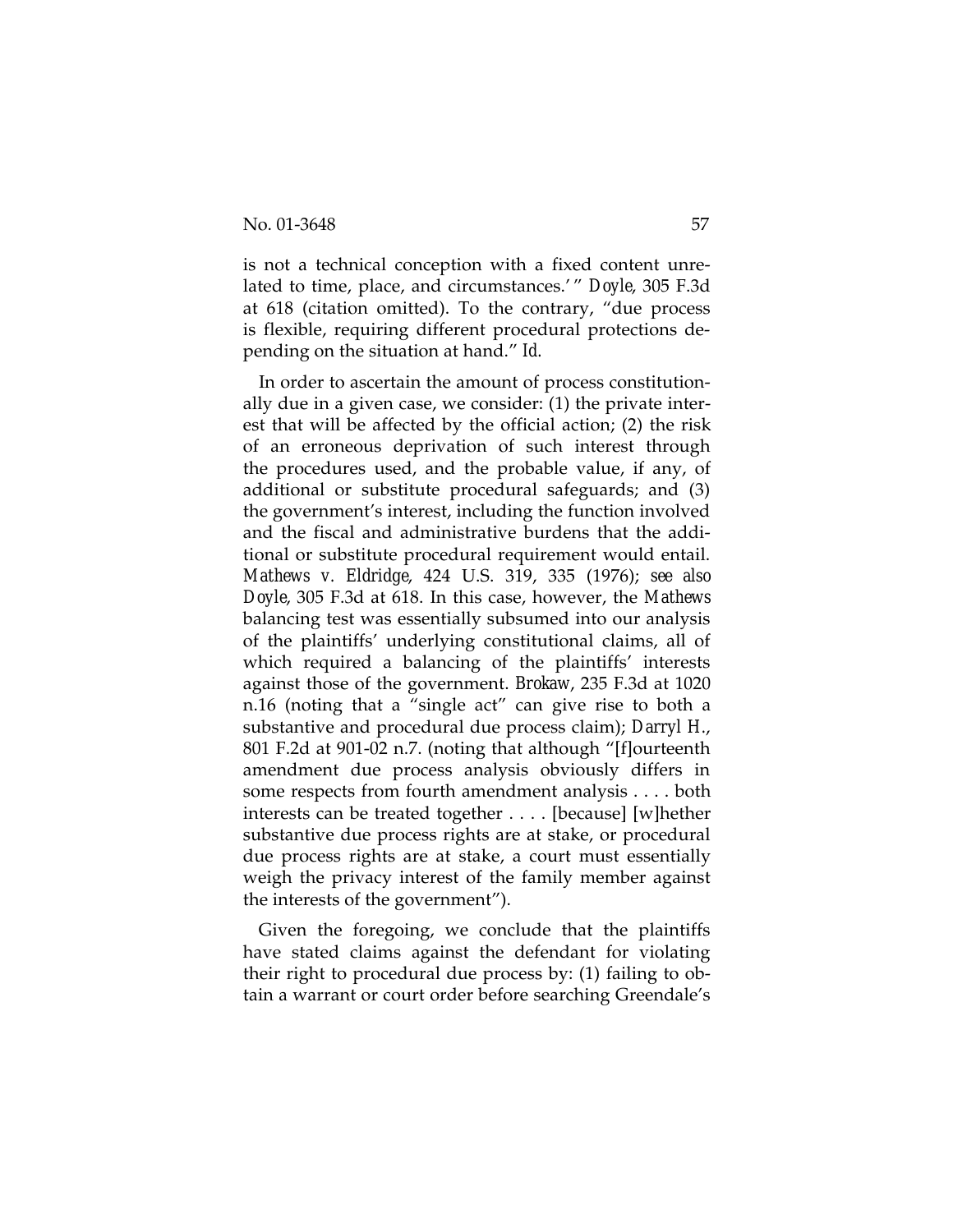is not a technical conception with a fixed content unrelated to time, place, and circumstances.' " *Doyle*, 305 F.3d at 618 (citation omitted). To the contrary, "due process is flexible, requiring different procedural protections depending on the situation at hand." *Id.*

In order to ascertain the amount of process constitutionally due in a given case, we consider: (1) the private interest that will be affected by the official action; (2) the risk of an erroneous deprivation of such interest through the procedures used, and the probable value, if any, of additional or substitute procedural safeguards; and (3) the government's interest, including the function involved and the fiscal and administrative burdens that the additional or substitute procedural requirement would entail. *Mathews v. Eldridge*, 424 U.S. 319, 335 (1976); *see also Doyle*, 305 F.3d at 618. In this case, however, the *Mathews* balancing test was essentially subsumed into our analysis of the plaintiffs' underlying constitutional claims, all of which required a balancing of the plaintiffs' interests against those of the government. *Brokaw*, 235 F.3d at 1020 n.16 (noting that a "single act" can give rise to both a substantive and procedural due process claim); *Darryl H.*, 801 F.2d at 901-02 n.7. (noting that although "[f]ourteenth amendment due process analysis obviously differs in some respects from fourth amendment analysis . . . . both interests can be treated together . . . . [because] [w]hether substantive due process rights are at stake, or procedural due process rights are at stake, a court must essentially weigh the privacy interest of the family member against the interests of the government").

Given the foregoing, we conclude that the plaintiffs have stated claims against the defendant for violating their right to procedural due process by: (1) failing to obtain a warrant or court order before searching Greendale's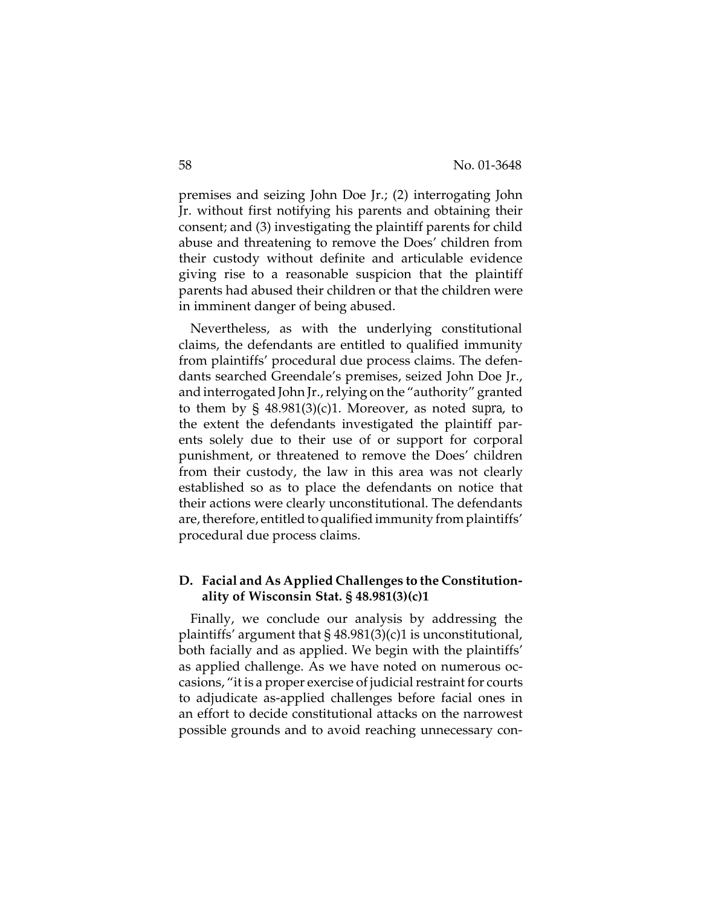premises and seizing John Doe Jr.; (2) interrogating John Jr. without first notifying his parents and obtaining their consent; and (3) investigating the plaintiff parents for child abuse and threatening to remove the Does' children from their custody without definite and articulable evidence giving rise to a reasonable suspicion that the plaintiff parents had abused their children or that the children were in imminent danger of being abused.

Nevertheless, as with the underlying constitutional claims, the defendants are entitled to qualified immunity from plaintiffs' procedural due process claims. The defendants searched Greendale's premises, seized John Doe Jr., and interrogated John Jr., relying on the "authority" granted to them by § 48.981(3)(c)1. Moreover, as noted *supra*, to the extent the defendants investigated the plaintiff parents solely due to their use of or support for corporal punishment, or threatened to remove the Does' children from their custody, the law in this area was not clearly established so as to place the defendants on notice that their actions were clearly unconstitutional. The defendants are, therefore, entitled to qualified immunity from plaintiffs' procedural due process claims.

### D. Facial and As Applied Challenges to the Constitutionality of Wisconsin Stat. § 48.981(3)(c)1

Finally, we conclude our analysis by addressing the plaintiffs' argument that § 48.981(3)(c)1 is unconstitutional, both facially and as applied. We begin with the plaintiffs' as applied challenge. As we have noted on numerous occasions, "it is a proper exercise of judicial restraint for courts to adjudicate as-applied challenges before facial ones in an effort to decide constitutional attacks on the narrowest possible grounds and to avoid reaching unnecessary con-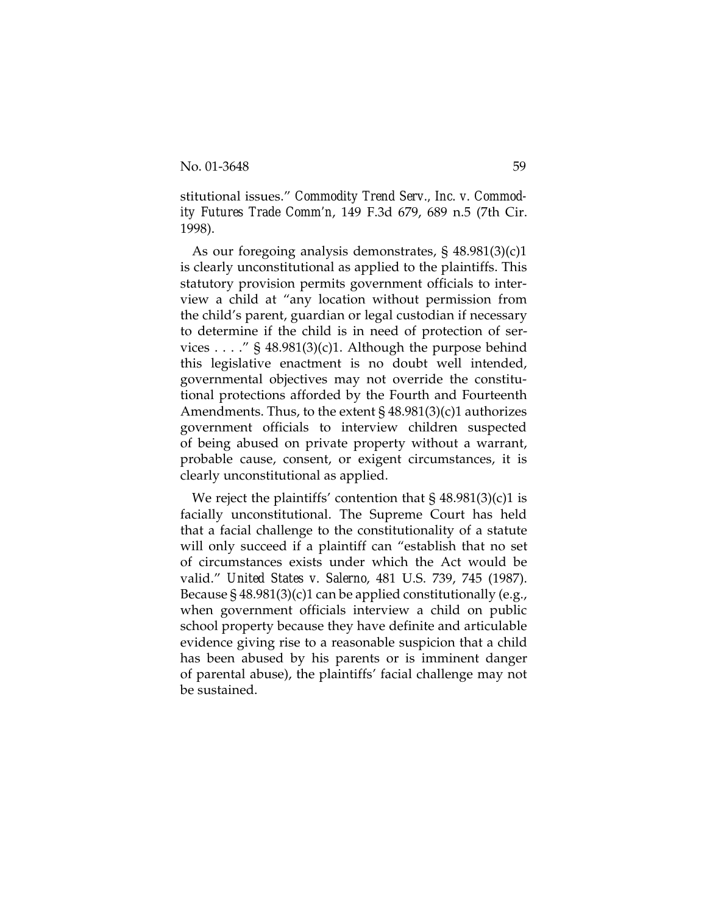stitutional issues." *Commodity Trend Serv., Inc. v. Commodity Futures Trade Comm'n*, 149 F.3d 679, 689 n.5 (7th Cir. 1998).

As our foregoing analysis demonstrates, § 48.981(3)(c)1 is clearly unconstitutional as applied to the plaintiffs. This statutory provision permits government officials to interview a child at "any location without permission from the child's parent, guardian or legal custodian if necessary to determine if the child is in need of protection of services . . . ." § 48.981(3)(c)1. Although the purpose behind this legislative enactment is no doubt well intended, governmental objectives may not override the constitutional protections afforded by the Fourth and Fourteenth Amendments. Thus, to the extent § 48.981(3)(c)1 authorizes government officials to interview children suspected of being abused on private property without a warrant, probable cause, consent, or exigent circumstances, it is clearly unconstitutional as applied.

We reject the plaintiffs' contention that § 48.981(3)(c)1 is facially unconstitutional. The Supreme Court has held that a facial challenge to the constitutionality of a statute will only succeed if a plaintiff can "establish that no set of circumstances exists under which the Act would be valid." *United States v. Salerno*, 481 U.S. 739, 745 (1987). Because § 48.981(3)(c)1 can be applied constitutionally (e.g., when government officials interview a child on public school property because they have definite and articulable evidence giving rise to a reasonable suspicion that a child has been abused by his parents or is imminent danger of parental abuse), the plaintiffs' facial challenge may not be sustained.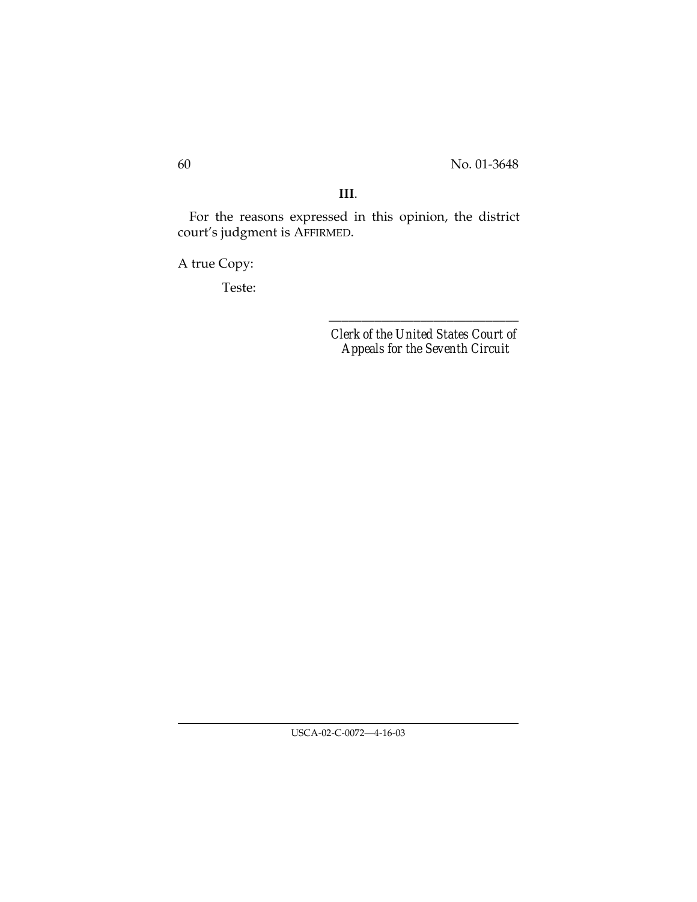### III.

For the reasons expressed in this opinion, the district court's judgment is AFFIRMED.

A true Copy:

Teste:

\_\_\_\_\_\_\_\_\_\_\_\_\_\_\_\_\_\_\_\_\_\_\_\_\_\_\_\_\_\_\_\_

*Clerk of the United States Court of Appeals for the Seventh Circuit*

USCA-02-C-0072—4-16-03